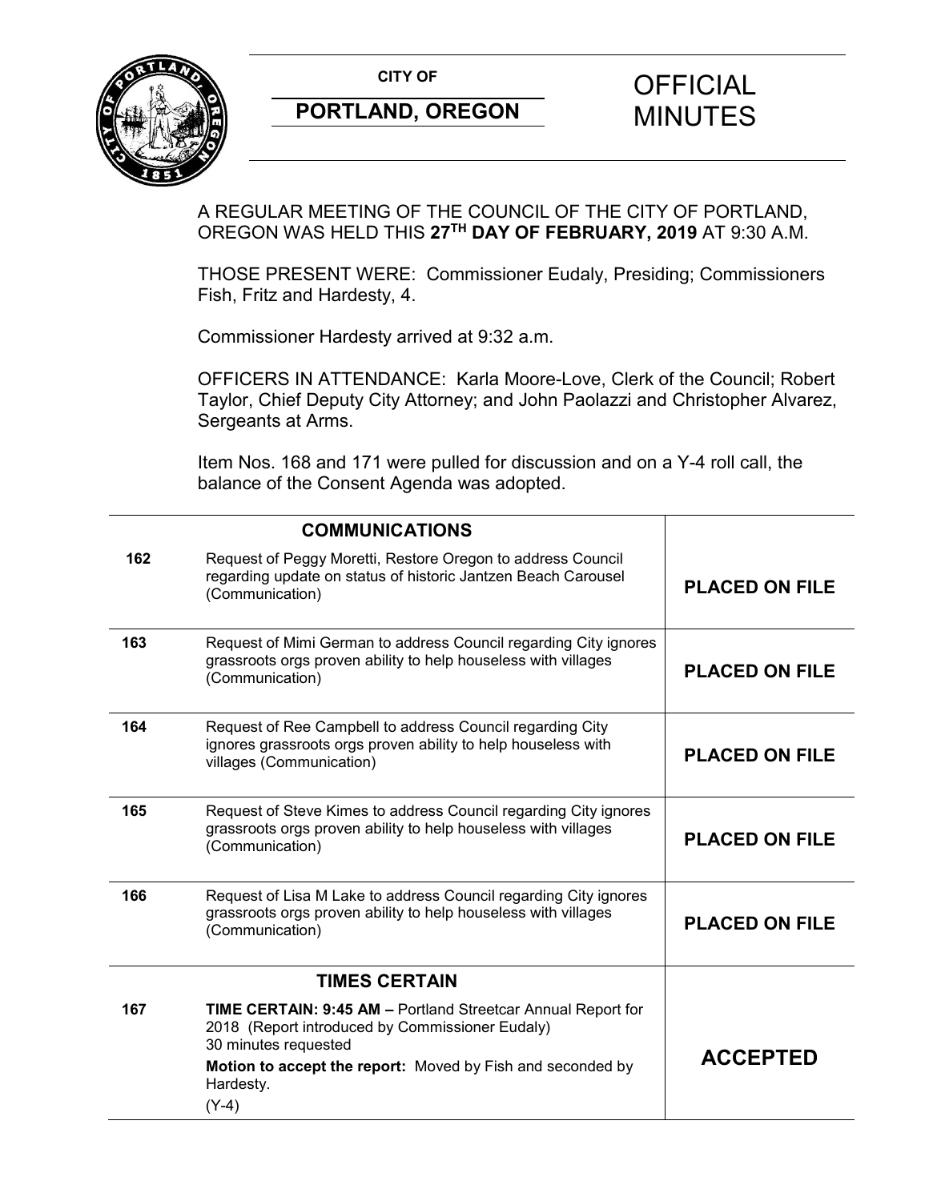**CITY OF**

**PORTLAND, OREGON**

# OFFICIAL MINUTES

A REGULAR MEETING OF THE COUNCIL OF THE CITY OF PORTLAND, OREGON WAS HELD THIS **27TH DAY OF FEBRUARY, 2019** AT 9:30 A.M.

THOSE PRESENT WERE: Commissioner Eudaly, Presiding; Commissioners Fish, Fritz and Hardesty, 4.

Commissioner Hardesty arrived at 9:32 a.m.

OFFICERS IN ATTENDANCE: Karla Moore-Love, Clerk of the Council; Robert Taylor, Chief Deputy City Attorney; and John Paolazzi and Christopher Alvarez, Sergeants at Arms.

Item Nos. 168 and 171 were pulled for discussion and on a Y-4 roll call, the balance of the Consent Agenda was adopted.

| | **COMMUNICATIONS** | |
|---|---|---|
| **162** | Request of Peggy Moretti, Restore Oregon to address Council regarding update on status of historic Jantzen Beach Carousel (Communication) | **PLACED ON FILE** |
| **163** | Request of Mimi German to address Council regarding City ignores grassroots orgs proven ability to help houseless with villages (Communication) | **PLACED ON FILE** |
| **164** | Request of Ree Campbell to address Council regarding City ignores grassroots orgs proven ability to help houseless with villages (Communication) | **PLACED ON FILE** |
| **165** | Request of Steve Kimes to address Council regarding City ignores grassroots orgs proven ability to help houseless with villages (Communication) | **PLACED ON FILE** |
| **166** | Request of Lisa M Lake to address Council regarding City ignores grassroots orgs proven ability to help houseless with villages (Communication) | **PLACED ON FILE** |
| | **TIMES CERTAIN** | |
| **167** | **TIME CERTAIN: 9:45 AM –** Portland Streetcar Annual Report for 2018 (Report introduced by Commissioner Eudaly) 30 minutes requested<br>**Motion to accept the report:** Moved by Fish and seconded by Hardesty.<br>(Y-4) | **ACCEPTED** |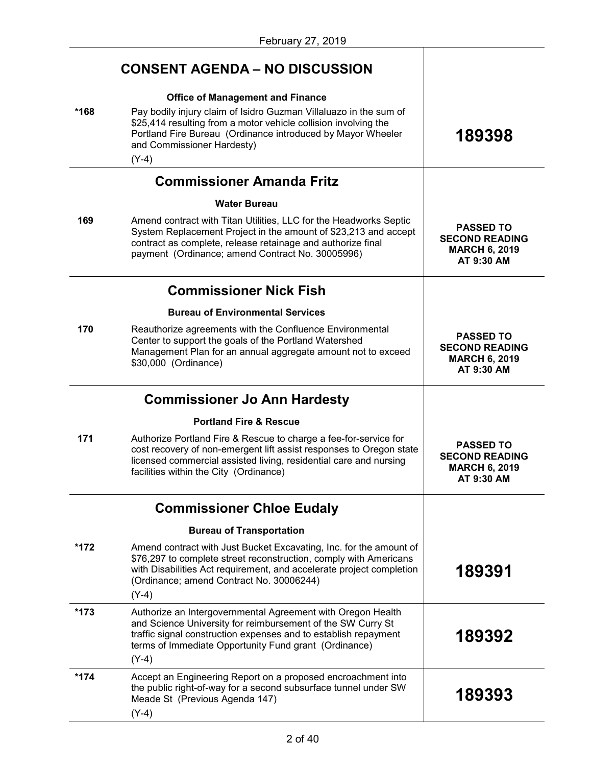February 27, 2019

| | **CONSENT AGENDA – NO DISCUSSION** | |
|---|---|---|
| | **Office of Management and Finance** | |
| ***168** | Pay bodily injury claim of Isidro Guzman Villaluazo in the sum of $25,414 resulting from a motor vehicle collision involving the Portland Fire Bureau (Ordinance introduced by Mayor Wheeler and Commissioner Hardesty) (Y-4) | **189398** |
| | **Commissioner Amanda Fritz** | |
| | **Water Bureau** | |
| **169** | Amend contract with Titan Utilities, LLC for the Headworks Septic System Replacement Project in the amount of $23,213 and accept contract as complete, release retainage and authorize final payment (Ordinance; amend Contract No. 30005996) | **PASSED TO SECOND READING MARCH 6, 2019 AT 9:30 AM** |
| | **Commissioner Nick Fish** | |
| | **Bureau of Environmental Services** | |
| **170** | Reauthorize agreements with the Confluence Environmental Center to support the goals of the Portland Watershed Management Plan for an annual aggregate amount not to exceed $30,000 (Ordinance) | **PASSED TO SECOND READING MARCH 6, 2019 AT 9:30 AM** |
| | **Commissioner Jo Ann Hardesty** | |
| | **Portland Fire & Rescue** | |
| **171** | Authorize Portland Fire & Rescue to charge a fee-for-service for cost recovery of non-emergent lift assist responses to Oregon state licensed commercial assisted living, residential care and nursing facilities within the City (Ordinance) | **PASSED TO SECOND READING MARCH 6, 2019 AT 9:30 AM** |
| | **Commissioner Chloe Eudaly** | |
| | **Bureau of Transportation** | |
| ***172** | Amend contract with Just Bucket Excavating, Inc. for the amount of $76,297 to complete street reconstruction, comply with Americans with Disabilities Act requirement, and accelerate project completion (Ordinance; amend Contract No. 30006244) (Y-4) | **189391** |
| ***173** | Authorize an Intergovernmental Agreement with Oregon Health and Science University for reimbursement of the SW Curry St traffic signal construction expenses and to establish repayment terms of Immediate Opportunity Fund grant (Ordinance) (Y-4) | **189392** |
| ***174** | Accept an Engineering Report on a proposed encroachment into the public right-of-way for a second subsurface tunnel under SW Meade St (Previous Agenda 147) (Y-4) | **189393** |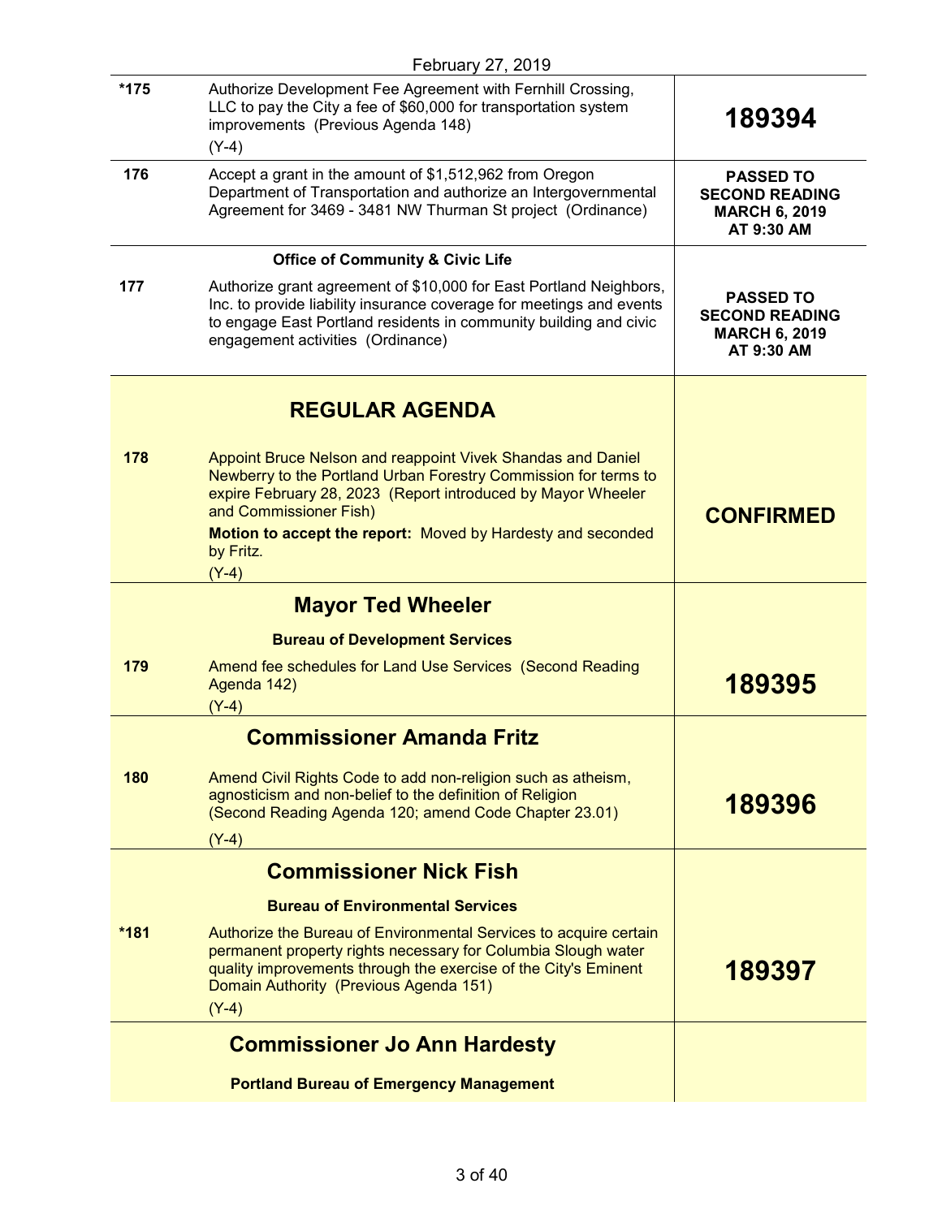February 27, 2019

| | | |
|---|---|---|
| *175 | Authorize Development Fee Agreement with Fernhill Crossing, LLC to pay the City a fee of $60,000 for transportation system improvements (Previous Agenda 148)<br>(Y-4) | **189394** |
| 176 | Accept a grant in the amount of $1,512,962 from Oregon Department of Transportation and authorize an Intergovernmental Agreement for 3469 - 3481 NW Thurman St project (Ordinance) | **PASSED TO SECOND READING MARCH 6, 2019 AT 9:30 AM** |
| | **Office of Community & Civic Life** | |
| 177 | Authorize grant agreement of $10,000 for East Portland Neighbors, Inc. to provide liability insurance coverage for meetings and events to engage East Portland residents in community building and civic engagement activities (Ordinance) | **PASSED TO SECOND READING MARCH 6, 2019 AT 9:30 AM** |

## REGULAR AGENDA

| | | |
|---|---|---|
| 178 | Appoint Bruce Nelson and reappoint Vivek Shandas and Daniel Newberry to the Portland Urban Forestry Commission for terms to expire February 28, 2023 (Report introduced by Mayor Wheeler and Commissioner Fish)<br>**Motion to accept the report:** Moved by Hardesty and seconded by Fritz.<br>(Y-4) | **CONFIRMED** |

### Mayor Ted Wheeler

**Bureau of Development Services**

| | | |
|---|---|---|
| 179 | Amend fee schedules for Land Use Services (Second Reading Agenda 142)<br>(Y-4) | **189395** |

### Commissioner Amanda Fritz

| | | |
|---|---|---|
| 180 | Amend Civil Rights Code to add non-religion such as atheism, agnosticism and non-belief to the definition of Religion (Second Reading Agenda 120; amend Code Chapter 23.01)<br>(Y-4) | **189396** |

### Commissioner Nick Fish

**Bureau of Environmental Services**

| | | |
|---|---|---|
| *181 | Authorize the Bureau of Environmental Services to acquire certain permanent property rights necessary for Columbia Slough water quality improvements through the exercise of the City's Eminent Domain Authority (Previous Agenda 151)<br>(Y-4) | **189397** |

### Commissioner Jo Ann Hardesty

**Portland Bureau of Emergency Management**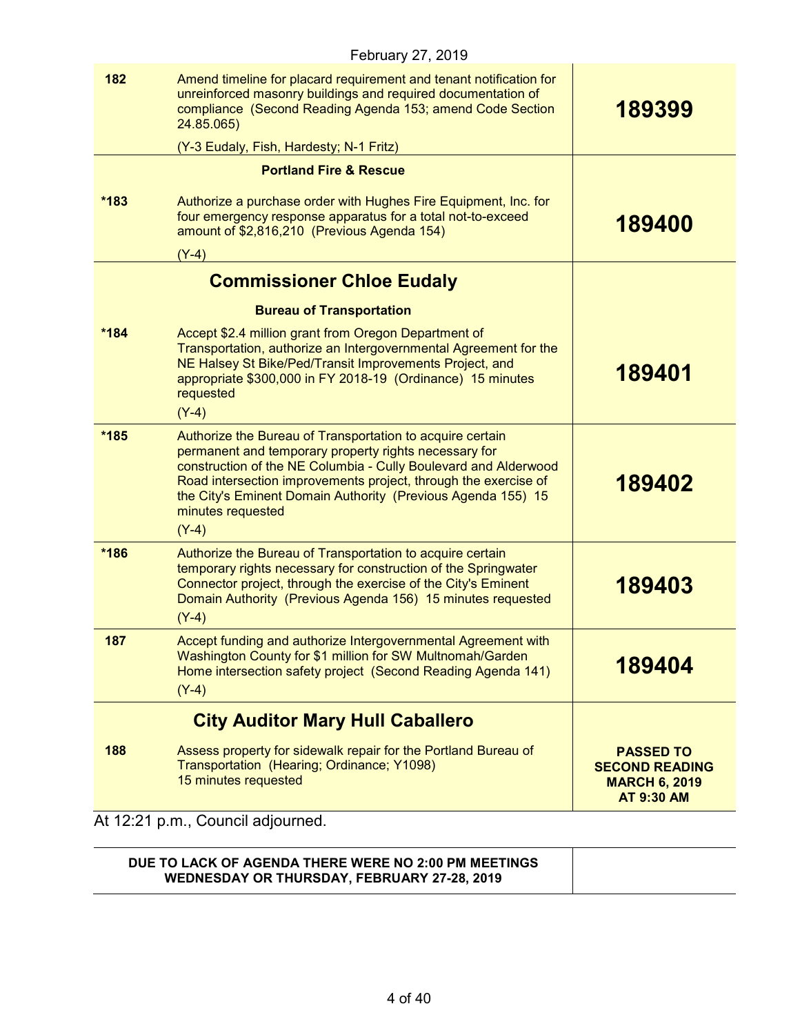February 27, 2019

| | | |
|---|---|---|
| 182 | Amend timeline for placard requirement and tenant notification for unreinforced masonry buildings and required documentation of compliance (Second Reading Agenda 153; amend Code Section 24.85.065)<br>(Y-3 Eudaly, Fish, Hardesty; N-1 Fritz) | **189399** |
| | **Portland Fire & Rescue** | |
| *183 | Authorize a purchase order with Hughes Fire Equipment, Inc. for four emergency response apparatus for a total not-to-exceed amount of $2,816,210 (Previous Agenda 154)<br>(Y-4) | **189400** |
| | **Commissioner Chloe Eudaly** | |
| | **Bureau of Transportation** | |
| *184 | Accept $2.4 million grant from Oregon Department of Transportation, authorize an Intergovernmental Agreement for the NE Halsey St Bike/Ped/Transit Improvements Project, and appropriate $300,000 in FY 2018-19 (Ordinance) 15 minutes requested<br>(Y-4) | **189401** |
| *185 | Authorize the Bureau of Transportation to acquire certain permanent and temporary property rights necessary for construction of the NE Columbia - Cully Boulevard and Alderwood Road intersection improvements project, through the exercise of the City's Eminent Domain Authority (Previous Agenda 155) 15 minutes requested<br>(Y-4) | **189402** |
| *186 | Authorize the Bureau of Transportation to acquire certain temporary rights necessary for construction of the Springwater Connector project, through the exercise of the City's Eminent Domain Authority (Previous Agenda 156) 15 minutes requested<br>(Y-4) | **189403** |
| 187 | Accept funding and authorize Intergovernmental Agreement with Washington County for $1 million for SW Multnomah/Garden Home intersection safety project (Second Reading Agenda 141)<br>(Y-4) | **189404** |
| | **City Auditor Mary Hull Caballero** | |
| 188 | Assess property for sidewalk repair for the Portland Bureau of Transportation (Hearing; Ordinance; Y1098)<br>15 minutes requested | **PASSED TO SECOND READING MARCH 6, 2019 AT 9:30 AM** |

At 12:21 p.m., Council adjourned.

| | |
|---|---|
| **DUE TO LACK OF AGENDA THERE WERE NO 2:00 PM MEETINGS WEDNESDAY OR THURSDAY, FEBRUARY 27-28, 2019** | |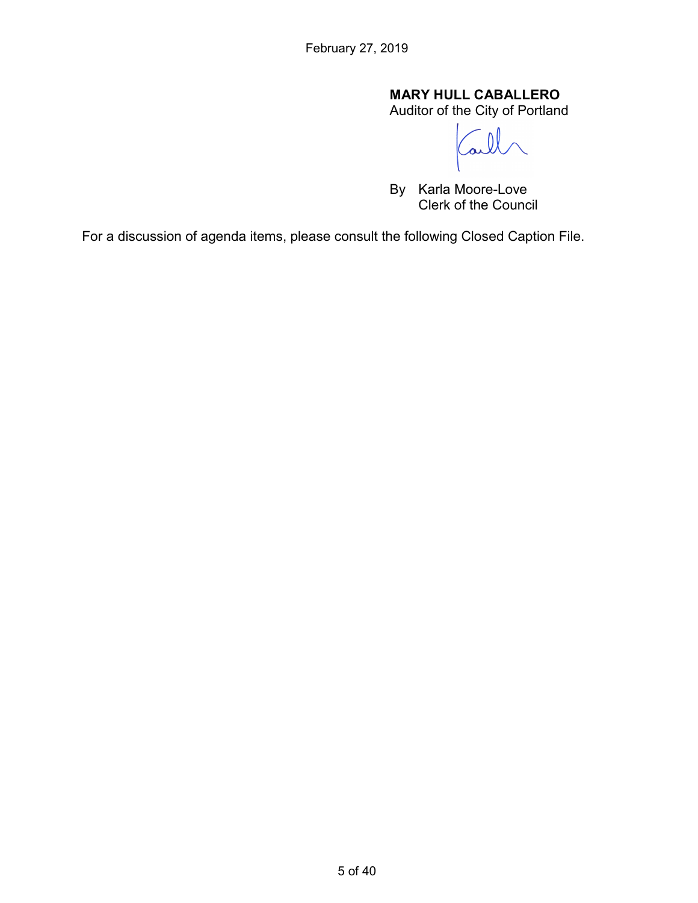February 27, 2019

**MARY HULL CABALLERO**
Auditor of the City of Portland

By Karla Moore-Love
Clerk of the Council

For a discussion of agenda items, please consult the following Closed Caption File.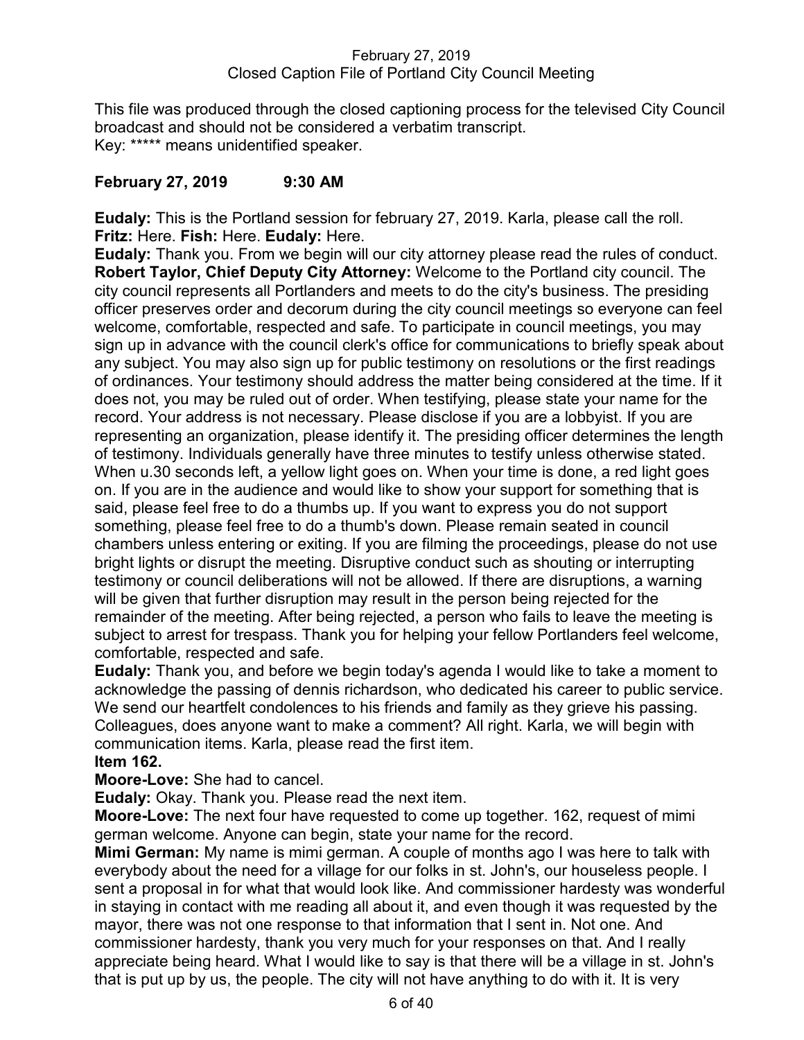This file was produced through the closed captioning process for the televised City Council broadcast and should not be considered a verbatim transcript.
Key: ***** means unidentified speaker.

**February 27, 2019 9:30 AM**

**Eudaly:** This is the Portland session for february 27, 2019. Karla, please call the roll.
**Fritz:** Here. **Fish:** Here. **Eudaly:** Here.
**Eudaly:** Thank you. From we begin will our city attorney please read the rules of conduct.
**Robert Taylor, Chief Deputy City Attorney:** Welcome to the Portland city council. The city council represents all Portlanders and meets to do the city's business. The presiding officer preserves order and decorum during the city council meetings so everyone can feel welcome, comfortable, respected and safe. To participate in council meetings, you may sign up in advance with the council clerk's office for communications to briefly speak about any subject. You may also sign up for public testimony on resolutions or the first readings of ordinances. Your testimony should address the matter being considered at the time. If it does not, you may be ruled out of order. When testifying, please state your name for the record. Your address is not necessary. Please disclose if you are a lobbyist. If you are representing an organization, please identify it. The presiding officer determines the length of testimony. Individuals generally have three minutes to testify unless otherwise stated. When u.30 seconds left, a yellow light goes on. When your time is done, a red light goes on. If you are in the audience and would like to show your support for something that is said, please feel free to do a thumbs up. If you want to express you do not support something, please feel free to do a thumb's down. Please remain seated in council chambers unless entering or exiting. If you are filming the proceedings, please do not use bright lights or disrupt the meeting. Disruptive conduct such as shouting or interrupting testimony or council deliberations will not be allowed. If there are disruptions, a warning will be given that further disruption may result in the person being rejected for the remainder of the meeting. After being rejected, a person who fails to leave the meeting is subject to arrest for trespass. Thank you for helping your fellow Portlanders feel welcome, comfortable, respected and safe.
**Eudaly:** Thank you, and before we begin today's agenda I would like to take a moment to acknowledge the passing of dennis richardson, who dedicated his career to public service. We send our heartfelt condolences to his friends and family as they grieve his passing. Colleagues, does anyone want to make a comment? All right. Karla, we will begin with communication items. Karla, please read the first item.
**Item 162.**
**Moore-Love:** She had to cancel.
**Eudaly:** Okay. Thank you. Please read the next item.
**Moore-Love:** The next four have requested to come up together. 162, request of mimi german welcome. Anyone can begin, state your name for the record.
**Mimi German:** My name is mimi german. A couple of months ago I was here to talk with everybody about the need for a village for our folks in st. John's, our houseless people. I sent a proposal in for what that would look like. And commissioner hardesty was wonderful in staying in contact with me reading all about it, and even though it was requested by the mayor, there was not one response to that information that I sent in. Not one. And commissioner hardesty, thank you very much for your responses on that. And I really appreciate being heard. What I would like to say is that there will be a village in st. John's that is put up by us, the people. The city will not have anything to do with it. It is very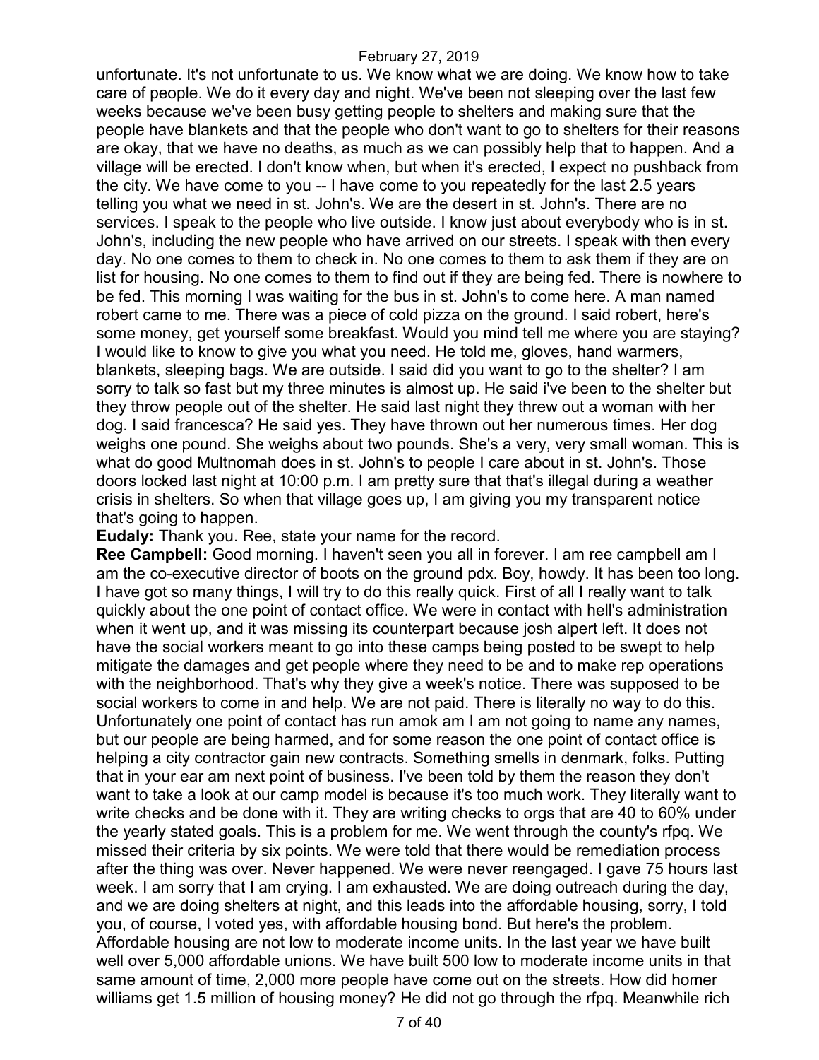unfortunate. It's not unfortunate to us. We know what we are doing. We know how to take care of people. We do it every day and night. We've been not sleeping over the last few weeks because we've been busy getting people to shelters and making sure that the people have blankets and that the people who don't want to go to shelters for their reasons are okay, that we have no deaths, as much as we can possibly help that to happen. And a village will be erected. I don't know when, but when it's erected, I expect no pushback from the city. We have come to you -- I have come to you repeatedly for the last 2.5 years telling you what we need in st. John's. We are the desert in st. John's. There are no services. I speak to the people who live outside. I know just about everybody who is in st. John's, including the new people who have arrived on our streets. I speak with then every day. No one comes to them to check in. No one comes to them to ask them if they are on list for housing. No one comes to them to find out if they are being fed. There is nowhere to be fed. This morning I was waiting for the bus in st. John's to come here. A man named robert came to me. There was a piece of cold pizza on the ground. I said robert, here's some money, get yourself some breakfast. Would you mind tell me where you are staying? I would like to know to give you what you need. He told me, gloves, hand warmers, blankets, sleeping bags. We are outside. I said did you want to go to the shelter? I am sorry to talk so fast but my three minutes is almost up. He said i've been to the shelter but they throw people out of the shelter. He said last night they threw out a woman with her dog. I said francesca? He said yes. They have thrown out her numerous times. Her dog weighs one pound. She weighs about two pounds. She's a very, very small woman. This is what do good Multnomah does in st. John's to people I care about in st. John's. Those doors locked last night at 10:00 p.m. I am pretty sure that that's illegal during a weather crisis in shelters. So when that village goes up, I am giving you my transparent notice that's going to happen.

**Eudaly:** Thank you. Ree, state your name for the record.

**Ree Campbell:** Good morning. I haven't seen you all in forever. I am ree campbell am I am the co-executive director of boots on the ground pdx. Boy, howdy. It has been too long. I have got so many things, I will try to do this really quick. First of all I really want to talk quickly about the one point of contact office. We were in contact with hell's administration when it went up, and it was missing its counterpart because josh alpert left. It does not have the social workers meant to go into these camps being posted to be swept to help mitigate the damages and get people where they need to be and to make rep operations with the neighborhood. That's why they give a week's notice. There was supposed to be social workers to come in and help. We are not paid. There is literally no way to do this. Unfortunately one point of contact has run amok am I am not going to name any names, but our people are being harmed, and for some reason the one point of contact office is helping a city contractor gain new contracts. Something smells in denmark, folks. Putting that in your ear am next point of business. I've been told by them the reason they don't want to take a look at our camp model is because it's too much work. They literally want to write checks and be done with it. They are writing checks to orgs that are 40 to 60% under the yearly stated goals. This is a problem for me. We went through the county's rfpq. We missed their criteria by six points. We were told that there would be remediation process after the thing was over. Never happened. We were never reengaged. I gave 75 hours last week. I am sorry that I am crying. I am exhausted. We are doing outreach during the day, and we are doing shelters at night, and this leads into the affordable housing, sorry, I told you, of course, I voted yes, with affordable housing bond. But here's the problem. Affordable housing are not low to moderate income units. In the last year we have built well over 5,000 affordable unions. We have built 500 low to moderate income units in that same amount of time, 2,000 more people have come out on the streets. How did homer williams get 1.5 million of housing money? He did not go through the rfpq. Meanwhile rich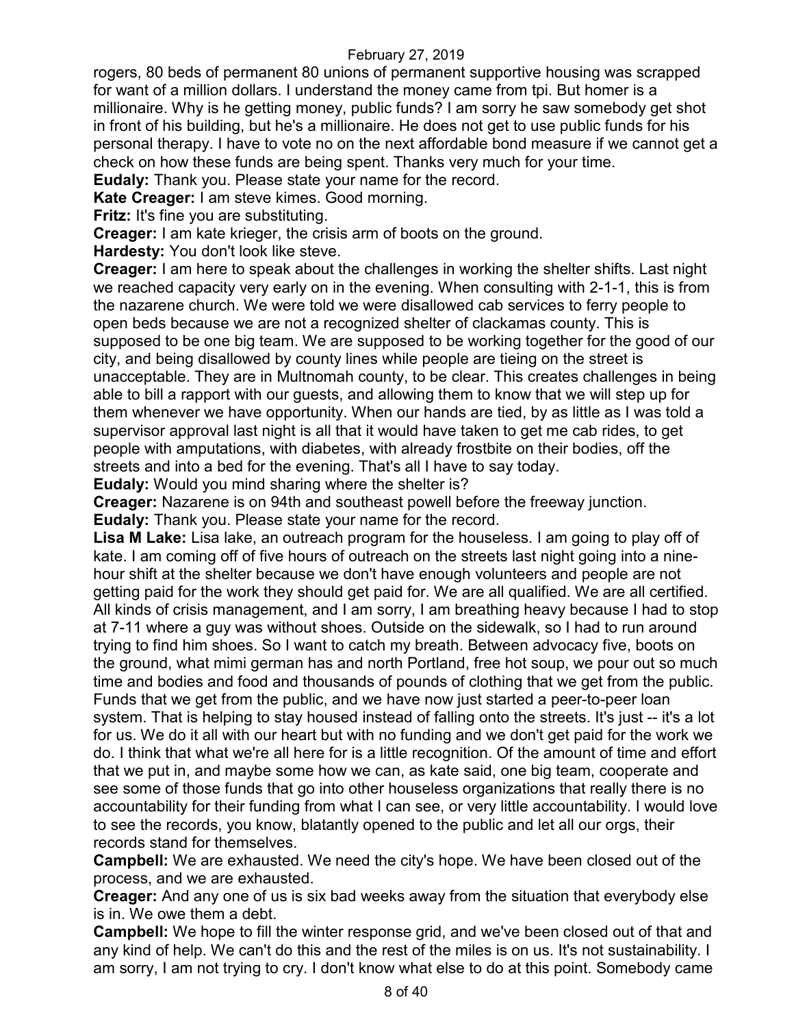rogers, 80 beds of permanent 80 unions of permanent supportive housing was scrapped for want of a million dollars. I understand the money came from tpi. But homer is a millionaire. Why is he getting money, public funds? I am sorry he saw somebody get shot in front of his building, but he's a millionaire. He does not get to use public funds for his personal therapy. I have to vote no on the next affordable bond measure if we cannot get a check on how these funds are being spent. Thanks very much for your time.

**Eudaly:** Thank you. Please state your name for the record.

**Kate Creager:** I am steve kimes. Good morning.

**Fritz:** It's fine you are substituting.

**Creager:** I am kate krieger, the crisis arm of boots on the ground.

**Hardesty:** You don't look like steve.

**Creager:** I am here to speak about the challenges in working the shelter shifts. Last night we reached capacity very early on in the evening. When consulting with 2-1-1, this is from the nazarene church. We were told we were disallowed cab services to ferry people to open beds because we are not a recognized shelter of clackamas county. This is supposed to be one big team. We are supposed to be working together for the good of our city, and being disallowed by county lines while people are tieing on the street is unacceptable. They are in Multnomah county, to be clear. This creates challenges in being able to bill a rapport with our guests, and allowing them to know that we will step up for them whenever we have opportunity. When our hands are tied, by as little as I was told a supervisor approval last night is all that it would have taken to get me cab rides, to get people with amputations, with diabetes, with already frostbite on their bodies, off the streets and into a bed for the evening. That's all I have to say today.

**Eudaly:** Would you mind sharing where the shelter is?

**Creager:** Nazarene is on 94th and southeast powell before the freeway junction.

**Eudaly:** Thank you. Please state your name for the record.

**Lisa M Lake:** Lisa lake, an outreach program for the houseless. I am going to play off of kate. I am coming off of five hours of outreach on the streets last night going into a nine-hour shift at the shelter because we don't have enough volunteers and people are not getting paid for the work they should get paid for. We are all qualified. We are all certified. All kinds of crisis management, and I am sorry, I am breathing heavy because I had to stop at 7-11 where a guy was without shoes. Outside on the sidewalk, so I had to run around trying to find him shoes. So I want to catch my breath. Between advocacy five, boots on the ground, what mimi german has and north Portland, free hot soup, we pour out so much time and bodies and food and thousands of pounds of clothing that we get from the public. Funds that we get from the public, and we have now just started a peer-to-peer loan system. That is helping to stay housed instead of falling onto the streets. It's just -- it's a lot for us. We do it all with our heart but with no funding and we don't get paid for the work we do. I think that what we're all here for is a little recognition. Of the amount of time and effort that we put in, and maybe some how we can, as kate said, one big team, cooperate and see some of those funds that go into other houseless organizations that really there is no accountability for their funding from what I can see, or very little accountability. I would love to see the records, you know, blatantly opened to the public and let all our orgs, their records stand for themselves.

**Campbell:** We are exhausted. We need the city's hope. We have been closed out of the process, and we are exhausted.

**Creager:** And any one of us is six bad weeks away from the situation that everybody else is in. We owe them a debt.

**Campbell:** We hope to fill the winter response grid, and we've been closed out of that and any kind of help. We can't do this and the rest of the miles is on us. It's not sustainability. I am sorry, I am not trying to cry. I don't know what else to do at this point. Somebody came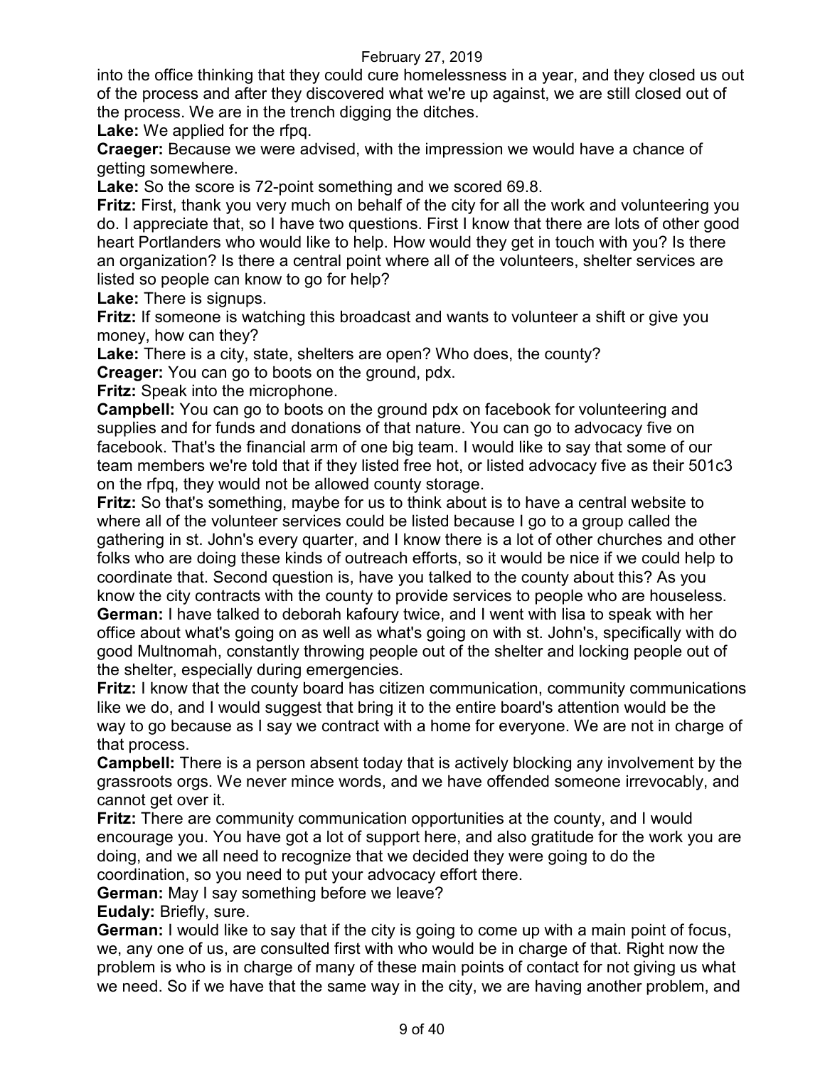into the office thinking that they could cure homelessness in a year, and they closed us out of the process and after they discovered what we're up against, we are still closed out of the process. We are in the trench digging the ditches.

**Lake:** We applied for the rfpq.

**Craeger:** Because we were advised, with the impression we would have a chance of getting somewhere.

**Lake:** So the score is 72-point something and we scored 69.8.

**Fritz:** First, thank you very much on behalf of the city for all the work and volunteering you do. I appreciate that, so I have two questions. First I know that there are lots of other good heart Portlanders who would like to help. How would they get in touch with you? Is there an organization? Is there a central point where all of the volunteers, shelter services are listed so people can know to go for help?

**Lake:** There is signups.

**Fritz:** If someone is watching this broadcast and wants to volunteer a shift or give you money, how can they?

**Lake:** There is a city, state, shelters are open? Who does, the county?

**Creager:** You can go to boots on the ground, pdx.

**Fritz:** Speak into the microphone.

**Campbell:** You can go to boots on the ground pdx on facebook for volunteering and supplies and for funds and donations of that nature. You can go to advocacy five on facebook. That's the financial arm of one big team. I would like to say that some of our team members we're told that if they listed free hot, or listed advocacy five as their 501c3 on the rfpq, they would not be allowed county storage.

**Fritz:** So that's something, maybe for us to think about is to have a central website to where all of the volunteer services could be listed because I go to a group called the gathering in st. John's every quarter, and I know there is a lot of other churches and other folks who are doing these kinds of outreach efforts, so it would be nice if we could help to coordinate that. Second question is, have you talked to the county about this? As you know the city contracts with the county to provide services to people who are houseless.

**German:** I have talked to deborah kafoury twice, and I went with lisa to speak with her office about what's going on as well as what's going on with st. John's, specifically with do good Multnomah, constantly throwing people out of the shelter and locking people out of the shelter, especially during emergencies.

**Fritz:** I know that the county board has citizen communication, community communications like we do, and I would suggest that bring it to the entire board's attention would be the way to go because as I say we contract with a home for everyone. We are not in charge of that process.

**Campbell:** There is a person absent today that is actively blocking any involvement by the grassroots orgs. We never mince words, and we have offended someone irrevocably, and cannot get over it.

**Fritz:** There are community communication opportunities at the county, and I would encourage you. You have got a lot of support here, and also gratitude for the work you are doing, and we all need to recognize that we decided they were going to do the coordination, so you need to put your advocacy effort there.

**German:** May I say something before we leave?

**Eudaly:** Briefly, sure.

**German:** I would like to say that if the city is going to come up with a main point of focus, we, any one of us, are consulted first with who would be in charge of that. Right now the problem is who is in charge of many of these main points of contact for not giving us what we need. So if we have that the same way in the city, we are having another problem, and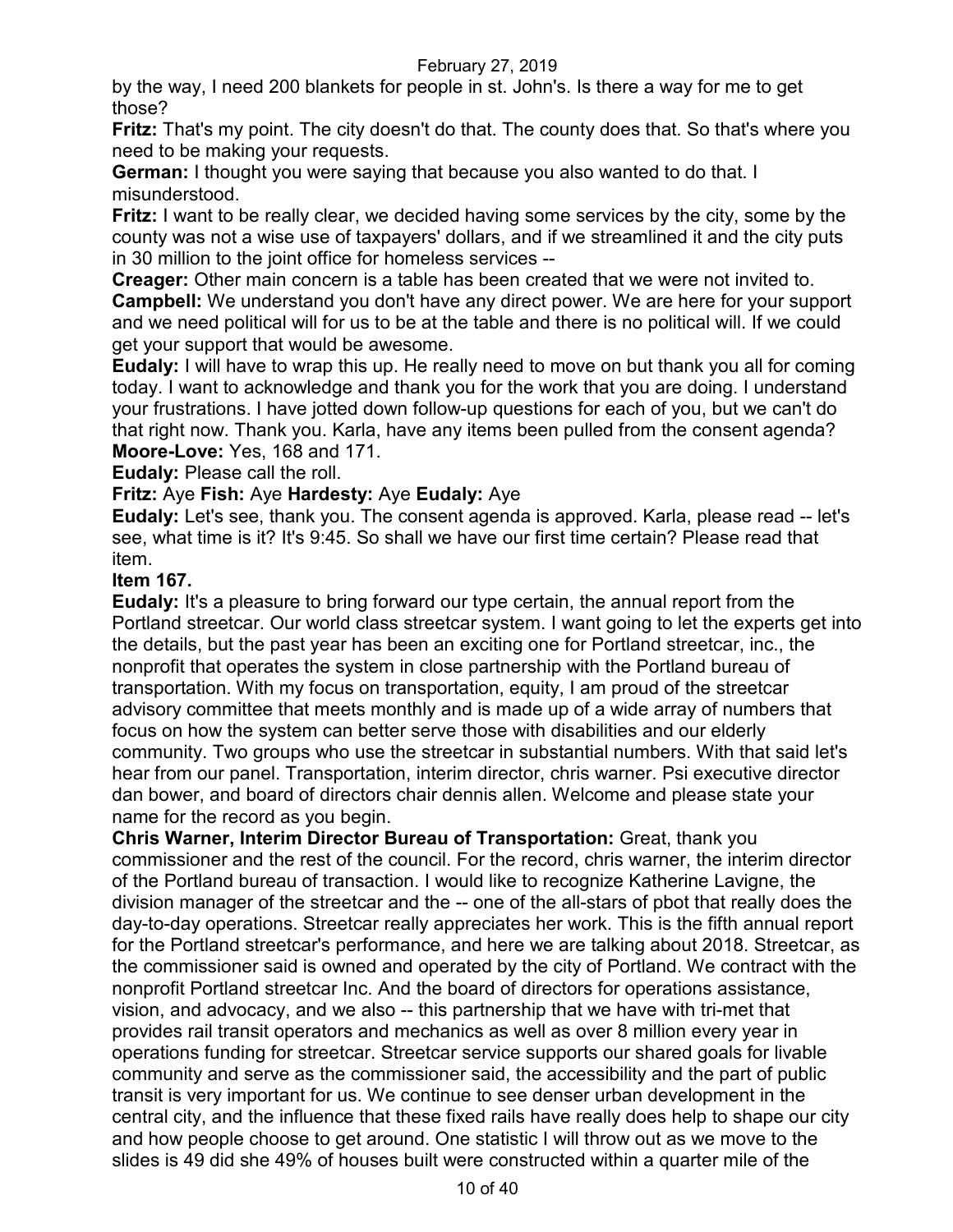by the way, I need 200 blankets for people in st. John's. Is there a way for me to get those?

**Fritz:** That's my point. The city doesn't do that. The county does that. So that's where you need to be making your requests.

**German:** I thought you were saying that because you also wanted to do that. I misunderstood.

**Fritz:** I want to be really clear, we decided having some services by the city, some by the county was not a wise use of taxpayers' dollars, and if we streamlined it and the city puts in 30 million to the joint office for homeless services --

**Creager:** Other main concern is a table has been created that we were not invited to.

**Campbell:** We understand you don't have any direct power. We are here for your support and we need political will for us to be at the table and there is no political will. If we could get your support that would be awesome.

**Eudaly:** I will have to wrap this up. He really need to move on but thank you all for coming today. I want to acknowledge and thank you for the work that you are doing. I understand your frustrations. I have jotted down follow-up questions for each of you, but we can't do that right now. Thank you. Karla, have any items been pulled from the consent agenda?

**Moore-Love:** Yes, 168 and 171.

**Eudaly:** Please call the roll.

**Fritz:** Aye **Fish:** Aye **Hardesty:** Aye **Eudaly:** Aye

**Eudaly:** Let's see, thank you. The consent agenda is approved. Karla, please read -- let's see, what time is it? It's 9:45. So shall we have our first time certain? Please read that item.

**Item 167.**

**Eudaly:** It's a pleasure to bring forward our type certain, the annual report from the Portland streetcar. Our world class streetcar system. I want going to let the experts get into the details, but the past year has been an exciting one for Portland streetcar, inc., the nonprofit that operates the system in close partnership with the Portland bureau of transportation. With my focus on transportation, equity, I am proud of the streetcar advisory committee that meets monthly and is made up of a wide array of numbers that focus on how the system can better serve those with disabilities and our elderly community. Two groups who use the streetcar in substantial numbers. With that said let's hear from our panel. Transportation, interim director, chris warner. Psi executive director dan bower, and board of directors chair dennis allen. Welcome and please state your name for the record as you begin.

**Chris Warner, Interim Director Bureau of Transportation:** Great, thank you commissioner and the rest of the council. For the record, chris warner, the interim director of the Portland bureau of transaction. I would like to recognize Katherine Lavigne, the division manager of the streetcar and the -- one of the all-stars of pbot that really does the day-to-day operations. Streetcar really appreciates her work. This is the fifth annual report for the Portland streetcar's performance, and here we are talking about 2018. Streetcar, as the commissioner said is owned and operated by the city of Portland. We contract with the nonprofit Portland streetcar Inc. And the board of directors for operations assistance, vision, and advocacy, and we also -- this partnership that we have with tri-met that provides rail transit operators and mechanics as well as over 8 million every year in operations funding for streetcar. Streetcar service supports our shared goals for livable community and serve as the commissioner said, the accessibility and the part of public transit is very important for us. We continue to see denser urban development in the central city, and the influence that these fixed rails have really does help to shape our city and how people choose to get around. One statistic I will throw out as we move to the slides is 49 did she 49% of houses built were constructed within a quarter mile of the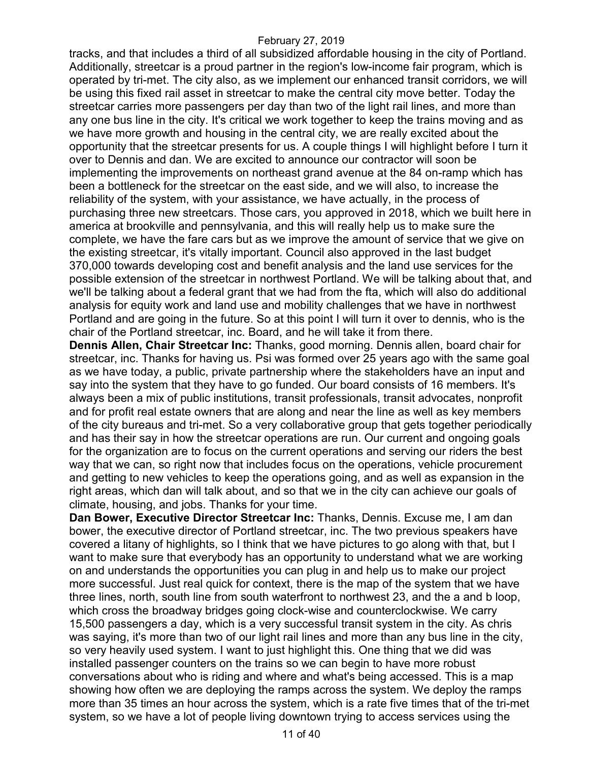tracks, and that includes a third of all subsidized affordable housing in the city of Portland. Additionally, streetcar is a proud partner in the region's low-income fair program, which is operated by tri-met. The city also, as we implement our enhanced transit corridors, we will be using this fixed rail asset in streetcar to make the central city move better. Today the streetcar carries more passengers per day than two of the light rail lines, and more than any one bus line in the city. It's critical we work together to keep the trains moving and as we have more growth and housing in the central city, we are really excited about the opportunity that the streetcar presents for us. A couple things I will highlight before I turn it over to Dennis and dan. We are excited to announce our contractor will soon be implementing the improvements on northeast grand avenue at the 84 on-ramp which has been a bottleneck for the streetcar on the east side, and we will also, to increase the reliability of the system, with your assistance, we have actually, in the process of purchasing three new streetcars. Those cars, you approved in 2018, which we built here in america at brookville and pennsylvania, and this will really help us to make sure the complete, we have the fare cars but as we improve the amount of service that we give on the existing streetcar, it's vitally important. Council also approved in the last budget 370,000 towards developing cost and benefit analysis and the land use services for the possible extension of the streetcar in northwest Portland. We will be talking about that, and we'll be talking about a federal grant that we had from the fta, which will also do additional analysis for equity work and land use and mobility challenges that we have in northwest Portland and are going in the future. So at this point I will turn it over to dennis, who is the chair of the Portland streetcar, inc. Board, and he will take it from there.

**Dennis Allen, Chair Streetcar Inc:** Thanks, good morning. Dennis allen, board chair for streetcar, inc. Thanks for having us. Psi was formed over 25 years ago with the same goal as we have today, a public, private partnership where the stakeholders have an input and say into the system that they have to go funded. Our board consists of 16 members. It's always been a mix of public institutions, transit professionals, transit advocates, nonprofit and for profit real estate owners that are along and near the line as well as key members of the city bureaus and tri-met. So a very collaborative group that gets together periodically and has their say in how the streetcar operations are run. Our current and ongoing goals for the organization are to focus on the current operations and serving our riders the best way that we can, so right now that includes focus on the operations, vehicle procurement and getting to new vehicles to keep the operations going, and as well as expansion in the right areas, which dan will talk about, and so that we in the city can achieve our goals of climate, housing, and jobs. Thanks for your time.

**Dan Bower, Executive Director Streetcar Inc:** Thanks, Dennis. Excuse me, I am dan bower, the executive director of Portland streetcar, inc. The two previous speakers have covered a litany of highlights, so I think that we have pictures to go along with that, but I want to make sure that everybody has an opportunity to understand what we are working on and understands the opportunities you can plug in and help us to make our project more successful. Just real quick for context, there is the map of the system that we have three lines, north, south line from south waterfront to northwest 23, and the a and b loop, which cross the broadway bridges going clock-wise and counterclockwise. We carry 15,500 passengers a day, which is a very successful transit system in the city. As chris was saying, it's more than two of our light rail lines and more than any bus line in the city, so very heavily used system. I want to just highlight this. One thing that we did was installed passenger counters on the trains so we can begin to have more robust conversations about who is riding and where and what's being accessed. This is a map showing how often we are deploying the ramps across the system. We deploy the ramps more than 35 times an hour across the system, which is a rate five times that of the tri-met system, so we have a lot of people living downtown trying to access services using the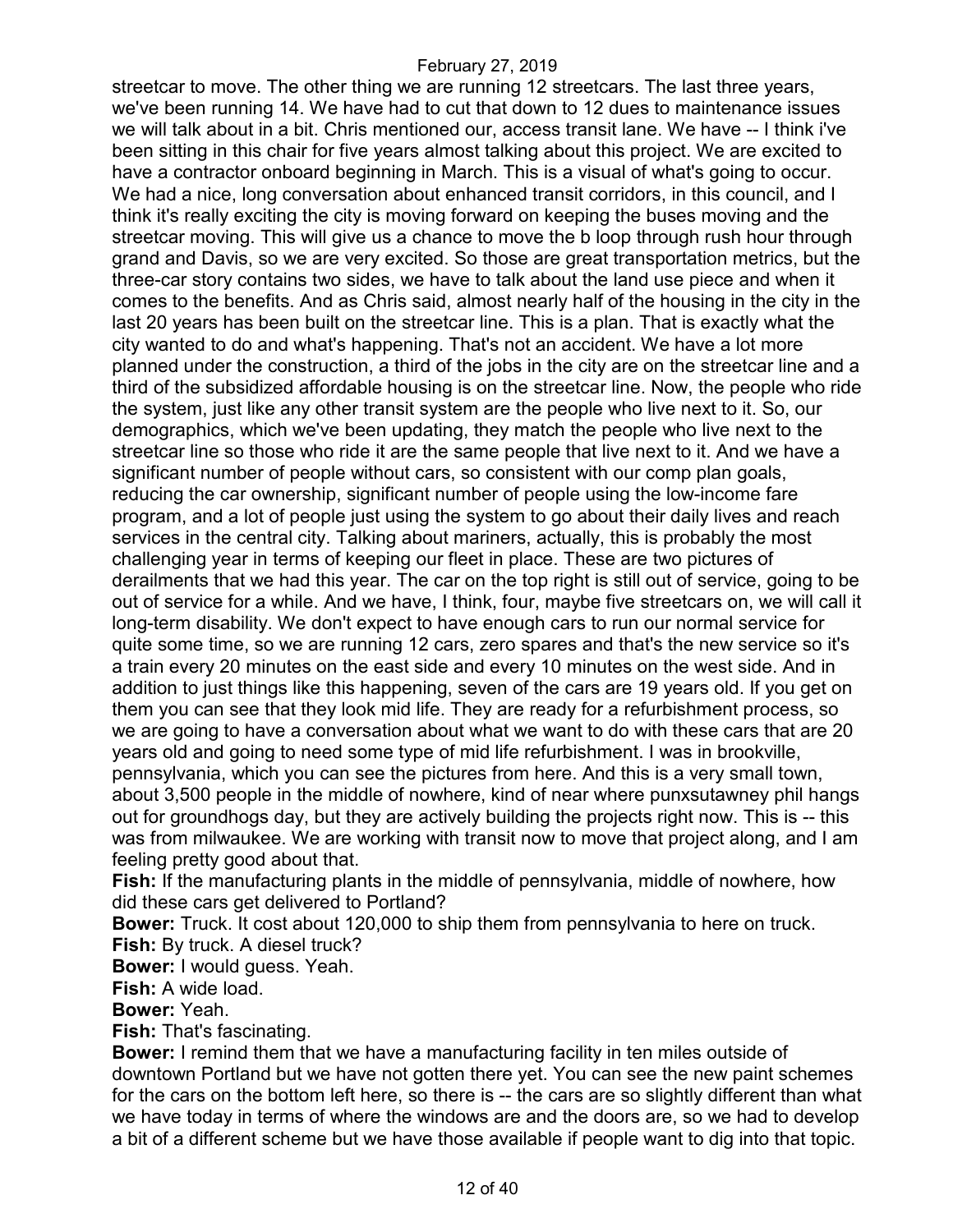streetcar to move. The other thing we are running 12 streetcars. The last three years, we've been running 14. We have had to cut that down to 12 dues to maintenance issues we will talk about in a bit. Chris mentioned our, access transit lane. We have -- I think i've been sitting in this chair for five years almost talking about this project. We are excited to have a contractor onboard beginning in March. This is a visual of what's going to occur. We had a nice, long conversation about enhanced transit corridors, in this council, and I think it's really exciting the city is moving forward on keeping the buses moving and the streetcar moving. This will give us a chance to move the b loop through rush hour through grand and Davis, so we are very excited. So those are great transportation metrics, but the three-car story contains two sides, we have to talk about the land use piece and when it comes to the benefits. And as Chris said, almost nearly half of the housing in the city in the last 20 years has been built on the streetcar line. This is a plan. That is exactly what the city wanted to do and what's happening. That's not an accident. We have a lot more planned under the construction, a third of the jobs in the city are on the streetcar line and a third of the subsidized affordable housing is on the streetcar line. Now, the people who ride the system, just like any other transit system are the people who live next to it. So, our demographics, which we've been updating, they match the people who live next to the streetcar line so those who ride it are the same people that live next to it. And we have a significant number of people without cars, so consistent with our comp plan goals, reducing the car ownership, significant number of people using the low-income fare program, and a lot of people just using the system to go about their daily lives and reach services in the central city. Talking about mariners, actually, this is probably the most challenging year in terms of keeping our fleet in place. These are two pictures of derailments that we had this year. The car on the top right is still out of service, going to be out of service for a while. And we have, I think, four, maybe five streetcars on, we will call it long-term disability. We don't expect to have enough cars to run our normal service for quite some time, so we are running 12 cars, zero spares and that's the new service so it's a train every 20 minutes on the east side and every 10 minutes on the west side. And in addition to just things like this happening, seven of the cars are 19 years old. If you get on them you can see that they look mid life. They are ready for a refurbishment process, so we are going to have a conversation about what we want to do with these cars that are 20 years old and going to need some type of mid life refurbishment. I was in brookville, pennsylvania, which you can see the pictures from here. And this is a very small town, about 3,500 people in the middle of nowhere, kind of near where punxsutawney phil hangs out for groundhogs day, but they are actively building the projects right now. This is -- this was from milwaukee. We are working with transit now to move that project along, and I am feeling pretty good about that.

**Fish:** If the manufacturing plants in the middle of pennsylvania, middle of nowhere, how did these cars get delivered to Portland?

**Bower:** Truck. It cost about 120,000 to ship them from pennsylvania to here on truck.

**Fish:** By truck. A diesel truck?

**Bower:** I would guess. Yeah.

**Fish:** A wide load.

**Bower:** Yeah.

**Fish:** That's fascinating.

**Bower:** I remind them that we have a manufacturing facility in ten miles outside of downtown Portland but we have not gotten there yet. You can see the new paint schemes for the cars on the bottom left here, so there is -- the cars are so slightly different than what we have today in terms of where the windows are and the doors are, so we had to develop a bit of a different scheme but we have those available if people want to dig into that topic.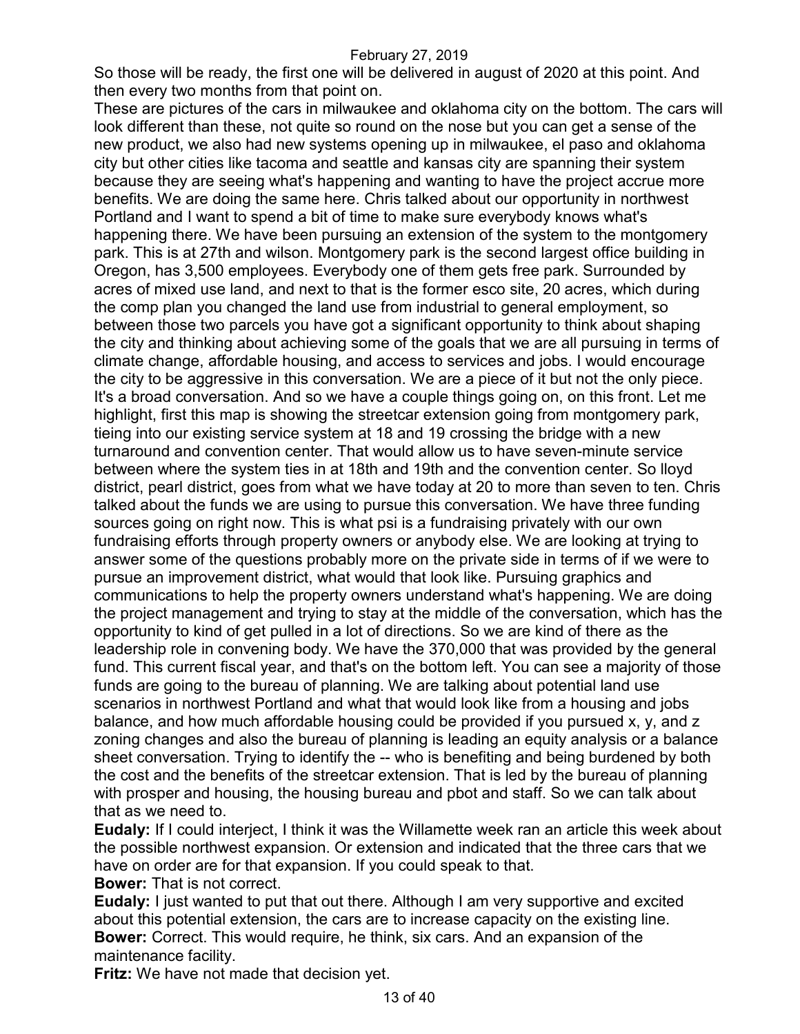So those will be ready, the first one will be delivered in august of 2020 at this point. And then every two months from that point on.

These are pictures of the cars in milwaukee and oklahoma city on the bottom. The cars will look different than these, not quite so round on the nose but you can get a sense of the new product, we also had new systems opening up in milwaukee, el paso and oklahoma city but other cities like tacoma and seattle and kansas city are spanning their system because they are seeing what's happening and wanting to have the project accrue more benefits. We are doing the same here. Chris talked about our opportunity in northwest Portland and I want to spend a bit of time to make sure everybody knows what's happening there. We have been pursuing an extension of the system to the montgomery park. This is at 27th and wilson. Montgomery park is the second largest office building in Oregon, has 3,500 employees. Everybody one of them gets free park. Surrounded by acres of mixed use land, and next to that is the former esco site, 20 acres, which during the comp plan you changed the land use from industrial to general employment, so between those two parcels you have got a significant opportunity to think about shaping the city and thinking about achieving some of the goals that we are all pursuing in terms of climate change, affordable housing, and access to services and jobs. I would encourage the city to be aggressive in this conversation. We are a piece of it but not the only piece. It's a broad conversation. And so we have a couple things going on, on this front. Let me highlight, first this map is showing the streetcar extension going from montgomery park, tieing into our existing service system at 18 and 19 crossing the bridge with a new turnaround and convention center. That would allow us to have seven-minute service between where the system ties in at 18th and 19th and the convention center. So lloyd district, pearl district, goes from what we have today at 20 to more than seven to ten. Chris talked about the funds we are using to pursue this conversation. We have three funding sources going on right now. This is what psi is a fundraising privately with our own fundraising efforts through property owners or anybody else. We are looking at trying to answer some of the questions probably more on the private side in terms of if we were to pursue an improvement district, what would that look like. Pursuing graphics and communications to help the property owners understand what's happening. We are doing the project management and trying to stay at the middle of the conversation, which has the opportunity to kind of get pulled in a lot of directions. So we are kind of there as the leadership role in convening body. We have the 370,000 that was provided by the general fund. This current fiscal year, and that's on the bottom left. You can see a majority of those funds are going to the bureau of planning. We are talking about potential land use scenarios in northwest Portland and what that would look like from a housing and jobs balance, and how much affordable housing could be provided if you pursued x, y, and z zoning changes and also the bureau of planning is leading an equity analysis or a balance sheet conversation. Trying to identify the -- who is benefiting and being burdened by both the cost and the benefits of the streetcar extension. That is led by the bureau of planning with prosper and housing, the housing bureau and pbot and staff. So we can talk about that as we need to.

**Eudaly:** If I could interject, I think it was the Willamette week ran an article this week about the possible northwest expansion. Or extension and indicated that the three cars that we have on order are for that expansion. If you could speak to that.

**Bower:** That is not correct.

**Eudaly:** I just wanted to put that out there. Although I am very supportive and excited about this potential extension, the cars are to increase capacity on the existing line.

**Bower:** Correct. This would require, he think, six cars. And an expansion of the maintenance facility.

**Fritz:** We have not made that decision yet.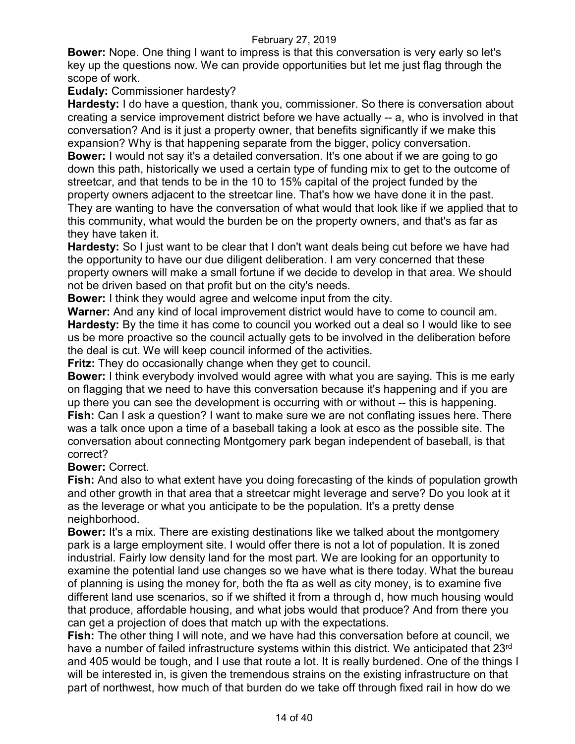**Bower:** Nope. One thing I want to impress is that this conversation is very early so let's key up the questions now. We can provide opportunities but let me just flag through the scope of work.

**Eudaly:** Commissioner hardesty?

**Hardesty:** I do have a question, thank you, commissioner. So there is conversation about creating a service improvement district before we have actually -- a, who is involved in that conversation? And is it just a property owner, that benefits significantly if we make this expansion? Why is that happening separate from the bigger, policy conversation.

**Bower:** I would not say it's a detailed conversation. It's one about if we are going to go down this path, historically we used a certain type of funding mix to get to the outcome of streetcar, and that tends to be in the 10 to 15% capital of the project funded by the property owners adjacent to the streetcar line. That's how we have done it in the past. They are wanting to have the conversation of what would that look like if we applied that to this community, what would the burden be on the property owners, and that's as far as they have taken it.

**Hardesty:** So I just want to be clear that I don't want deals being cut before we have had the opportunity to have our due diligent deliberation. I am very concerned that these property owners will make a small fortune if we decide to develop in that area. We should not be driven based on that profit but on the city's needs.

**Bower:** I think they would agree and welcome input from the city.

**Warner:** And any kind of local improvement district would have to come to council am.

**Hardesty:** By the time it has come to council you worked out a deal so I would like to see us be more proactive so the council actually gets to be involved in the deliberation before the deal is cut. We will keep council informed of the activities.

**Fritz:** They do occasionally change when they get to council.

**Bower:** I think everybody involved would agree with what you are saying. This is me early on flagging that we need to have this conversation because it's happening and if you are up there you can see the development is occurring with or without -- this is happening.

**Fish:** Can I ask a question? I want to make sure we are not conflating issues here. There was a talk once upon a time of a baseball taking a look at esco as the possible site. The conversation about connecting Montgomery park began independent of baseball, is that correct?

**Bower:** Correct.

**Fish:** And also to what extent have you doing forecasting of the kinds of population growth and other growth in that area that a streetcar might leverage and serve? Do you look at it as the leverage or what you anticipate to be the population. It's a pretty dense neighborhood.

**Bower:** It's a mix. There are existing destinations like we talked about the montgomery park is a large employment site. I would offer there is not a lot of population. It is zoned industrial. Fairly low density land for the most part. We are looking for an opportunity to examine the potential land use changes so we have what is there today. What the bureau of planning is using the money for, both the fta as well as city money, is to examine five different land use scenarios, so if we shifted it from a through d, how much housing would that produce, affordable housing, and what jobs would that produce? And from there you can get a projection of does that match up with the expectations.

**Fish:** The other thing I will note, and we have had this conversation before at council, we have a number of failed infrastructure systems within this district. We anticipated that 23rd and 405 would be tough, and I use that route a lot. It is really burdened. One of the things I will be interested in, is given the tremendous strains on the existing infrastructure on that part of northwest, how much of that burden do we take off through fixed rail in how do we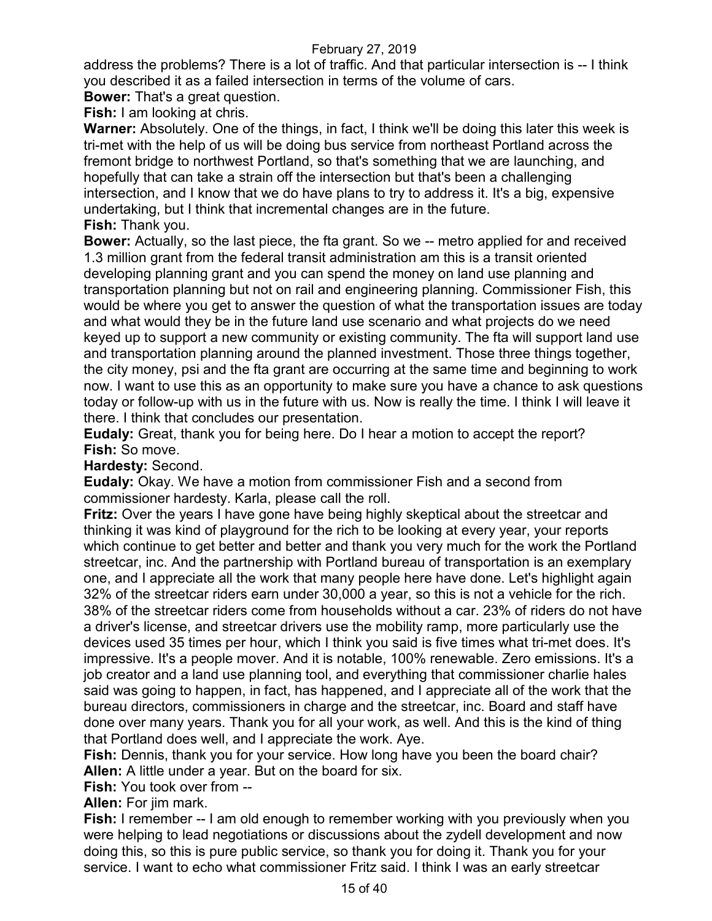address the problems? There is a lot of traffic. And that particular intersection is -- I think you described it as a failed intersection in terms of the volume of cars.

**Bower:** That's a great question.

**Fish:** I am looking at chris.

**Warner:** Absolutely. One of the things, in fact, I think we'll be doing this later this week is tri-met with the help of us will be doing bus service from northeast Portland across the fremont bridge to northwest Portland, so that's something that we are launching, and hopefully that can take a strain off the intersection but that's been a challenging intersection, and I know that we do have plans to try to address it. It's a big, expensive undertaking, but I think that incremental changes are in the future.

**Fish:** Thank you.

**Bower:** Actually, so the last piece, the fta grant. So we -- metro applied for and received 1.3 million grant from the federal transit administration am this is a transit oriented developing planning grant and you can spend the money on land use planning and transportation planning but not on rail and engineering planning. Commissioner Fish, this would be where you get to answer the question of what the transportation issues are today and what would they be in the future land use scenario and what projects do we need keyed up to support a new community or existing community. The fta will support land use and transportation planning around the planned investment. Those three things together, the city money, psi and the fta grant are occurring at the same time and beginning to work now. I want to use this as an opportunity to make sure you have a chance to ask questions today or follow-up with us in the future with us. Now is really the time. I think I will leave it there. I think that concludes our presentation.

**Eudaly:** Great, thank you for being here. Do I hear a motion to accept the report?

**Fish:** So move.

**Hardesty:** Second.

**Eudaly:** Okay. We have a motion from commissioner Fish and a second from commissioner hardesty. Karla, please call the roll.

**Fritz:** Over the years I have gone have being highly skeptical about the streetcar and thinking it was kind of playground for the rich to be looking at every year, your reports which continue to get better and better and thank you very much for the work the Portland streetcar, inc. And the partnership with Portland bureau of transportation is an exemplary one, and I appreciate all the work that many people here have done. Let's highlight again 32% of the streetcar riders earn under 30,000 a year, so this is not a vehicle for the rich. 38% of the streetcar riders come from households without a car. 23% of riders do not have a driver's license, and streetcar drivers use the mobility ramp, more particularly use the devices used 35 times per hour, which I think you said is five times what tri-met does. It's impressive. It's a people mover. And it is notable, 100% renewable. Zero emissions. It's a job creator and a land use planning tool, and everything that commissioner charlie hales said was going to happen, in fact, has happened, and I appreciate all of the work that the bureau directors, commissioners in charge and the streetcar, inc. Board and staff have done over many years. Thank you for all your work, as well. And this is the kind of thing that Portland does well, and I appreciate the work. Aye.

**Fish:** Dennis, thank you for your service. How long have you been the board chair?

**Allen:** A little under a year. But on the board for six.

**Fish:** You took over from --

**Allen:** For jim mark.

**Fish:** I remember -- I am old enough to remember working with you previously when you were helping to lead negotiations or discussions about the zydell development and now doing this, so this is pure public service, so thank you for doing it. Thank you for your service. I want to echo what commissioner Fritz said. I think I was an early streetcar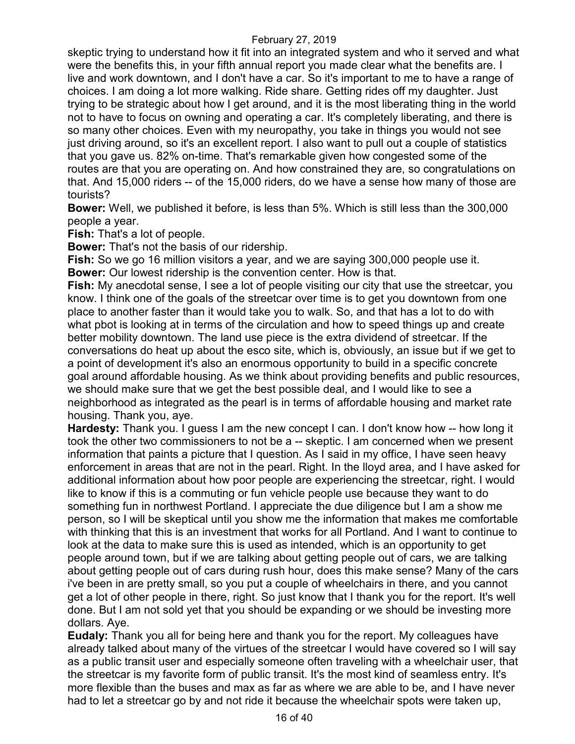skeptic trying to understand how it fit into an integrated system and who it served and what were the benefits this, in your fifth annual report you made clear what the benefits are. I live and work downtown, and I don't have a car. So it's important to me to have a range of choices. I am doing a lot more walking. Ride share. Getting rides off my daughter. Just trying to be strategic about how I get around, and it is the most liberating thing in the world not to have to focus on owning and operating a car. It's completely liberating, and there is so many other choices. Even with my neuropathy, you take in things you would not see just driving around, so it's an excellent report. I also want to pull out a couple of statistics that you gave us. 82% on-time. That's remarkable given how congested some of the routes are that you are operating on. And how constrained they are, so congratulations on that. And 15,000 riders -- of the 15,000 riders, do we have a sense how many of those are tourists?

**Bower:** Well, we published it before, is less than 5%. Which is still less than the 300,000 people a year.

**Fish:** That's a lot of people.

**Bower:** That's not the basis of our ridership.

**Fish:** So we go 16 million visitors a year, and we are saying 300,000 people use it.

**Bower:** Our lowest ridership is the convention center. How is that.

**Fish:** My anecdotal sense, I see a lot of people visiting our city that use the streetcar, you know. I think one of the goals of the streetcar over time is to get you downtown from one place to another faster than it would take you to walk. So, and that has a lot to do with what pbot is looking at in terms of the circulation and how to speed things up and create better mobility downtown. The land use piece is the extra dividend of streetcar. If the conversations do heat up about the esco site, which is, obviously, an issue but if we get to a point of development it's also an enormous opportunity to build in a specific concrete goal around affordable housing. As we think about providing benefits and public resources, we should make sure that we get the best possible deal, and I would like to see a neighborhood as integrated as the pearl is in terms of affordable housing and market rate housing. Thank you, aye.

**Hardesty:** Thank you. I guess I am the new concept I can. I don't know how -- how long it took the other two commissioners to not be a -- skeptic. I am concerned when we present information that paints a picture that I question. As I said in my office, I have seen heavy enforcement in areas that are not in the pearl. Right. In the lloyd area, and I have asked for additional information about how poor people are experiencing the streetcar, right. I would like to know if this is a commuting or fun vehicle people use because they want to do something fun in northwest Portland. I appreciate the due diligence but I am a show me person, so I will be skeptical until you show me the information that makes me comfortable with thinking that this is an investment that works for all Portland. And I want to continue to look at the data to make sure this is used as intended, which is an opportunity to get people around town, but if we are talking about getting people out of cars, we are talking about getting people out of cars during rush hour, does this make sense? Many of the cars i've been in are pretty small, so you put a couple of wheelchairs in there, and you cannot get a lot of other people in there, right. So just know that I thank you for the report. It's well done. But I am not sold yet that you should be expanding or we should be investing more dollars. Aye.

**Eudaly:** Thank you all for being here and thank you for the report. My colleagues have already talked about many of the virtues of the streetcar I would have covered so I will say as a public transit user and especially someone often traveling with a wheelchair user, that the streetcar is my favorite form of public transit. It's the most kind of seamless entry. It's more flexible than the buses and max as far as where we are able to be, and I have never had to let a streetcar go by and not ride it because the wheelchair spots were taken up,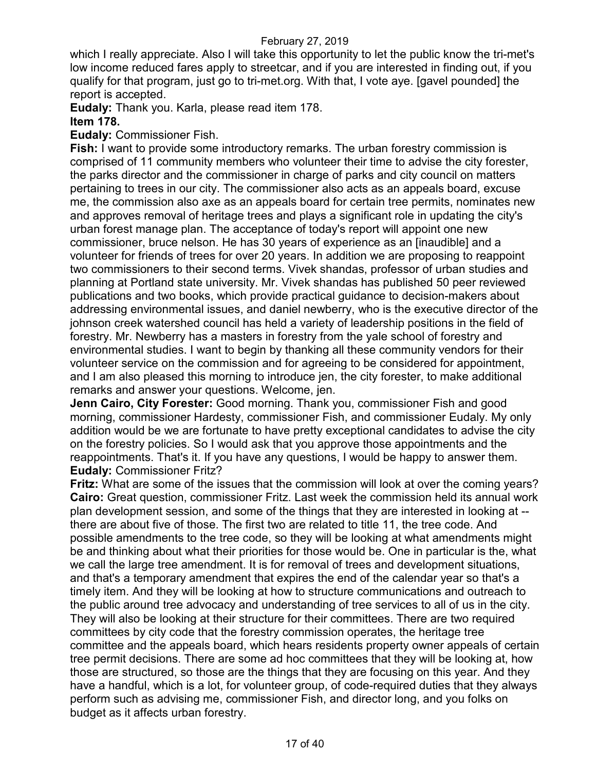which I really appreciate. Also I will take this opportunity to let the public know the tri-met's low income reduced fares apply to streetcar, and if you are interested in finding out, if you qualify for that program, just go to tri-met.org. With that, I vote aye. [gavel pounded] the report is accepted.

**Eudaly:** Thank you. Karla, please read item 178.

**Item 178.**

**Eudaly:** Commissioner Fish.

**Fish:** I want to provide some introductory remarks. The urban forestry commission is comprised of 11 community members who volunteer their time to advise the city forester, the parks director and the commissioner in charge of parks and city council on matters pertaining to trees in our city. The commissioner also acts as an appeals board, excuse me, the commission also axe as an appeals board for certain tree permits, nominates new and approves removal of heritage trees and plays a significant role in updating the city's urban forest manage plan. The acceptance of today's report will appoint one new commissioner, bruce nelson. He has 30 years of experience as an [inaudible] and a volunteer for friends of trees for over 20 years. In addition we are proposing to reappoint two commissioners to their second terms. Vivek shandas, professor of urban studies and planning at Portland state university. Mr. Vivek shandas has published 50 peer reviewed publications and two books, which provide practical guidance to decision-makers about addressing environmental issues, and daniel newberry, who is the executive director of the johnson creek watershed council has held a variety of leadership positions in the field of forestry. Mr. Newberry has a masters in forestry from the yale school of forestry and environmental studies. I want to begin by thanking all these community vendors for their volunteer service on the commission and for agreeing to be considered for appointment, and I am also pleased this morning to introduce jen, the city forester, to make additional remarks and answer your questions. Welcome, jen.

**Jenn Cairo, City Forester:** Good morning. Thank you, commissioner Fish and good morning, commissioner Hardesty, commissioner Fish, and commissioner Eudaly. My only addition would be we are fortunate to have pretty exceptional candidates to advise the city on the forestry policies. So I would ask that you approve those appointments and the reappointments. That's it. If you have any questions, I would be happy to answer them.

**Eudaly:** Commissioner Fritz?

**Fritz:** What are some of the issues that the commission will look at over the coming years?

**Cairo:** Great question, commissioner Fritz. Last week the commission held its annual work plan development session, and some of the things that they are interested in looking at -- there are about five of those. The first two are related to title 11, the tree code. And possible amendments to the tree code, so they will be looking at what amendments might be and thinking about what their priorities for those would be. One in particular is the, what we call the large tree amendment. It is for removal of trees and development situations, and that's a temporary amendment that expires the end of the calendar year so that's a timely item. And they will be looking at how to structure communications and outreach to the public around tree advocacy and understanding of tree services to all of us in the city. They will also be looking at their structure for their committees. There are two required committees by city code that the forestry commission operates, the heritage tree committee and the appeals board, which hears residents property owner appeals of certain tree permit decisions. There are some ad hoc committees that they will be looking at, how those are structured, so those are the things that they are focusing on this year. And they have a handful, which is a lot, for volunteer group, of code-required duties that they always perform such as advising me, commissioner Fish, and director long, and you folks on budget as it affects urban forestry.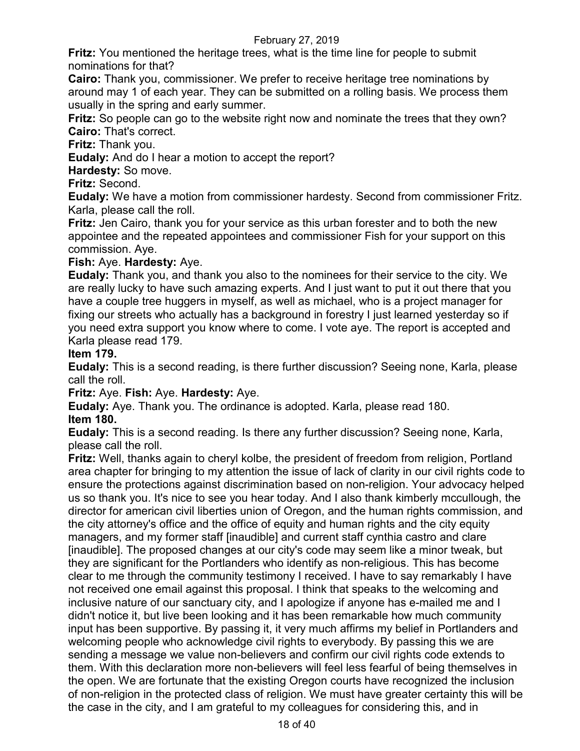**Fritz:** You mentioned the heritage trees, what is the time line for people to submit nominations for that?

**Cairo:** Thank you, commissioner. We prefer to receive heritage tree nominations by around may 1 of each year. They can be submitted on a rolling basis. We process them usually in the spring and early summer.

**Fritz:** So people can go to the website right now and nominate the trees that they own?

**Cairo:** That's correct.

**Fritz:** Thank you.

**Eudaly:** And do I hear a motion to accept the report?

**Hardesty:** So move.

**Fritz:** Second.

**Eudaly:** We have a motion from commissioner hardesty. Second from commissioner Fritz. Karla, please call the roll.

**Fritz:** Jen Cairo, thank you for your service as this urban forester and to both the new appointee and the repeated appointees and commissioner Fish for your support on this commission. Aye.

**Fish:** Aye. **Hardesty:** Aye.

**Eudaly:** Thank you, and thank you also to the nominees for their service to the city. We are really lucky to have such amazing experts. And I just want to put it out there that you have a couple tree huggers in myself, as well as michael, who is a project manager for fixing our streets who actually has a background in forestry I just learned yesterday so if you need extra support you know where to come. I vote aye. The report is accepted and Karla please read 179.

**Item 179.**

**Eudaly:** This is a second reading, is there further discussion? Seeing none, Karla, please call the roll.

**Fritz:** Aye. **Fish:** Aye. **Hardesty:** Aye.

**Eudaly:** Aye. Thank you. The ordinance is adopted. Karla, please read 180.

**Item 180.**

**Eudaly:** This is a second reading. Is there any further discussion? Seeing none, Karla, please call the roll.

**Fritz:** Well, thanks again to cheryl kolbe, the president of freedom from religion, Portland area chapter for bringing to my attention the issue of lack of clarity in our civil rights code to ensure the protections against discrimination based on non-religion. Your advocacy helped us so thank you. It's nice to see you hear today. And I also thank kimberly mccullough, the director for american civil liberties union of Oregon, and the human rights commission, and the city attorney's office and the office of equity and human rights and the city equity managers, and my former staff [inaudible] and current staff cynthia castro and clare [inaudible]. The proposed changes at our city's code may seem like a minor tweak, but they are significant for the Portlanders who identify as non-religious. This has become clear to me through the community testimony I received. I have to say remarkably I have not received one email against this proposal. I think that speaks to the welcoming and inclusive nature of our sanctuary city, and I apologize if anyone has e-mailed me and I didn't notice it, but live been looking and it has been remarkable how much community input has been supportive. By passing it, it very much affirms my belief in Portlanders and welcoming people who acknowledge civil rights to everybody. By passing this we are sending a message we value non-believers and confirm our civil rights code extends to them. With this declaration more non-believers will feel less fearful of being themselves in the open. We are fortunate that the existing Oregon courts have recognized the inclusion of non-religion in the protected class of religion. We must have greater certainty this will be the case in the city, and I am grateful to my colleagues for considering this, and in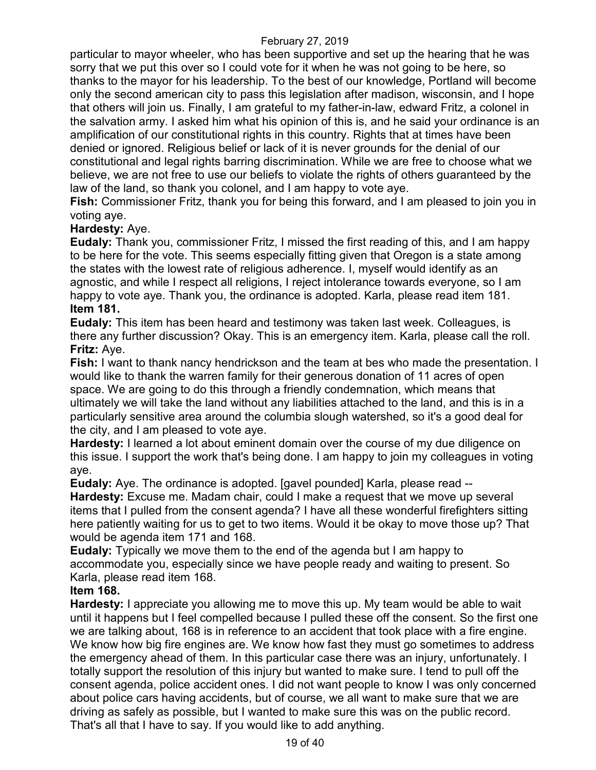particular to mayor wheeler, who has been supportive and set up the hearing that he was sorry that we put this over so I could vote for it when he was not going to be here, so thanks to the mayor for his leadership. To the best of our knowledge, Portland will become only the second american city to pass this legislation after madison, wisconsin, and I hope that others will join us. Finally, I am grateful to my father-in-law, edward Fritz, a colonel in the salvation army. I asked him what his opinion of this is, and he said your ordinance is an amplification of our constitutional rights in this country. Rights that at times have been denied or ignored. Religious belief or lack of it is never grounds for the denial of our constitutional and legal rights barring discrimination. While we are free to choose what we believe, we are not free to use our beliefs to violate the rights of others guaranteed by the law of the land, so thank you colonel, and I am happy to vote aye.

**Fish:** Commissioner Fritz, thank you for being this forward, and I am pleased to join you in voting aye.

**Hardesty:** Aye.

**Eudaly:** Thank you, commissioner Fritz, I missed the first reading of this, and I am happy to be here for the vote. This seems especially fitting given that Oregon is a state among the states with the lowest rate of religious adherence. I, myself would identify as an agnostic, and while I respect all religions, I reject intolerance towards everyone, so I am happy to vote aye. Thank you, the ordinance is adopted. Karla, please read item 181.

**Item 181.**

**Eudaly:** This item has been heard and testimony was taken last week. Colleagues, is there any further discussion? Okay. This is an emergency item. Karla, please call the roll.

**Fritz:** Aye.

**Fish:** I want to thank nancy hendrickson and the team at bes who made the presentation. I would like to thank the warren family for their generous donation of 11 acres of open space. We are going to do this through a friendly condemnation, which means that ultimately we will take the land without any liabilities attached to the land, and this is in a particularly sensitive area around the columbia slough watershed, so it's a good deal for the city, and I am pleased to vote aye.

**Hardesty:** I learned a lot about eminent domain over the course of my due diligence on this issue. I support the work that's being done. I am happy to join my colleagues in voting aye.

**Eudaly:** Aye. The ordinance is adopted. [gavel pounded] Karla, please read --

**Hardesty:** Excuse me. Madam chair, could I make a request that we move up several items that I pulled from the consent agenda? I have all these wonderful firefighters sitting here patiently waiting for us to get to two items. Would it be okay to move those up? That would be agenda item 171 and 168.

**Eudaly:** Typically we move them to the end of the agenda but I am happy to accommodate you, especially since we have people ready and waiting to present. So Karla, please read item 168.

**Item 168.**

**Hardesty:** I appreciate you allowing me to move this up. My team would be able to wait until it happens but I feel compelled because I pulled these off the consent. So the first one we are talking about, 168 is in reference to an accident that took place with a fire engine. We know how big fire engines are. We know how fast they must go sometimes to address the emergency ahead of them. In this particular case there was an injury, unfortunately. I totally support the resolution of this injury but wanted to make sure. I tend to pull off the consent agenda, police accident ones. I did not want people to know I was only concerned about police cars having accidents, but of course, we all want to make sure that we are driving as safely as possible, but I wanted to make sure this was on the public record. That's all that I have to say. If you would like to add anything.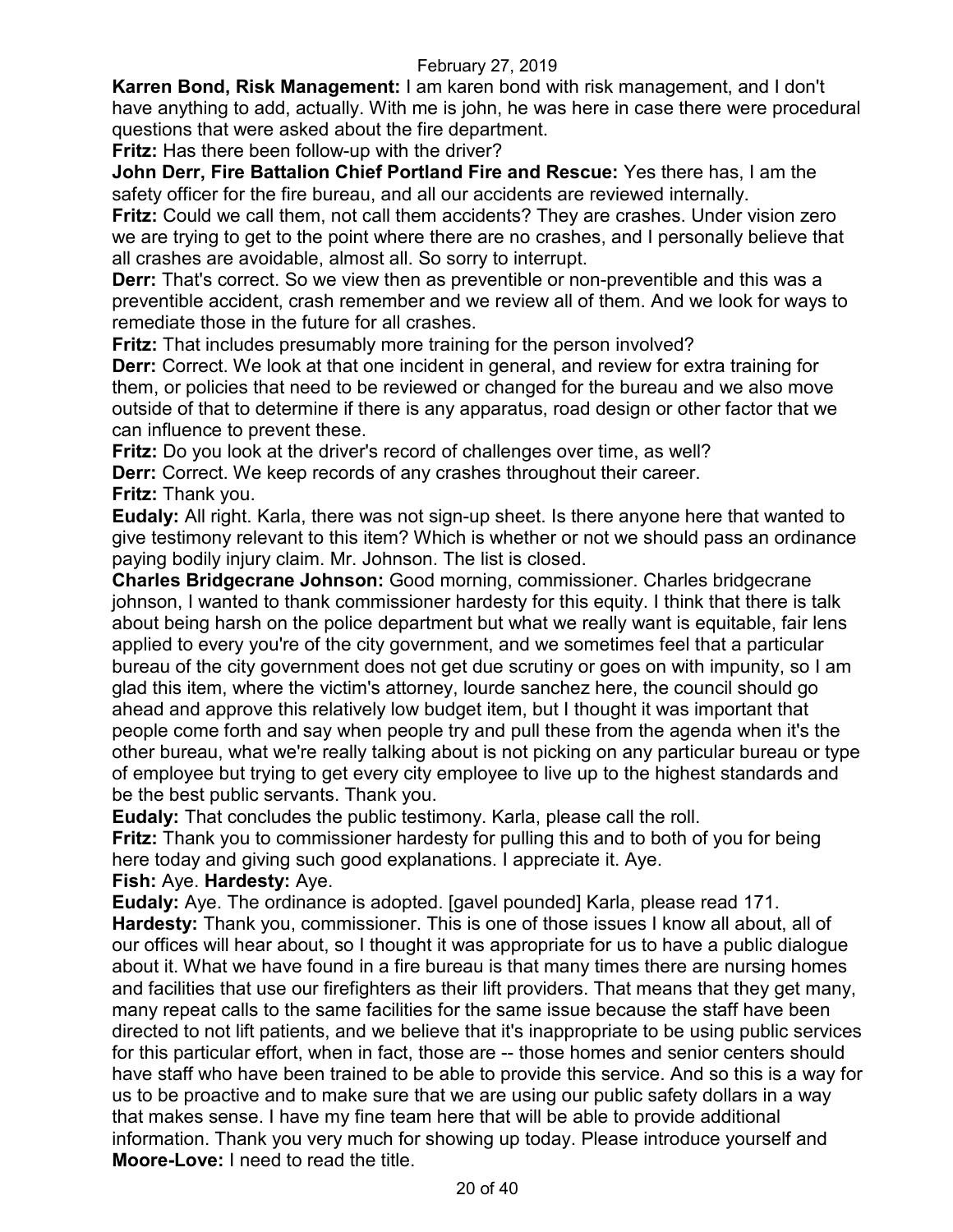**Karren Bond, Risk Management:** I am karen bond with risk management, and I don't have anything to add, actually. With me is john, he was here in case there were procedural questions that were asked about the fire department.

**Fritz:** Has there been follow-up with the driver?

**John Derr, Fire Battalion Chief Portland Fire and Rescue:** Yes there has, I am the safety officer for the fire bureau, and all our accidents are reviewed internally.

**Fritz:** Could we call them, not call them accidents? They are crashes. Under vision zero we are trying to get to the point where there are no crashes, and I personally believe that all crashes are avoidable, almost all. So sorry to interrupt.

**Derr:** That's correct. So we view then as preventible or non-preventible and this was a preventible accident, crash remember and we review all of them. And we look for ways to remediate those in the future for all crashes.

**Fritz:** That includes presumably more training for the person involved?

**Derr:** Correct. We look at that one incident in general, and review for extra training for them, or policies that need to be reviewed or changed for the bureau and we also move outside of that to determine if there is any apparatus, road design or other factor that we can influence to prevent these.

**Fritz:** Do you look at the driver's record of challenges over time, as well?

**Derr:** Correct. We keep records of any crashes throughout their career.

**Fritz:** Thank you.

**Eudaly:** All right. Karla, there was not sign-up sheet. Is there anyone here that wanted to give testimony relevant to this item? Which is whether or not we should pass an ordinance paying bodily injury claim. Mr. Johnson. The list is closed.

**Charles Bridgecrane Johnson:** Good morning, commissioner. Charles bridgecrane johnson, I wanted to thank commissioner hardesty for this equity. I think that there is talk about being harsh on the police department but what we really want is equitable, fair lens applied to every you're of the city government, and we sometimes feel that a particular bureau of the city government does not get due scrutiny or goes on with impunity, so I am glad this item, where the victim's attorney, lourde sanchez here, the council should go ahead and approve this relatively low budget item, but I thought it was important that people come forth and say when people try and pull these from the agenda when it's the other bureau, what we're really talking about is not picking on any particular bureau or type of employee but trying to get every city employee to live up to the highest standards and be the best public servants. Thank you.

**Eudaly:** That concludes the public testimony. Karla, please call the roll.

**Fritz:** Thank you to commissioner hardesty for pulling this and to both of you for being here today and giving such good explanations. I appreciate it. Aye.

**Fish:** Aye. **Hardesty:** Aye.

**Eudaly:** Aye. The ordinance is adopted. [gavel pounded] Karla, please read 171.

**Hardesty:** Thank you, commissioner. This is one of those issues I know all about, all of our offices will hear about, so I thought it was appropriate for us to have a public dialogue about it. What we have found in a fire bureau is that many times there are nursing homes and facilities that use our firefighters as their lift providers. That means that they get many, many repeat calls to the same facilities for the same issue because the staff have been directed to not lift patients, and we believe that it's inappropriate to be using public services for this particular effort, when in fact, those are -- those homes and senior centers should have staff who have been trained to be able to provide this service. And so this is a way for us to be proactive and to make sure that we are using our public safety dollars in a way that makes sense. I have my fine team here that will be able to provide additional information. Thank you very much for showing up today. Please introduce yourself and

**Moore-Love:** I need to read the title.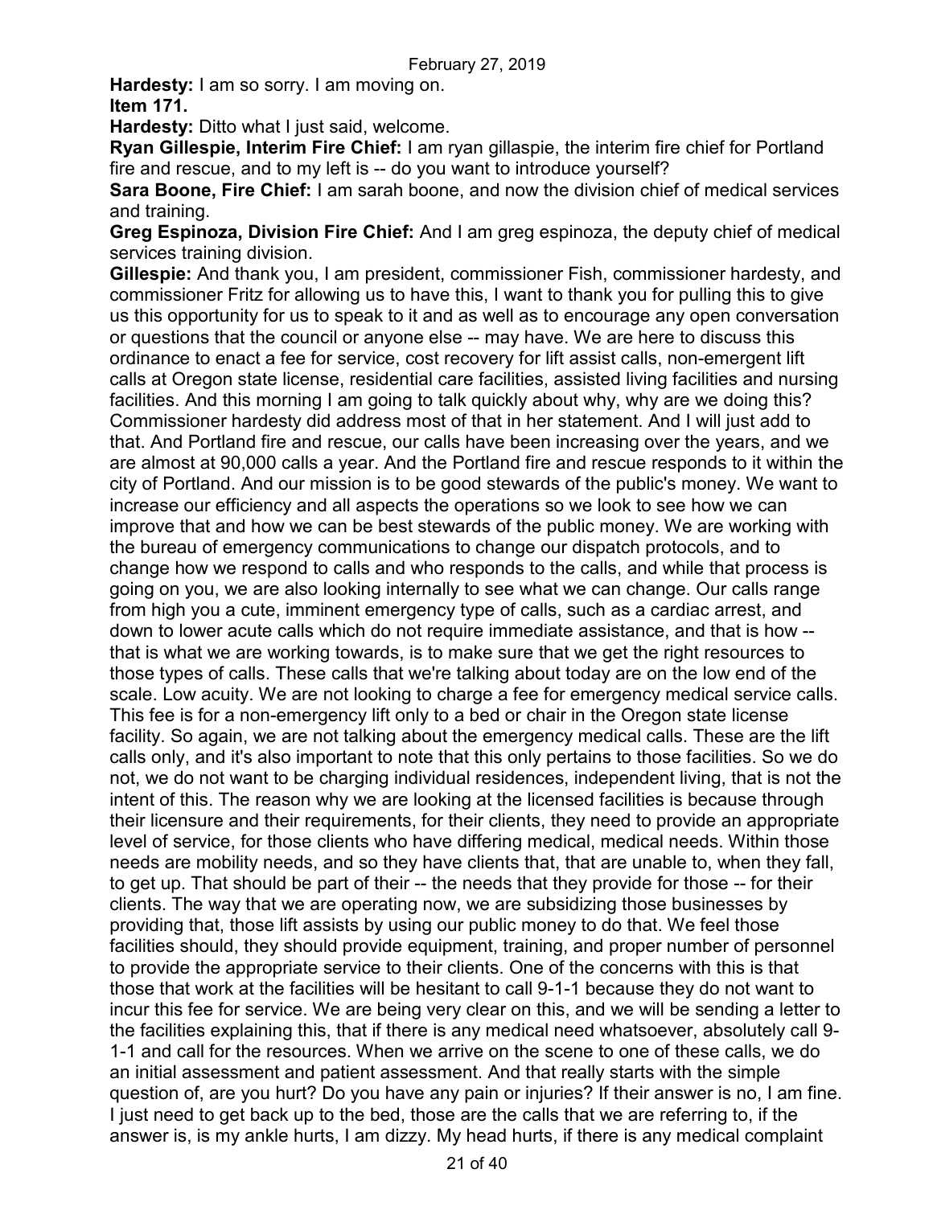**Hardesty:** I am so sorry. I am moving on.

**Item 171.**

**Hardesty:** Ditto what I just said, welcome.

**Ryan Gillespie, Interim Fire Chief:** I am ryan gillaspie, the interim fire chief for Portland fire and rescue, and to my left is -- do you want to introduce yourself?

**Sara Boone, Fire Chief:** I am sarah boone, and now the division chief of medical services and training.

**Greg Espinoza, Division Fire Chief:** And I am greg espinoza, the deputy chief of medical services training division.

**Gillespie:** And thank you, I am president, commissioner Fish, commissioner hardesty, and commissioner Fritz for allowing us to have this, I want to thank you for pulling this to give us this opportunity for us to speak to it and as well as to encourage any open conversation or questions that the council or anyone else -- may have. We are here to discuss this ordinance to enact a fee for service, cost recovery for lift assist calls, non-emergent lift calls at Oregon state license, residential care facilities, assisted living facilities and nursing facilities. And this morning I am going to talk quickly about why, why are we doing this? Commissioner hardesty did address most of that in her statement. And I will just add to that. And Portland fire and rescue, our calls have been increasing over the years, and we are almost at 90,000 calls a year. And the Portland fire and rescue responds to it within the city of Portland. And our mission is to be good stewards of the public's money. We want to increase our efficiency and all aspects the operations so we look to see how we can improve that and how we can be best stewards of the public money. We are working with the bureau of emergency communications to change our dispatch protocols, and to change how we respond to calls and who responds to the calls, and while that process is going on you, we are also looking internally to see what we can change. Our calls range from high you a cute, imminent emergency type of calls, such as a cardiac arrest, and down to lower acute calls which do not require immediate assistance, and that is how -- that is what we are working towards, is to make sure that we get the right resources to those types of calls. These calls that we're talking about today are on the low end of the scale. Low acuity. We are not looking to charge a fee for emergency medical service calls. This fee is for a non-emergency lift only to a bed or chair in the Oregon state license facility. So again, we are not talking about the emergency medical calls. These are the lift calls only, and it's also important to note that this only pertains to those facilities. So we do not, we do not want to be charging individual residences, independent living, that is not the intent of this. The reason why we are looking at the licensed facilities is because through their licensure and their requirements, for their clients, they need to provide an appropriate level of service, for those clients who have differing medical, medical needs. Within those needs are mobility needs, and so they have clients that, that are unable to, when they fall, to get up. That should be part of their -- the needs that they provide for those -- for their clients. The way that we are operating now, we are subsidizing those businesses by providing that, those lift assists by using our public money to do that. We feel those facilities should, they should provide equipment, training, and proper number of personnel to provide the appropriate service to their clients. One of the concerns with this is that those that work at the facilities will be hesitant to call 9-1-1 because they do not want to incur this fee for service. We are being very clear on this, and we will be sending a letter to the facilities explaining this, that if there is any medical need whatsoever, absolutely call 9-1-1 and call for the resources. When we arrive on the scene to one of these calls, we do an initial assessment and patient assessment. And that really starts with the simple question of, are you hurt? Do you have any pain or injuries? If their answer is no, I am fine. I just need to get back up to the bed, those are the calls that we are referring to, if the answer is, is my ankle hurts, I am dizzy. My head hurts, if there is any medical complaint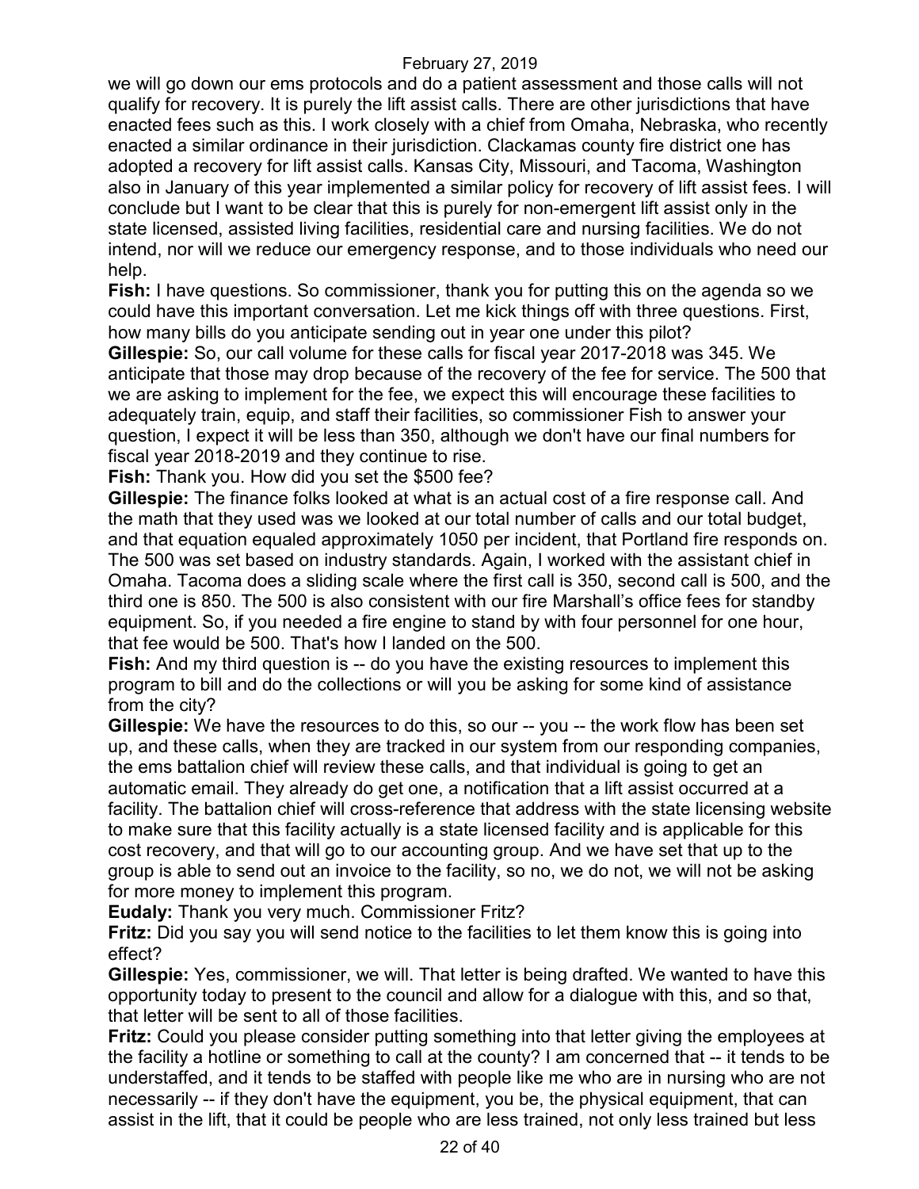we will go down our ems protocols and do a patient assessment and those calls will not qualify for recovery. It is purely the lift assist calls. There are other jurisdictions that have enacted fees such as this. I work closely with a chief from Omaha, Nebraska, who recently enacted a similar ordinance in their jurisdiction. Clackamas county fire district one has adopted a recovery for lift assist calls. Kansas City, Missouri, and Tacoma, Washington also in January of this year implemented a similar policy for recovery of lift assist fees. I will conclude but I want to be clear that this is purely for non-emergent lift assist only in the state licensed, assisted living facilities, residential care and nursing facilities. We do not intend, nor will we reduce our emergency response, and to those individuals who need our help.

**Fish:** I have questions. So commissioner, thank you for putting this on the agenda so we could have this important conversation. Let me kick things off with three questions. First, how many bills do you anticipate sending out in year one under this pilot?

**Gillespie:** So, our call volume for these calls for fiscal year 2017-2018 was 345. We anticipate that those may drop because of the recovery of the fee for service. The 500 that we are asking to implement for the fee, we expect this will encourage these facilities to adequately train, equip, and staff their facilities, so commissioner Fish to answer your question, I expect it will be less than 350, although we don't have our final numbers for fiscal year 2018-2019 and they continue to rise.

**Fish:** Thank you. How did you set the $500 fee?

**Gillespie:** The finance folks looked at what is an actual cost of a fire response call. And the math that they used was we looked at our total number of calls and our total budget, and that equation equaled approximately 1050 per incident, that Portland fire responds on. The 500 was set based on industry standards. Again, I worked with the assistant chief in Omaha. Tacoma does a sliding scale where the first call is 350, second call is 500, and the third one is 850. The 500 is also consistent with our fire Marshall's office fees for standby equipment. So, if you needed a fire engine to stand by with four personnel for one hour, that fee would be 500. That's how I landed on the 500.

**Fish:** And my third question is -- do you have the existing resources to implement this program to bill and do the collections or will you be asking for some kind of assistance from the city?

**Gillespie:** We have the resources to do this, so our -- you -- the work flow has been set up, and these calls, when they are tracked in our system from our responding companies, the ems battalion chief will review these calls, and that individual is going to get an automatic email. They already do get one, a notification that a lift assist occurred at a facility. The battalion chief will cross-reference that address with the state licensing website to make sure that this facility actually is a state licensed facility and is applicable for this cost recovery, and that will go to our accounting group. And we have set that up to the group is able to send out an invoice to the facility, so no, we do not, we will not be asking for more money to implement this program.

**Eudaly:** Thank you very much. Commissioner Fritz?

**Fritz:** Did you say you will send notice to the facilities to let them know this is going into effect?

**Gillespie:** Yes, commissioner, we will. That letter is being drafted. We wanted to have this opportunity today to present to the council and allow for a dialogue with this, and so that, that letter will be sent to all of those facilities.

**Fritz:** Could you please consider putting something into that letter giving the employees at the facility a hotline or something to call at the county? I am concerned that -- it tends to be understaffed, and it tends to be staffed with people like me who are in nursing who are not necessarily -- if they don't have the equipment, you be, the physical equipment, that can assist in the lift, that it could be people who are less trained, not only less trained but less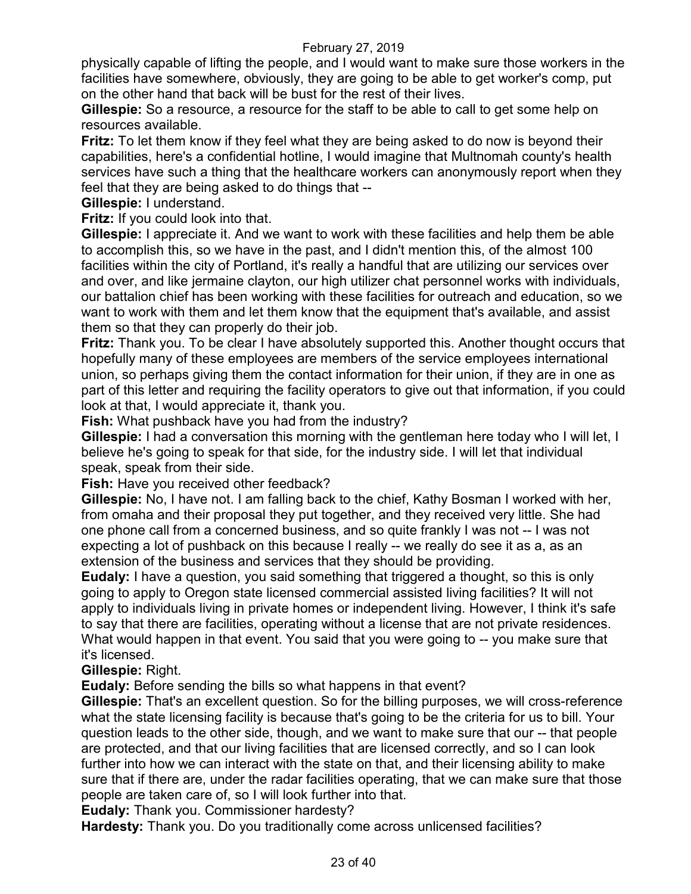physically capable of lifting the people, and I would want to make sure those workers in the facilities have somewhere, obviously, they are going to be able to get worker's comp, put on the other hand that back will be bust for the rest of their lives.

**Gillespie:** So a resource, a resource for the staff to be able to call to get some help on resources available.

**Fritz:** To let them know if they feel what they are being asked to do now is beyond their capabilities, here's a confidential hotline, I would imagine that Multnomah county's health services have such a thing that the healthcare workers can anonymously report when they feel that they are being asked to do things that --

**Gillespie:** I understand.

**Fritz:** If you could look into that.

**Gillespie:** I appreciate it. And we want to work with these facilities and help them be able to accomplish this, so we have in the past, and I didn't mention this, of the almost 100 facilities within the city of Portland, it's really a handful that are utilizing our services over and over, and like jermaine clayton, our high utilizer chat personnel works with individuals, our battalion chief has been working with these facilities for outreach and education, so we want to work with them and let them know that the equipment that's available, and assist them so that they can properly do their job.

**Fritz:** Thank you. To be clear I have absolutely supported this. Another thought occurs that hopefully many of these employees are members of the service employees international union, so perhaps giving them the contact information for their union, if they are in one as part of this letter and requiring the facility operators to give out that information, if you could look at that, I would appreciate it, thank you.

**Fish:** What pushback have you had from the industry?

**Gillespie:** I had a conversation this morning with the gentleman here today who I will let, I believe he's going to speak for that side, for the industry side. I will let that individual speak, speak from their side.

**Fish:** Have you received other feedback?

**Gillespie:** No, I have not. I am falling back to the chief, Kathy Bosman I worked with her, from omaha and their proposal they put together, and they received very little. She had one phone call from a concerned business, and so quite frankly I was not -- I was not expecting a lot of pushback on this because I really -- we really do see it as a, as an extension of the business and services that they should be providing.

**Eudaly:** I have a question, you said something that triggered a thought, so this is only going to apply to Oregon state licensed commercial assisted living facilities? It will not apply to individuals living in private homes or independent living. However, I think it's safe to say that there are facilities, operating without a license that are not private residences. What would happen in that event. You said that you were going to -- you make sure that it's licensed.

**Gillespie:** Right.

**Eudaly:** Before sending the bills so what happens in that event?

**Gillespie:** That's an excellent question. So for the billing purposes, we will cross-reference what the state licensing facility is because that's going to be the criteria for us to bill. Your question leads to the other side, though, and we want to make sure that our -- that people are protected, and that our living facilities that are licensed correctly, and so I can look further into how we can interact with the state on that, and their licensing ability to make sure that if there are, under the radar facilities operating, that we can make sure that those people are taken care of, so I will look further into that.

**Eudaly:** Thank you. Commissioner hardesty?

**Hardesty:** Thank you. Do you traditionally come across unlicensed facilities?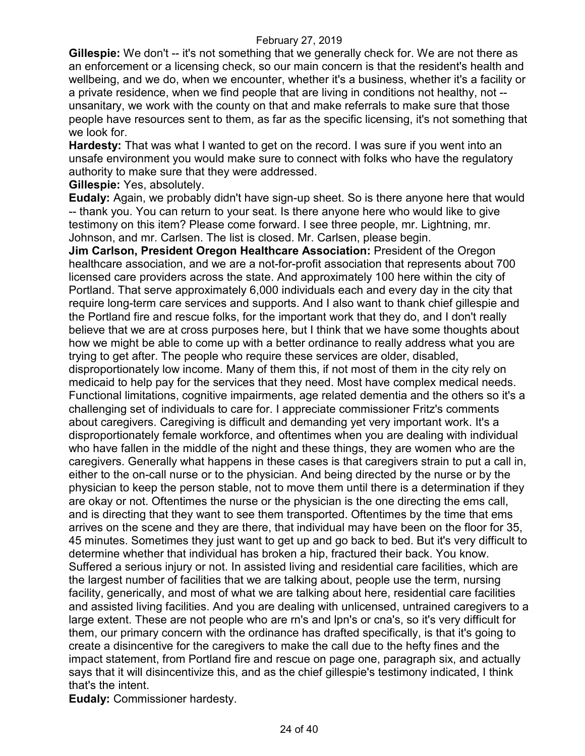**Gillespie:** We don't -- it's not something that we generally check for. We are not there as an enforcement or a licensing check, so our main concern is that the resident's health and wellbeing, and we do, when we encounter, whether it's a business, whether it's a facility or a private residence, when we find people that are living in conditions not healthy, not -- unsanitary, we work with the county on that and make referrals to make sure that those people have resources sent to them, as far as the specific licensing, it's not something that we look for.

**Hardesty:** That was what I wanted to get on the record. I was sure if you went into an unsafe environment you would make sure to connect with folks who have the regulatory authority to make sure that they were addressed.

**Gillespie:** Yes, absolutely.

**Eudaly:** Again, we probably didn't have sign-up sheet. So is there anyone here that would -- thank you. You can return to your seat. Is there anyone here who would like to give testimony on this item? Please come forward. I see three people, mr. Lightning, mr. Johnson, and mr. Carlsen. The list is closed. Mr. Carlsen, please begin.

**Jim Carlson, President Oregon Healthcare Association:** President of the Oregon healthcare association, and we are a not-for-profit association that represents about 700 licensed care providers across the state. And approximately 100 here within the city of Portland. That serve approximately 6,000 individuals each and every day in the city that require long-term care services and supports. And I also want to thank chief gillespie and the Portland fire and rescue folks, for the important work that they do, and I don't really believe that we are at cross purposes here, but I think that we have some thoughts about how we might be able to come up with a better ordinance to really address what you are trying to get after. The people who require these services are older, disabled, disproportionately low income. Many of them this, if not most of them in the city rely on medicaid to help pay for the services that they need. Most have complex medical needs. Functional limitations, cognitive impairments, age related dementia and the others so it's a challenging set of individuals to care for. I appreciate commissioner Fritz's comments about caregivers. Caregiving is difficult and demanding yet very important work. It's a disproportionately female workforce, and oftentimes when you are dealing with individual who have fallen in the middle of the night and these things, they are women who are the caregivers. Generally what happens in these cases is that caregivers strain to put a call in, either to the on-call nurse or to the physician. And being directed by the nurse or by the physician to keep the person stable, not to move them until there is a determination if they are okay or not. Oftentimes the nurse or the physician is the one directing the ems call, and is directing that they want to see them transported. Oftentimes by the time that ems arrives on the scene and they are there, that individual may have been on the floor for 35, 45 minutes. Sometimes they just want to get up and go back to bed. But it's very difficult to determine whether that individual has broken a hip, fractured their back. You know. Suffered a serious injury or not. In assisted living and residential care facilities, which are the largest number of facilities that we are talking about, people use the term, nursing facility, generically, and most of what we are talking about here, residential care facilities and assisted living facilities. And you are dealing with unlicensed, untrained caregivers to a large extent. These are not people who are rn's and lpn's or cna's, so it's very difficult for them, our primary concern with the ordinance has drafted specifically, is that it's going to create a disincentive for the caregivers to make the call due to the hefty fines and the impact statement, from Portland fire and rescue on page one, paragraph six, and actually says that it will disincentivize this, and as the chief gillespie's testimony indicated, I think that's the intent.

**Eudaly:** Commissioner hardesty.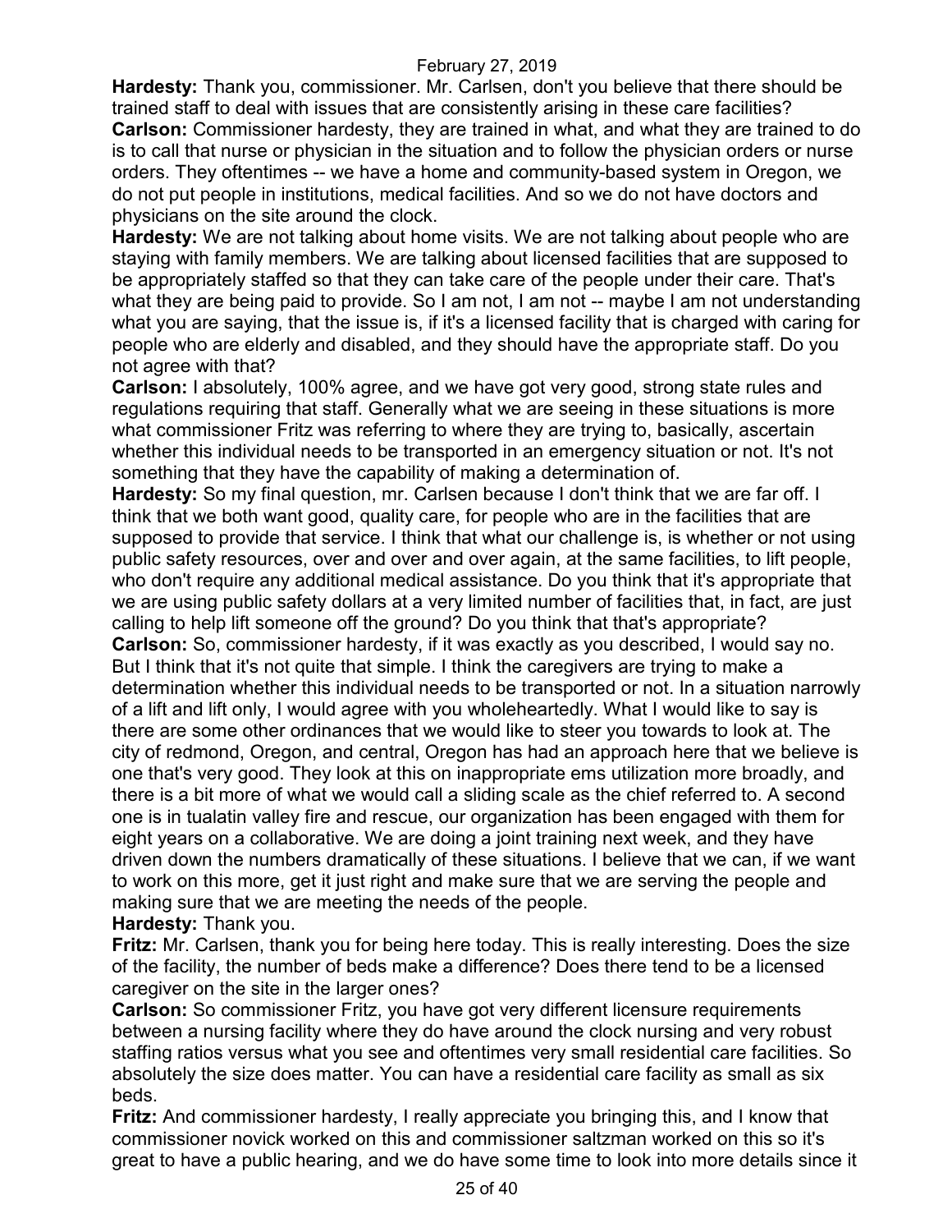**Hardesty:** Thank you, commissioner. Mr. Carlsen, don't you believe that there should be trained staff to deal with issues that are consistently arising in these care facilities?

**Carlson:** Commissioner hardesty, they are trained in what, and what they are trained to do is to call that nurse or physician in the situation and to follow the physician orders or nurse orders. They oftentimes -- we have a home and community-based system in Oregon, we do not put people in institutions, medical facilities. And so we do not have doctors and physicians on the site around the clock.

**Hardesty:** We are not talking about home visits. We are not talking about people who are staying with family members. We are talking about licensed facilities that are supposed to be appropriately staffed so that they can take care of the people under their care. That's what they are being paid to provide. So I am not, I am not -- maybe I am not understanding what you are saying, that the issue is, if it's a licensed facility that is charged with caring for people who are elderly and disabled, and they should have the appropriate staff. Do you not agree with that?

**Carlson:** I absolutely, 100% agree, and we have got very good, strong state rules and regulations requiring that staff. Generally what we are seeing in these situations is more what commissioner Fritz was referring to where they are trying to, basically, ascertain whether this individual needs to be transported in an emergency situation or not. It's not something that they have the capability of making a determination of.

**Hardesty:** So my final question, mr. Carlsen because I don't think that we are far off. I think that we both want good, quality care, for people who are in the facilities that are supposed to provide that service. I think that what our challenge is, is whether or not using public safety resources, over and over and over again, at the same facilities, to lift people, who don't require any additional medical assistance. Do you think that it's appropriate that we are using public safety dollars at a very limited number of facilities that, in fact, are just calling to help lift someone off the ground? Do you think that that's appropriate?

**Carlson:** So, commissioner hardesty, if it was exactly as you described, I would say no. But I think that it's not quite that simple. I think the caregivers are trying to make a determination whether this individual needs to be transported or not. In a situation narrowly of a lift and lift only, I would agree with you wholeheartedly. What I would like to say is there are some other ordinances that we would like to steer you towards to look at. The city of redmond, Oregon, and central, Oregon has had an approach here that we believe is one that's very good. They look at this on inappropriate ems utilization more broadly, and there is a bit more of what we would call a sliding scale as the chief referred to. A second one is in tualatin valley fire and rescue, our organization has been engaged with them for eight years on a collaborative. We are doing a joint training next week, and they have driven down the numbers dramatically of these situations. I believe that we can, if we want to work on this more, get it just right and make sure that we are serving the people and making sure that we are meeting the needs of the people.

**Hardesty:** Thank you.

**Fritz:** Mr. Carlsen, thank you for being here today. This is really interesting. Does the size of the facility, the number of beds make a difference? Does there tend to be a licensed caregiver on the site in the larger ones?

**Carlson:** So commissioner Fritz, you have got very different licensure requirements between a nursing facility where they do have around the clock nursing and very robust staffing ratios versus what you see and oftentimes very small residential care facilities. So absolutely the size does matter. You can have a residential care facility as small as six beds.

**Fritz:** And commissioner hardesty, I really appreciate you bringing this, and I know that commissioner novick worked on this and commissioner saltzman worked on this so it's great to have a public hearing, and we do have some time to look into more details since it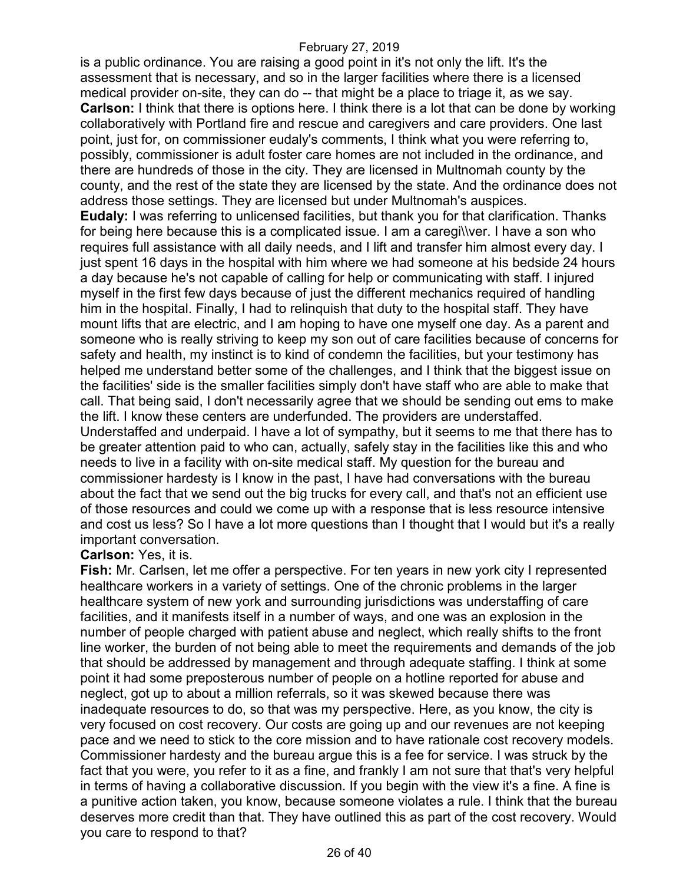is a public ordinance. You are raising a good point in it's not only the lift. It's the assessment that is necessary, and so in the larger facilities where there is a licensed medical provider on-site, they can do -- that might be a place to triage it, as we say.

**Carlson:** I think that there is options here. I think there is a lot that can be done by working collaboratively with Portland fire and rescue and caregivers and care providers. One last point, just for, on commissioner eudaly's comments, I think what you were referring to, possibly, commissioner is adult foster care homes are not included in the ordinance, and there are hundreds of those in the city. They are licensed in Multnomah county by the county, and the rest of the state they are licensed by the state. And the ordinance does not address those settings. They are licensed but under Multnomah's auspices.

**Eudaly:** I was referring to unlicensed facilities, but thank you for that clarification. Thanks for being here because this is a complicated issue. I am a caregi\\ver. I have a son who requires full assistance with all daily needs, and I lift and transfer him almost every day. I just spent 16 days in the hospital with him where we had someone at his bedside 24 hours a day because he's not capable of calling for help or communicating with staff. I injured myself in the first few days because of just the different mechanics required of handling him in the hospital. Finally, I had to relinquish that duty to the hospital staff. They have mount lifts that are electric, and I am hoping to have one myself one day. As a parent and someone who is really striving to keep my son out of care facilities because of concerns for safety and health, my instinct is to kind of condemn the facilities, but your testimony has helped me understand better some of the challenges, and I think that the biggest issue on the facilities' side is the smaller facilities simply don't have staff who are able to make that call. That being said, I don't necessarily agree that we should be sending out ems to make the lift. I know these centers are underfunded. The providers are understaffed. Understaffed and underpaid. I have a lot of sympathy, but it seems to me that there has to be greater attention paid to who can, actually, safely stay in the facilities like this and who needs to live in a facility with on-site medical staff. My question for the bureau and commissioner hardesty is I know in the past, I have had conversations with the bureau about the fact that we send out the big trucks for every call, and that's not an efficient use of those resources and could we come up with a response that is less resource intensive and cost us less? So I have a lot more questions than I thought that I would but it's a really important conversation.

**Carlson:** Yes, it is.

**Fish:** Mr. Carlsen, let me offer a perspective. For ten years in new york city I represented healthcare workers in a variety of settings. One of the chronic problems in the larger healthcare system of new york and surrounding jurisdictions was understaffing of care facilities, and it manifests itself in a number of ways, and one was an explosion in the number of people charged with patient abuse and neglect, which really shifts to the front line worker, the burden of not being able to meet the requirements and demands of the job that should be addressed by management and through adequate staffing. I think at some point it had some preposterous number of people on a hotline reported for abuse and neglect, got up to about a million referrals, so it was skewed because there was inadequate resources to do, so that was my perspective. Here, as you know, the city is very focused on cost recovery. Our costs are going up and our revenues are not keeping pace and we need to stick to the core mission and to have rationale cost recovery models. Commissioner hardesty and the bureau argue this is a fee for service. I was struck by the fact that you were, you refer to it as a fine, and frankly I am not sure that that's very helpful in terms of having a collaborative discussion. If you begin with the view it's a fine. A fine is a punitive action taken, you know, because someone violates a rule. I think that the bureau deserves more credit than that. They have outlined this as part of the cost recovery. Would you care to respond to that?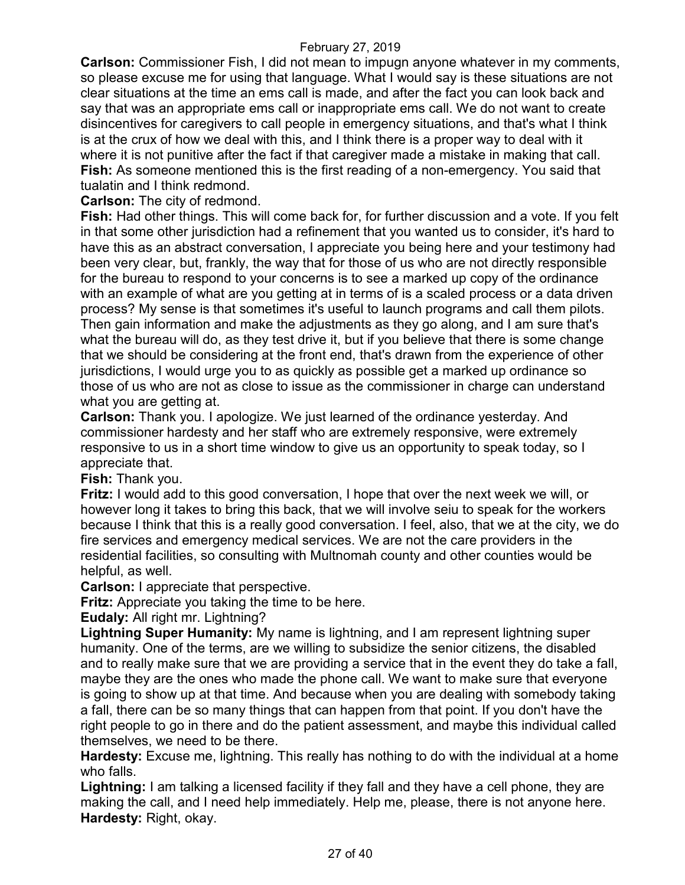**Carlson:** Commissioner Fish, I did not mean to impugn anyone whatever in my comments, so please excuse me for using that language. What I would say is these situations are not clear situations at the time an ems call is made, and after the fact you can look back and say that was an appropriate ems call or inappropriate ems call. We do not want to create disincentives for caregivers to call people in emergency situations, and that's what I think is at the crux of how we deal with this, and I think there is a proper way to deal with it where it is not punitive after the fact if that caregiver made a mistake in making that call.
**Fish:** As someone mentioned this is the first reading of a non-emergency. You said that tualatin and I think redmond.
**Carlson:** The city of redmond.
**Fish:** Had other things. This will come back for, for further discussion and a vote. If you felt in that some other jurisdiction had a refinement that you wanted us to consider, it's hard to have this as an abstract conversation, I appreciate you being here and your testimony had been very clear, but, frankly, the way that for those of us who are not directly responsible for the bureau to respond to your concerns is to see a marked up copy of the ordinance with an example of what are you getting at in terms of is a scaled process or a data driven process? My sense is that sometimes it's useful to launch programs and call them pilots. Then gain information and make the adjustments as they go along, and I am sure that's what the bureau will do, as they test drive it, but if you believe that there is some change that we should be considering at the front end, that's drawn from the experience of other jurisdictions, I would urge you to as quickly as possible get a marked up ordinance so those of us who are not as close to issue as the commissioner in charge can understand what you are getting at.
**Carlson:** Thank you. I apologize. We just learned of the ordinance yesterday. And commissioner hardesty and her staff who are extremely responsive, were extremely responsive to us in a short time window to give us an opportunity to speak today, so I appreciate that.
**Fish:** Thank you.
**Fritz:** I would add to this good conversation, I hope that over the next week we will, or however long it takes to bring this back, that we will involve seiu to speak for the workers because I think that this is a really good conversation. I feel, also, that we at the city, we do fire services and emergency medical services. We are not the care providers in the residential facilities, so consulting with Multnomah county and other counties would be helpful, as well.
**Carlson:** I appreciate that perspective.
**Fritz:** Appreciate you taking the time to be here.
**Eudaly:** All right mr. Lightning?
**Lightning Super Humanity:** My name is lightning, and I am represent lightning super humanity. One of the terms, are we willing to subsidize the senior citizens, the disabled and to really make sure that we are providing a service that in the event they do take a fall, maybe they are the ones who made the phone call. We want to make sure that everyone is going to show up at that time. And because when you are dealing with somebody taking a fall, there can be so many things that can happen from that point. If you don't have the right people to go in there and do the patient assessment, and maybe this individual called themselves, we need to be there.
**Hardesty:** Excuse me, lightning. This really has nothing to do with the individual at a home who falls.
**Lightning:** I am talking a licensed facility if they fall and they have a cell phone, they are making the call, and I need help immediately. Help me, please, there is not anyone here.
**Hardesty:** Right, okay.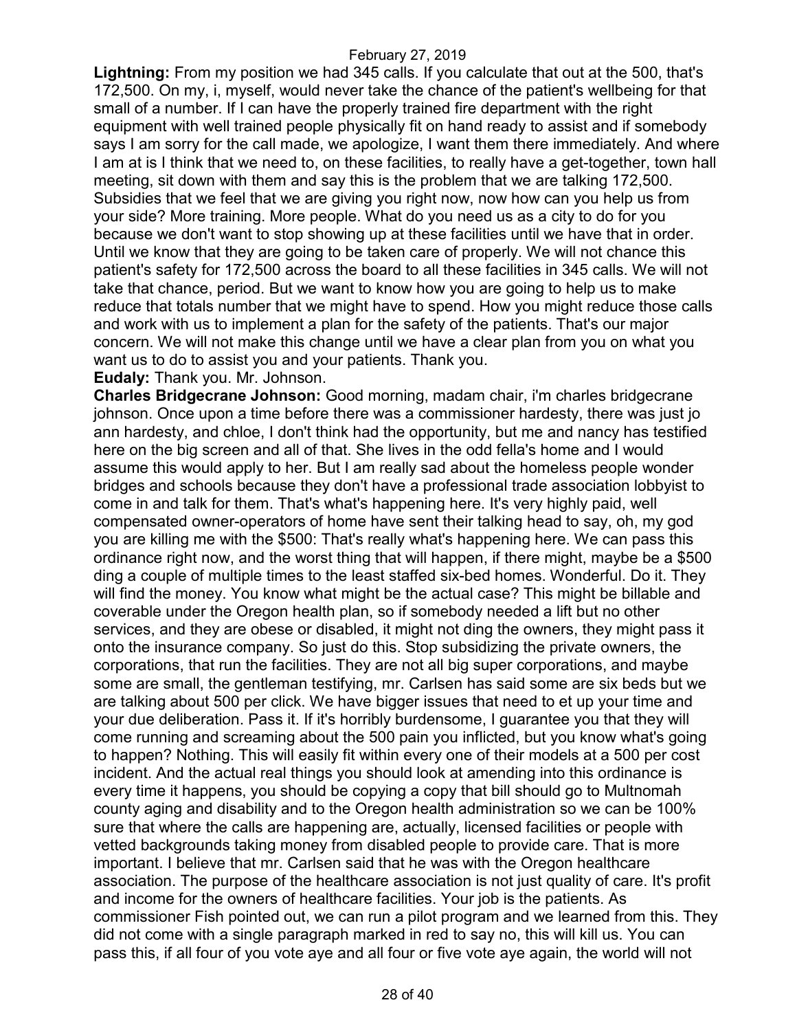**Lightning:** From my position we had 345 calls. If you calculate that out at the 500, that's 172,500. On my, i, myself, would never take the chance of the patient's wellbeing for that small of a number. If I can have the properly trained fire department with the right equipment with well trained people physically fit on hand ready to assist and if somebody says I am sorry for the call made, we apologize, I want them there immediately. And where I am at is I think that we need to, on these facilities, to really have a get-together, town hall meeting, sit down with them and say this is the problem that we are talking 172,500. Subsidies that we feel that we are giving you right now, now how can you help us from your side? More training. More people. What do you need us as a city to do for you because we don't want to stop showing up at these facilities until we have that in order. Until we know that they are going to be taken care of properly. We will not chance this patient's safety for 172,500 across the board to all these facilities in 345 calls. We will not take that chance, period. But we want to know how you are going to help us to make reduce that totals number that we might have to spend. How you might reduce those calls and work with us to implement a plan for the safety of the patients. That's our major concern. We will not make this change until we have a clear plan from you on what you want us to do to assist you and your patients. Thank you.

**Eudaly:** Thank you. Mr. Johnson.

**Charles Bridgecrane Johnson:** Good morning, madam chair, i'm charles bridgecrane johnson. Once upon a time before there was a commissioner hardesty, there was just jo ann hardesty, and chloe, I don't think had the opportunity, but me and nancy has testified here on the big screen and all of that. She lives in the odd fella's home and I would assume this would apply to her. But I am really sad about the homeless people wonder bridges and schools because they don't have a professional trade association lobbyist to come in and talk for them. That's what's happening here. It's very highly paid, well compensated owner-operators of home have sent their talking head to say, oh, my god you are killing me with the $500: That's really what's happening here. We can pass this ordinance right now, and the worst thing that will happen, if there might, maybe be a $500 ding a couple of multiple times to the least staffed six-bed homes. Wonderful. Do it. They will find the money. You know what might be the actual case? This might be billable and coverable under the Oregon health plan, so if somebody needed a lift but no other services, and they are obese or disabled, it might not ding the owners, they might pass it onto the insurance company. So just do this. Stop subsidizing the private owners, the corporations, that run the facilities. They are not all big super corporations, and maybe some are small, the gentleman testifying, mr. Carlsen has said some are six beds but we are talking about 500 per click. We have bigger issues that need to et up your time and your due deliberation. Pass it. If it's horribly burdensome, I guarantee you that they will come running and screaming about the 500 pain you inflicted, but you know what's going to happen? Nothing. This will easily fit within every one of their models at a 500 per cost incident. And the actual real things you should look at amending into this ordinance is every time it happens, you should be copying a copy that bill should go to Multnomah county aging and disability and to the Oregon health administration so we can be 100% sure that where the calls are happening are, actually, licensed facilities or people with vetted backgrounds taking money from disabled people to provide care. That is more important. I believe that mr. Carlsen said that he was with the Oregon healthcare association. The purpose of the healthcare association is not just quality of care. It's profit and income for the owners of healthcare facilities. Your job is the patients. As commissioner Fish pointed out, we can run a pilot program and we learned from this. They did not come with a single paragraph marked in red to say no, this will kill us. You can pass this, if all four of you vote aye and all four or five vote aye again, the world will not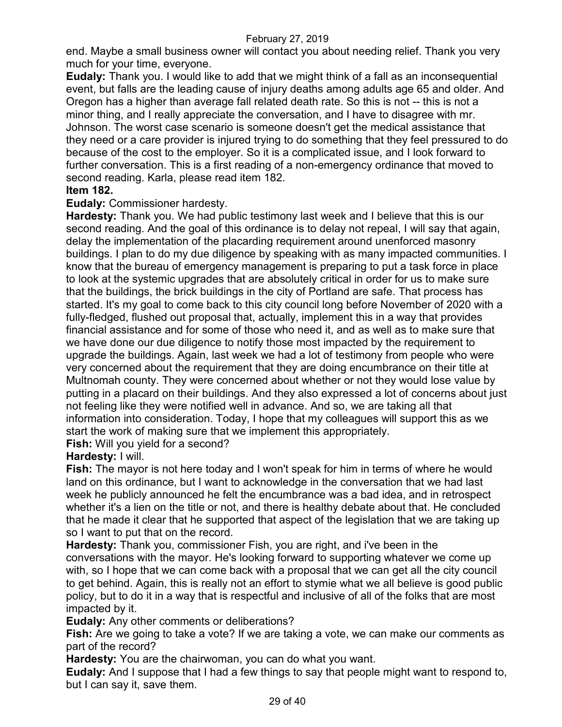end. Maybe a small business owner will contact you about needing relief. Thank you very much for your time, everyone.

**Eudaly:** Thank you. I would like to add that we might think of a fall as an inconsequential event, but falls are the leading cause of injury deaths among adults age 65 and older. And Oregon has a higher than average fall related death rate. So this is not -- this is not a minor thing, and I really appreciate the conversation, and I have to disagree with mr. Johnson. The worst case scenario is someone doesn't get the medical assistance that they need or a care provider is injured trying to do something that they feel pressured to do because of the cost to the employer. So it is a complicated issue, and I look forward to further conversation. This is a first reading of a non-emergency ordinance that moved to second reading. Karla, please read item 182.

**Item 182.**

**Eudaly:** Commissioner hardesty.

**Hardesty:** Thank you. We had public testimony last week and I believe that this is our second reading. And the goal of this ordinance is to delay not repeal, I will say that again, delay the implementation of the placarding requirement around unenforced masonry buildings. I plan to do my due diligence by speaking with as many impacted communities. I know that the bureau of emergency management is preparing to put a task force in place to look at the systemic upgrades that are absolutely critical in order for us to make sure that the buildings, the brick buildings in the city of Portland are safe. That process has started. It's my goal to come back to this city council long before November of 2020 with a fully-fledged, flushed out proposal that, actually, implement this in a way that provides financial assistance and for some of those who need it, and as well as to make sure that we have done our due diligence to notify those most impacted by the requirement to upgrade the buildings. Again, last week we had a lot of testimony from people who were very concerned about the requirement that they are doing encumbrance on their title at Multnomah county. They were concerned about whether or not they would lose value by putting in a placard on their buildings. And they also expressed a lot of concerns about just not feeling like they were notified well in advance. And so, we are taking all that information into consideration. Today, I hope that my colleagues will support this as we start the work of making sure that we implement this appropriately.

**Fish:** Will you yield for a second?

**Hardesty:** I will.

**Fish:** The mayor is not here today and I won't speak for him in terms of where he would land on this ordinance, but I want to acknowledge in the conversation that we had last week he publicly announced he felt the encumbrance was a bad idea, and in retrospect whether it's a lien on the title or not, and there is healthy debate about that. He concluded that he made it clear that he supported that aspect of the legislation that we are taking up so I want to put that on the record.

**Hardesty:** Thank you, commissioner Fish, you are right, and i've been in the conversations with the mayor. He's looking forward to supporting whatever we come up with, so I hope that we can come back with a proposal that we can get all the city council to get behind. Again, this is really not an effort to stymie what we all believe is good public policy, but to do it in a way that is respectful and inclusive of all of the folks that are most impacted by it.

**Eudaly:** Any other comments or deliberations?

**Fish:** Are we going to take a vote? If we are taking a vote, we can make our comments as part of the record?

**Hardesty:** You are the chairwoman, you can do what you want.

**Eudaly:** And I suppose that I had a few things to say that people might want to respond to, but I can say it, save them.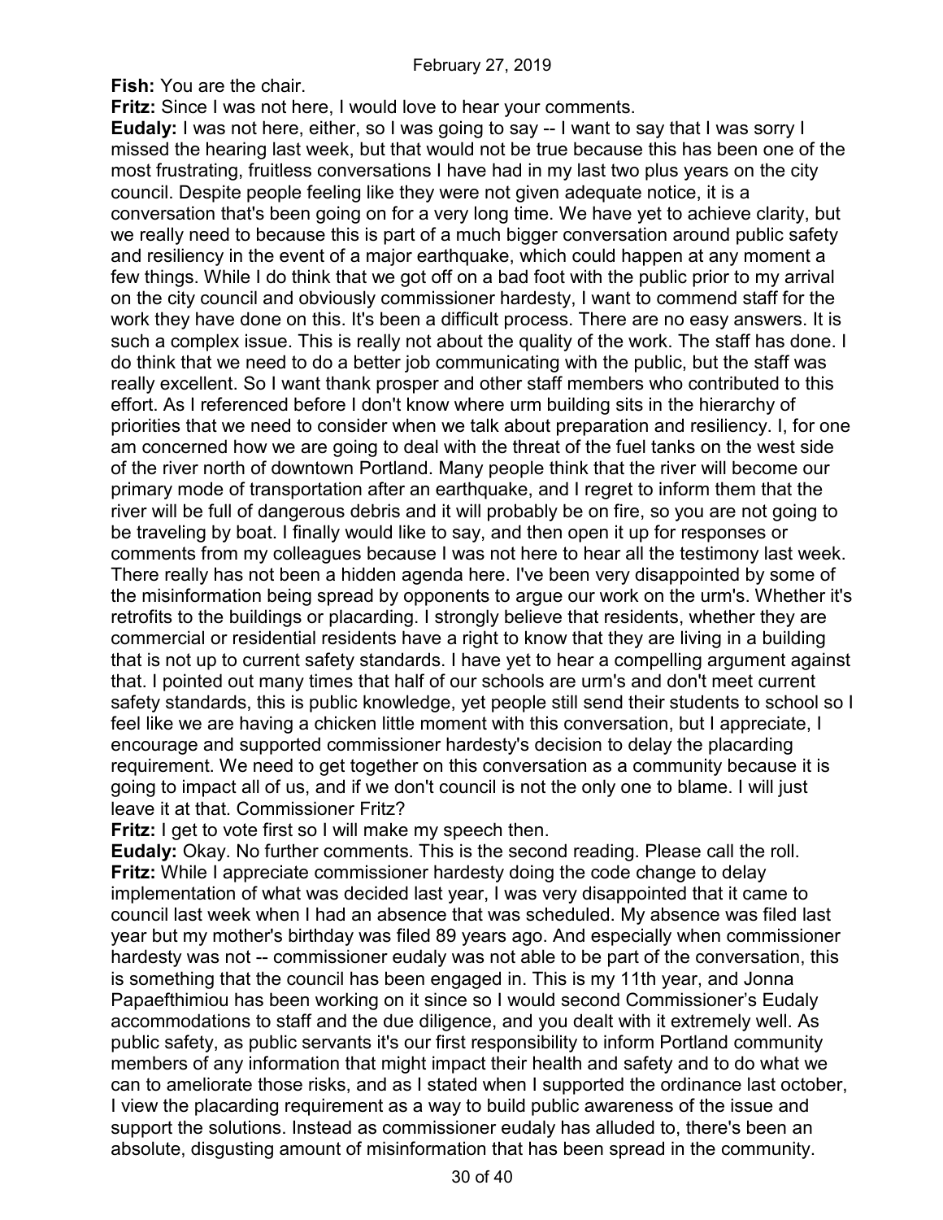**Fish:** You are the chair.

**Fritz:** Since I was not here, I would love to hear your comments.

**Eudaly:** I was not here, either, so I was going to say -- I want to say that I was sorry I missed the hearing last week, but that would not be true because this has been one of the most frustrating, fruitless conversations I have had in my last two plus years on the city council. Despite people feeling like they were not given adequate notice, it is a conversation that's been going on for a very long time. We have yet to achieve clarity, but we really need to because this is part of a much bigger conversation around public safety and resiliency in the event of a major earthquake, which could happen at any moment a few things. While I do think that we got off on a bad foot with the public prior to my arrival on the city council and obviously commissioner hardesty, I want to commend staff for the work they have done on this. It's been a difficult process. There are no easy answers. It is such a complex issue. This is really not about the quality of the work. The staff has done. I do think that we need to do a better job communicating with the public, but the staff was really excellent. So I want thank prosper and other staff members who contributed to this effort. As I referenced before I don't know where urm building sits in the hierarchy of priorities that we need to consider when we talk about preparation and resiliency. I, for one am concerned how we are going to deal with the threat of the fuel tanks on the west side of the river north of downtown Portland. Many people think that the river will become our primary mode of transportation after an earthquake, and I regret to inform them that the river will be full of dangerous debris and it will probably be on fire, so you are not going to be traveling by boat. I finally would like to say, and then open it up for responses or comments from my colleagues because I was not here to hear all the testimony last week. There really has not been a hidden agenda here. I've been very disappointed by some of the misinformation being spread by opponents to argue our work on the urm's. Whether it's retrofits to the buildings or placarding. I strongly believe that residents, whether they are commercial or residential residents have a right to know that they are living in a building that is not up to current safety standards. I have yet to hear a compelling argument against that. I pointed out many times that half of our schools are urm's and don't meet current safety standards, this is public knowledge, yet people still send their students to school so I feel like we are having a chicken little moment with this conversation, but I appreciate, I encourage and supported commissioner hardesty's decision to delay the placarding requirement. We need to get together on this conversation as a community because it is going to impact all of us, and if we don't council is not the only one to blame. I will just leave it at that. Commissioner Fritz?

**Fritz:** I get to vote first so I will make my speech then.

**Eudaly:** Okay. No further comments. This is the second reading. Please call the roll.

**Fritz:** While I appreciate commissioner hardesty doing the code change to delay implementation of what was decided last year, I was very disappointed that it came to council last week when I had an absence that was scheduled. My absence was filed last year but my mother's birthday was filed 89 years ago. And especially when commissioner hardesty was not -- commissioner eudaly was not able to be part of the conversation, this is something that the council has been engaged in. This is my 11th year, and Jonna Papaefthimiou has been working on it since so I would second Commissioner's Eudaly accommodations to staff and the due diligence, and you dealt with it extremely well. As public safety, as public servants it's our first responsibility to inform Portland community members of any information that might impact their health and safety and to do what we can to ameliorate those risks, and as I stated when I supported the ordinance last october, I view the placarding requirement as a way to build public awareness of the issue and support the solutions. Instead as commissioner eudaly has alluded to, there's been an absolute, disgusting amount of misinformation that has been spread in the community.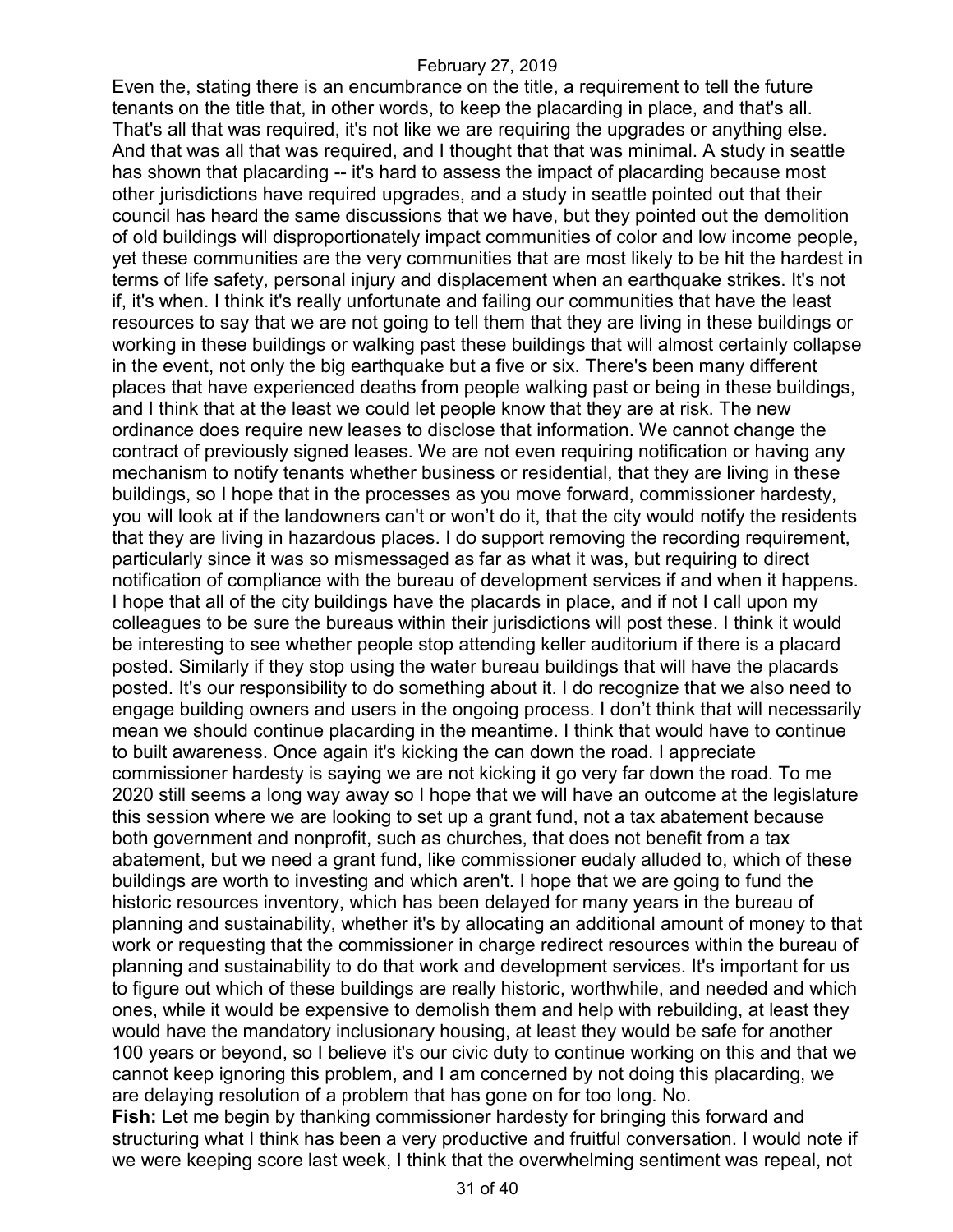Even the, stating there is an encumbrance on the title, a requirement to tell the future tenants on the title that, in other words, to keep the placarding in place, and that's all. That's all that was required, it's not like we are requiring the upgrades or anything else. And that was all that was required, and I thought that that was minimal. A study in seattle has shown that placarding -- it's hard to assess the impact of placarding because most other jurisdictions have required upgrades, and a study in seattle pointed out that their council has heard the same discussions that we have, but they pointed out the demolition of old buildings will disproportionately impact communities of color and low income people, yet these communities are the very communities that are most likely to be hit the hardest in terms of life safety, personal injury and displacement when an earthquake strikes. It's not if, it's when. I think it's really unfortunate and failing our communities that have the least resources to say that we are not going to tell them that they are living in these buildings or working in these buildings or walking past these buildings that will almost certainly collapse in the event, not only the big earthquake but a five or six. There's been many different places that have experienced deaths from people walking past or being in these buildings, and I think that at the least we could let people know that they are at risk. The new ordinance does require new leases to disclose that information. We cannot change the contract of previously signed leases. We are not even requiring notification or having any mechanism to notify tenants whether business or residential, that they are living in these buildings, so I hope that in the processes as you move forward, commissioner hardesty, you will look at if the landowners can't or won't do it, that the city would notify the residents that they are living in hazardous places. I do support removing the recording requirement, particularly since it was so mismessaged as far as what it was, but requiring to direct notification of compliance with the bureau of development services if and when it happens. I hope that all of the city buildings have the placards in place, and if not I call upon my colleagues to be sure the bureaus within their jurisdictions will post these. I think it would be interesting to see whether people stop attending keller auditorium if there is a placard posted. Similarly if they stop using the water bureau buildings that will have the placards posted. It's our responsibility to do something about it. I do recognize that we also need to engage building owners and users in the ongoing process. I don't think that will necessarily mean we should continue placarding in the meantime. I think that would have to continue to built awareness. Once again it's kicking the can down the road. I appreciate commissioner hardesty is saying we are not kicking it go very far down the road. To me 2020 still seems a long way away so I hope that we will have an outcome at the legislature this session where we are looking to set up a grant fund, not a tax abatement because both government and nonprofit, such as churches, that does not benefit from a tax abatement, but we need a grant fund, like commissioner eudaly alluded to, which of these buildings are worth to investing and which aren't. I hope that we are going to fund the historic resources inventory, which has been delayed for many years in the bureau of planning and sustainability, whether it's by allocating an additional amount of money to that work or requesting that the commissioner in charge redirect resources within the bureau of planning and sustainability to do that work and development services. It's important for us to figure out which of these buildings are really historic, worthwhile, and needed and which ones, while it would be expensive to demolish them and help with rebuilding, at least they would have the mandatory inclusionary housing, at least they would be safe for another 100 years or beyond, so I believe it's our civic duty to continue working on this and that we cannot keep ignoring this problem, and I am concerned by not doing this placarding, we are delaying resolution of a problem that has gone on for too long. No.

**Fish:** Let me begin by thanking commissioner hardesty for bringing this forward and structuring what I think has been a very productive and fruitful conversation. I would note if we were keeping score last week, I think that the overwhelming sentiment was repeal, not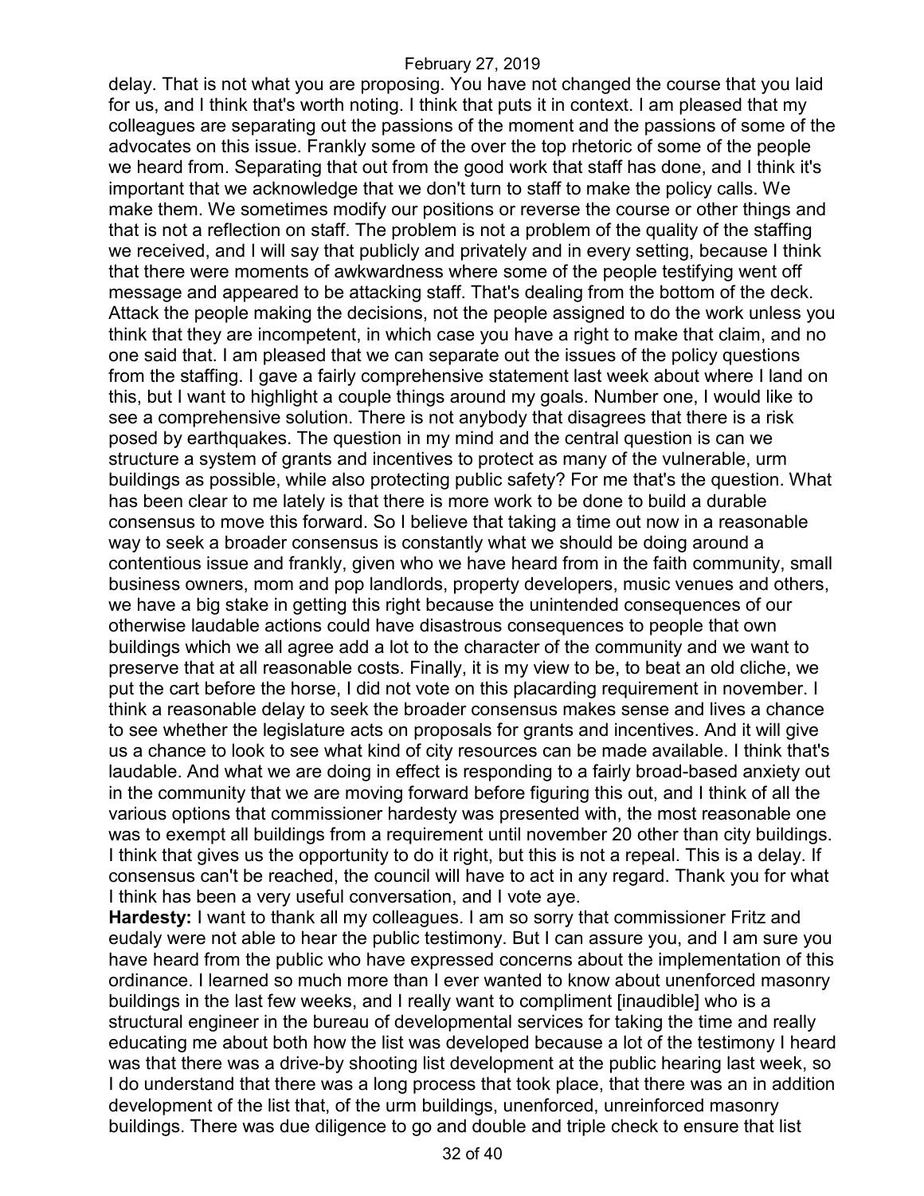delay. That is not what you are proposing. You have not changed the course that you laid for us, and I think that's worth noting. I think that puts it in context. I am pleased that my colleagues are separating out the passions of the moment and the passions of some of the advocates on this issue. Frankly some of the over the top rhetoric of some of the people we heard from. Separating that out from the good work that staff has done, and I think it's important that we acknowledge that we don't turn to staff to make the policy calls. We make them. We sometimes modify our positions or reverse the course or other things and that is not a reflection on staff. The problem is not a problem of the quality of the staffing we received, and I will say that publicly and privately and in every setting, because I think that there were moments of awkwardness where some of the people testifying went off message and appeared to be attacking staff. That's dealing from the bottom of the deck. Attack the people making the decisions, not the people assigned to do the work unless you think that they are incompetent, in which case you have a right to make that claim, and no one said that. I am pleased that we can separate out the issues of the policy questions from the staffing. I gave a fairly comprehensive statement last week about where I land on this, but I want to highlight a couple things around my goals. Number one, I would like to see a comprehensive solution. There is not anybody that disagrees that there is a risk posed by earthquakes. The question in my mind and the central question is can we structure a system of grants and incentives to protect as many of the vulnerable, urm buildings as possible, while also protecting public safety? For me that's the question. What has been clear to me lately is that there is more work to be done to build a durable consensus to move this forward. So I believe that taking a time out now in a reasonable way to seek a broader consensus is constantly what we should be doing around a contentious issue and frankly, given who we have heard from in the faith community, small business owners, mom and pop landlords, property developers, music venues and others, we have a big stake in getting this right because the unintended consequences of our otherwise laudable actions could have disastrous consequences to people that own buildings which we all agree add a lot to the character of the community and we want to preserve that at all reasonable costs. Finally, it is my view to be, to beat an old cliche, we put the cart before the horse, I did not vote on this placarding requirement in november. I think a reasonable delay to seek the broader consensus makes sense and lives a chance to see whether the legislature acts on proposals for grants and incentives. And it will give us a chance to look to see what kind of city resources can be made available. I think that's laudable. And what we are doing in effect is responding to a fairly broad-based anxiety out in the community that we are moving forward before figuring this out, and I think of all the various options that commissioner hardesty was presented with, the most reasonable one was to exempt all buildings from a requirement until november 20 other than city buildings. I think that gives us the opportunity to do it right, but this is not a repeal. This is a delay. If consensus can't be reached, the council will have to act in any regard. Thank you for what I think has been a very useful conversation, and I vote aye.

**Hardesty:** I want to thank all my colleagues. I am so sorry that commissioner Fritz and eudaly were not able to hear the public testimony. But I can assure you, and I am sure you have heard from the public who have expressed concerns about the implementation of this ordinance. I learned so much more than I ever wanted to know about unenforced masonry buildings in the last few weeks, and I really want to compliment [inaudible] who is a structural engineer in the bureau of developmental services for taking the time and really educating me about both how the list was developed because a lot of the testimony I heard was that there was a drive-by shooting list development at the public hearing last week, so I do understand that there was a long process that took place, that there was an in addition development of the list that, of the urm buildings, unenforced, unreinforced masonry buildings. There was due diligence to go and double and triple check to ensure that list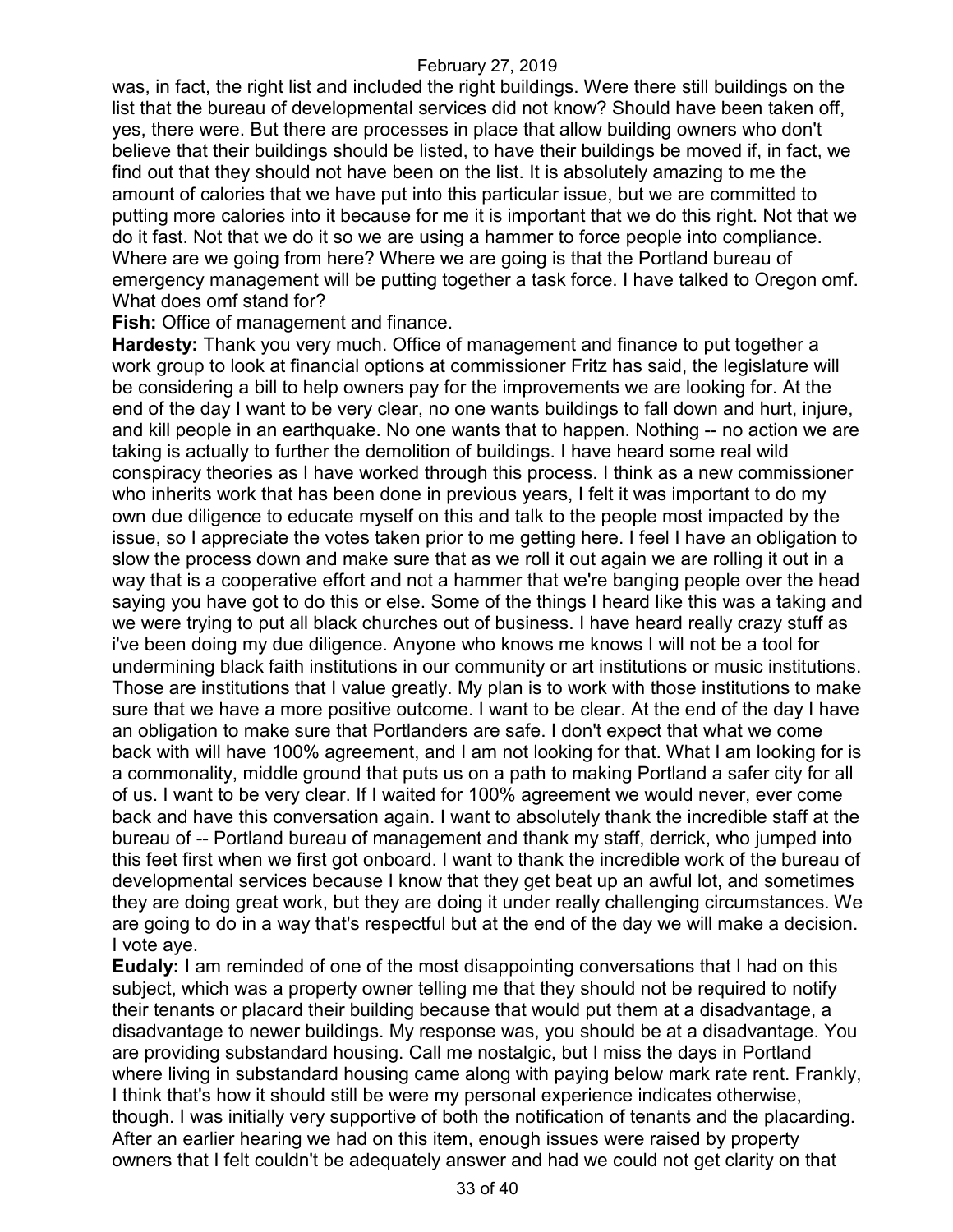was, in fact, the right list and included the right buildings. Were there still buildings on the list that the bureau of developmental services did not know? Should have been taken off, yes, there were. But there are processes in place that allow building owners who don't believe that their buildings should be listed, to have their buildings be moved if, in fact, we find out that they should not have been on the list. It is absolutely amazing to me the amount of calories that we have put into this particular issue, but we are committed to putting more calories into it because for me it is important that we do this right. Not that we do it fast. Not that we do it so we are using a hammer to force people into compliance. Where are we going from here? Where we are going is that the Portland bureau of emergency management will be putting together a task force. I have talked to Oregon omf. What does omf stand for?

**Fish:** Office of management and finance.

**Hardesty:** Thank you very much. Office of management and finance to put together a work group to look at financial options at commissioner Fritz has said, the legislature will be considering a bill to help owners pay for the improvements we are looking for. At the end of the day I want to be very clear, no one wants buildings to fall down and hurt, injure, and kill people in an earthquake. No one wants that to happen. Nothing -- no action we are taking is actually to further the demolition of buildings. I have heard some real wild conspiracy theories as I have worked through this process. I think as a new commissioner who inherits work that has been done in previous years, I felt it was important to do my own due diligence to educate myself on this and talk to the people most impacted by the issue, so I appreciate the votes taken prior to me getting here. I feel I have an obligation to slow the process down and make sure that as we roll it out again we are rolling it out in a way that is a cooperative effort and not a hammer that we're banging people over the head saying you have got to do this or else. Some of the things I heard like this was a taking and we were trying to put all black churches out of business. I have heard really crazy stuff as i've been doing my due diligence. Anyone who knows me knows I will not be a tool for undermining black faith institutions in our community or art institutions or music institutions. Those are institutions that I value greatly. My plan is to work with those institutions to make sure that we have a more positive outcome. I want to be clear. At the end of the day I have an obligation to make sure that Portlanders are safe. I don't expect that what we come back with will have 100% agreement, and I am not looking for that. What I am looking for is a commonality, middle ground that puts us on a path to making Portland a safer city for all of us. I want to be very clear. If I waited for 100% agreement we would never, ever come back and have this conversation again. I want to absolutely thank the incredible staff at the bureau of -- Portland bureau of management and thank my staff, derrick, who jumped into this feet first when we first got onboard. I want to thank the incredible work of the bureau of developmental services because I know that they get beat up an awful lot, and sometimes they are doing great work, but they are doing it under really challenging circumstances. We are going to do in a way that's respectful but at the end of the day we will make a decision. I vote aye.

**Eudaly:** I am reminded of one of the most disappointing conversations that I had on this subject, which was a property owner telling me that they should not be required to notify their tenants or placard their building because that would put them at a disadvantage, a disadvantage to newer buildings. My response was, you should be at a disadvantage. You are providing substandard housing. Call me nostalgic, but I miss the days in Portland where living in substandard housing came along with paying below mark rate rent. Frankly, I think that's how it should still be were my personal experience indicates otherwise, though. I was initially very supportive of both the notification of tenants and the placarding. After an earlier hearing we had on this item, enough issues were raised by property owners that I felt couldn't be adequately answer and had we could not get clarity on that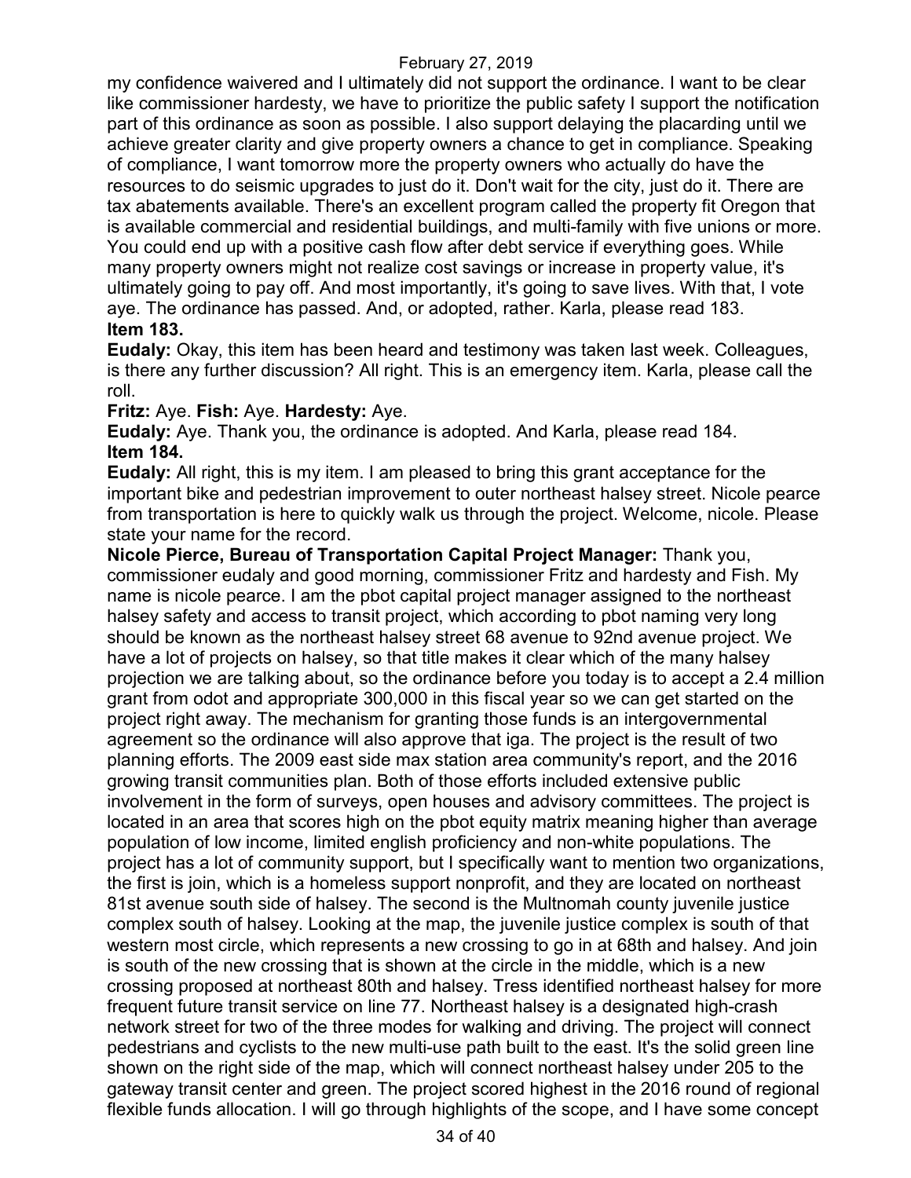my confidence waivered and I ultimately did not support the ordinance. I want to be clear like commissioner hardesty, we have to prioritize the public safety I support the notification part of this ordinance as soon as possible. I also support delaying the placarding until we achieve greater clarity and give property owners a chance to get in compliance. Speaking of compliance, I want tomorrow more the property owners who actually do have the resources to do seismic upgrades to just do it. Don't wait for the city, just do it. There are tax abatements available. There's an excellent program called the property fit Oregon that is available commercial and residential buildings, and multi-family with five unions or more. You could end up with a positive cash flow after debt service if everything goes. While many property owners might not realize cost savings or increase in property value, it's ultimately going to pay off. And most importantly, it's going to save lives. With that, I vote aye. The ordinance has passed. And, or adopted, rather. Karla, please read 183.

**Item 183.**

**Eudaly:** Okay, this item has been heard and testimony was taken last week. Colleagues, is there any further discussion? All right. This is an emergency item. Karla, please call the roll.

**Fritz:** Aye. **Fish:** Aye. **Hardesty:** Aye.

**Eudaly:** Aye. Thank you, the ordinance is adopted. And Karla, please read 184.

**Item 184.**

**Eudaly:** All right, this is my item. I am pleased to bring this grant acceptance for the important bike and pedestrian improvement to outer northeast halsey street. Nicole pearce from transportation is here to quickly walk us through the project. Welcome, nicole. Please state your name for the record.

**Nicole Pierce, Bureau of Transportation Capital Project Manager:** Thank you, commissioner eudaly and good morning, commissioner Fritz and hardesty and Fish. My name is nicole pearce. I am the pbot capital project manager assigned to the northeast halsey safety and access to transit project, which according to pbot naming very long should be known as the northeast halsey street 68 avenue to 92nd avenue project. We have a lot of projects on halsey, so that title makes it clear which of the many halsey projection we are talking about, so the ordinance before you today is to accept a 2.4 million grant from odot and appropriate 300,000 in this fiscal year so we can get started on the project right away. The mechanism for granting those funds is an intergovernmental agreement so the ordinance will also approve that iga. The project is the result of two planning efforts. The 2009 east side max station area community's report, and the 2016 growing transit communities plan. Both of those efforts included extensive public involvement in the form of surveys, open houses and advisory committees. The project is located in an area that scores high on the pbot equity matrix meaning higher than average population of low income, limited english proficiency and non-white populations. The project has a lot of community support, but I specifically want to mention two organizations, the first is join, which is a homeless support nonprofit, and they are located on northeast 81st avenue south side of halsey. The second is the Multnomah county juvenile justice complex south of halsey. Looking at the map, the juvenile justice complex is south of that western most circle, which represents a new crossing to go in at 68th and halsey. And join is south of the new crossing that is shown at the circle in the middle, which is a new crossing proposed at northeast 80th and halsey. Tress identified northeast halsey for more frequent future transit service on line 77. Northeast halsey is a designated high-crash network street for two of the three modes for walking and driving. The project will connect pedestrians and cyclists to the new multi-use path built to the east. It's the solid green line shown on the right side of the map, which will connect northeast halsey under 205 to the gateway transit center and green. The project scored highest in the 2016 round of regional flexible funds allocation. I will go through highlights of the scope, and I have some concept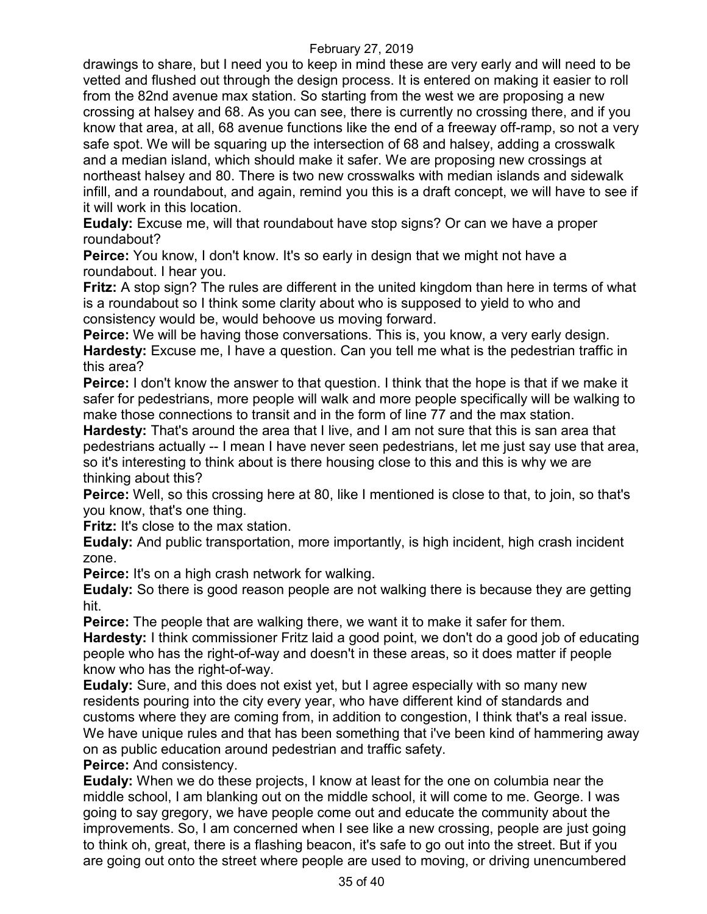drawings to share, but I need you to keep in mind these are very early and will need to be vetted and flushed out through the design process. It is entered on making it easier to roll from the 82nd avenue max station. So starting from the west we are proposing a new crossing at halsey and 68. As you can see, there is currently no crossing there, and if you know that area, at all, 68 avenue functions like the end of a freeway off-ramp, so not a very safe spot. We will be squaring up the intersection of 68 and halsey, adding a crosswalk and a median island, which should make it safer. We are proposing new crossings at northeast halsey and 80. There is two new crosswalks with median islands and sidewalk infill, and a roundabout, and again, remind you this is a draft concept, we will have to see if it will work in this location.

**Eudaly:** Excuse me, will that roundabout have stop signs? Or can we have a proper roundabout?

**Peirce:** You know, I don't know. It's so early in design that we might not have a roundabout. I hear you.

**Fritz:** A stop sign? The rules are different in the united kingdom than here in terms of what is a roundabout so I think some clarity about who is supposed to yield to who and consistency would be, would behoove us moving forward.

**Peirce:** We will be having those conversations. This is, you know, a very early design.

**Hardesty:** Excuse me, I have a question. Can you tell me what is the pedestrian traffic in this area?

**Peirce:** I don't know the answer to that question. I think that the hope is that if we make it safer for pedestrians, more people will walk and more people specifically will be walking to make those connections to transit and in the form of line 77 and the max station.

**Hardesty:** That's around the area that I live, and I am not sure that this is san area that pedestrians actually -- I mean I have never seen pedestrians, let me just say use that area, so it's interesting to think about is there housing close to this and this is why we are thinking about this?

**Peirce:** Well, so this crossing here at 80, like I mentioned is close to that, to join, so that's you know, that's one thing.

**Fritz:** It's close to the max station.

**Eudaly:** And public transportation, more importantly, is high incident, high crash incident zone.

**Peirce:** It's on a high crash network for walking.

**Eudaly:** So there is good reason people are not walking there is because they are getting hit.

**Peirce:** The people that are walking there, we want it to make it safer for them.

**Hardesty:** I think commissioner Fritz laid a good point, we don't do a good job of educating people who has the right-of-way and doesn't in these areas, so it does matter if people know who has the right-of-way.

**Eudaly:** Sure, and this does not exist yet, but I agree especially with so many new residents pouring into the city every year, who have different kind of standards and customs where they are coming from, in addition to congestion, I think that's a real issue. We have unique rules and that has been something that i've been kind of hammering away on as public education around pedestrian and traffic safety.

**Peirce:** And consistency.

**Eudaly:** When we do these projects, I know at least for the one on columbia near the middle school, I am blanking out on the middle school, it will come to me. George. I was going to say gregory, we have people come out and educate the community about the improvements. So, I am concerned when I see like a new crossing, people are just going to think oh, great, there is a flashing beacon, it's safe to go out into the street. But if you are going out onto the street where people are used to moving, or driving unencumbered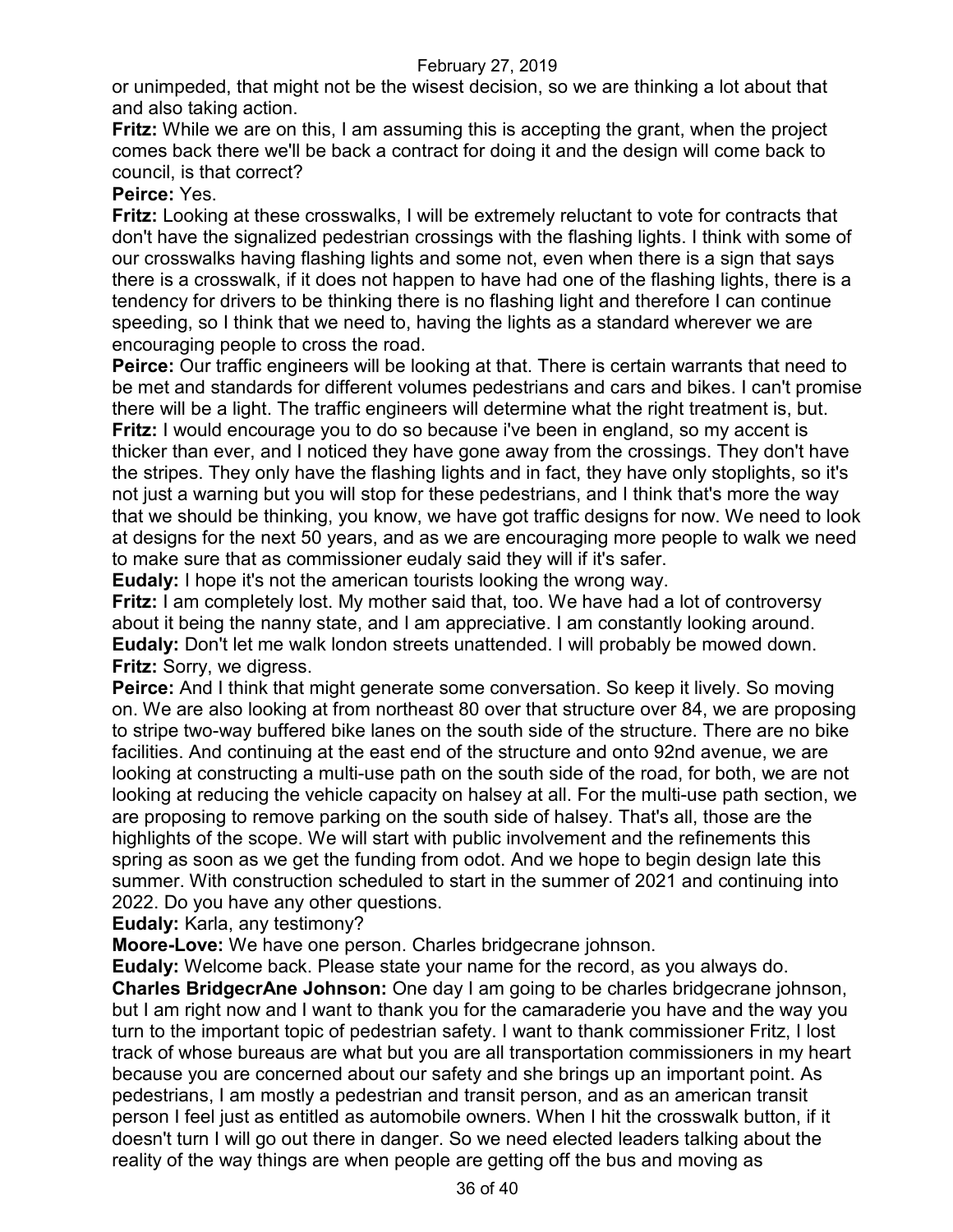or unimpeded, that might not be the wisest decision, so we are thinking a lot about that and also taking action.

**Fritz:** While we are on this, I am assuming this is accepting the grant, when the project comes back there we'll be back a contract for doing it and the design will come back to council, is that correct?

**Peirce:** Yes.

**Fritz:** Looking at these crosswalks, I will be extremely reluctant to vote for contracts that don't have the signalized pedestrian crossings with the flashing lights. I think with some of our crosswalks having flashing lights and some not, even when there is a sign that says there is a crosswalk, if it does not happen to have had one of the flashing lights, there is a tendency for drivers to be thinking there is no flashing light and therefore I can continue speeding, so I think that we need to, having the lights as a standard wherever we are encouraging people to cross the road.

**Peirce:** Our traffic engineers will be looking at that. There is certain warrants that need to be met and standards for different volumes pedestrians and cars and bikes. I can't promise there will be a light. The traffic engineers will determine what the right treatment is, but.

**Fritz:** I would encourage you to do so because i've been in england, so my accent is thicker than ever, and I noticed they have gone away from the crossings. They don't have the stripes. They only have the flashing lights and in fact, they have only stoplights, so it's not just a warning but you will stop for these pedestrians, and I think that's more the way that we should be thinking, you know, we have got traffic designs for now. We need to look at designs for the next 50 years, and as we are encouraging more people to walk we need to make sure that as commissioner eudaly said they will if it's safer.

**Eudaly:** I hope it's not the american tourists looking the wrong way.

**Fritz:** I am completely lost. My mother said that, too. We have had a lot of controversy about it being the nanny state, and I am appreciative. I am constantly looking around.

**Eudaly:** Don't let me walk london streets unattended. I will probably be mowed down.

**Fritz:** Sorry, we digress.

**Peirce:** And I think that might generate some conversation. So keep it lively. So moving on. We are also looking at from northeast 80 over that structure over 84, we are proposing to stripe two-way buffered bike lanes on the south side of the structure. There are no bike facilities. And continuing at the east end of the structure and onto 92nd avenue, we are looking at constructing a multi-use path on the south side of the road, for both, we are not looking at reducing the vehicle capacity on halsey at all. For the multi-use path section, we are proposing to remove parking on the south side of halsey. That's all, those are the highlights of the scope. We will start with public involvement and the refinements this spring as soon as we get the funding from odot. And we hope to begin design late this summer. With construction scheduled to start in the summer of 2021 and continuing into 2022. Do you have any other questions.

**Eudaly:** Karla, any testimony?

**Moore-Love:** We have one person. Charles bridgecrane johnson.

**Eudaly:** Welcome back. Please state your name for the record, as you always do.

**Charles BridgecrAne Johnson:** One day I am going to be charles bridgecrane johnson, but I am right now and I want to thank you for the camaraderie you have and the way you turn to the important topic of pedestrian safety. I want to thank commissioner Fritz, I lost track of whose bureaus are what but you are all transportation commissioners in my heart because you are concerned about our safety and she brings up an important point. As pedestrians, I am mostly a pedestrian and transit person, and as an american transit person I feel just as entitled as automobile owners. When I hit the crosswalk button, if it doesn't turn I will go out there in danger. So we need elected leaders talking about the reality of the way things are when people are getting off the bus and moving as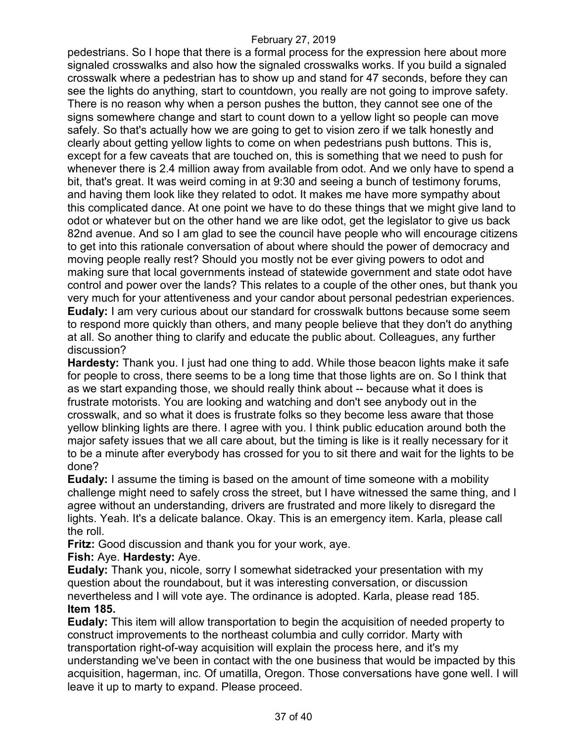pedestrians. So I hope that there is a formal process for the expression here about more signaled crosswalks and also how the signaled crosswalks works. If you build a signaled crosswalk where a pedestrian has to show up and stand for 47 seconds, before they can see the lights do anything, start to countdown, you really are not going to improve safety. There is no reason why when a person pushes the button, they cannot see one of the signs somewhere change and start to count down to a yellow light so people can move safely. So that's actually how we are going to get to vision zero if we talk honestly and clearly about getting yellow lights to come on when pedestrians push buttons. This is, except for a few caveats that are touched on, this is something that we need to push for whenever there is 2.4 million away from available from odot. And we only have to spend a bit, that's great. It was weird coming in at 9:30 and seeing a bunch of testimony forums, and having them look like they related to odot. It makes me have more sympathy about this complicated dance. At one point we have to do these things that we might give land to odot or whatever but on the other hand we are like odot, get the legislator to give us back 82nd avenue. And so I am glad to see the council have people who will encourage citizens to get into this rationale conversation of about where should the power of democracy and moving people really rest? Should you mostly not be ever giving powers to odot and making sure that local governments instead of statewide government and state odot have control and power over the lands? This relates to a couple of the other ones, but thank you very much for your attentiveness and your candor about personal pedestrian experiences.

**Eudaly:** I am very curious about our standard for crosswalk buttons because some seem to respond more quickly than others, and many people believe that they don't do anything at all. So another thing to clarify and educate the public about. Colleagues, any further discussion?

**Hardesty:** Thank you. I just had one thing to add. While those beacon lights make it safe for people to cross, there seems to be a long time that those lights are on. So I think that as we start expanding those, we should really think about -- because what it does is frustrate motorists. You are looking and watching and don't see anybody out in the crosswalk, and so what it does is frustrate folks so they become less aware that those yellow blinking lights are there. I agree with you. I think public education around both the major safety issues that we all care about, but the timing is like is it really necessary for it to be a minute after everybody has crossed for you to sit there and wait for the lights to be done?

**Eudaly:** I assume the timing is based on the amount of time someone with a mobility challenge might need to safely cross the street, but I have witnessed the same thing, and I agree without an understanding, drivers are frustrated and more likely to disregard the lights. Yeah. It's a delicate balance. Okay. This is an emergency item. Karla, please call the roll.

**Fritz:** Good discussion and thank you for your work, aye.

**Fish:** Aye. **Hardesty:** Aye.

**Eudaly:** Thank you, nicole, sorry I somewhat sidetracked your presentation with my question about the roundabout, but it was interesting conversation, or discussion nevertheless and I will vote aye. The ordinance is adopted. Karla, please read 185.

**Item 185.**

**Eudaly:** This item will allow transportation to begin the acquisition of needed property to construct improvements to the northeast columbia and cully corridor. Marty with transportation right-of-way acquisition will explain the process here, and it's my understanding we've been in contact with the one business that would be impacted by this acquisition, hagerman, inc. Of umatilla, Oregon. Those conversations have gone well. I will leave it up to marty to expand. Please proceed.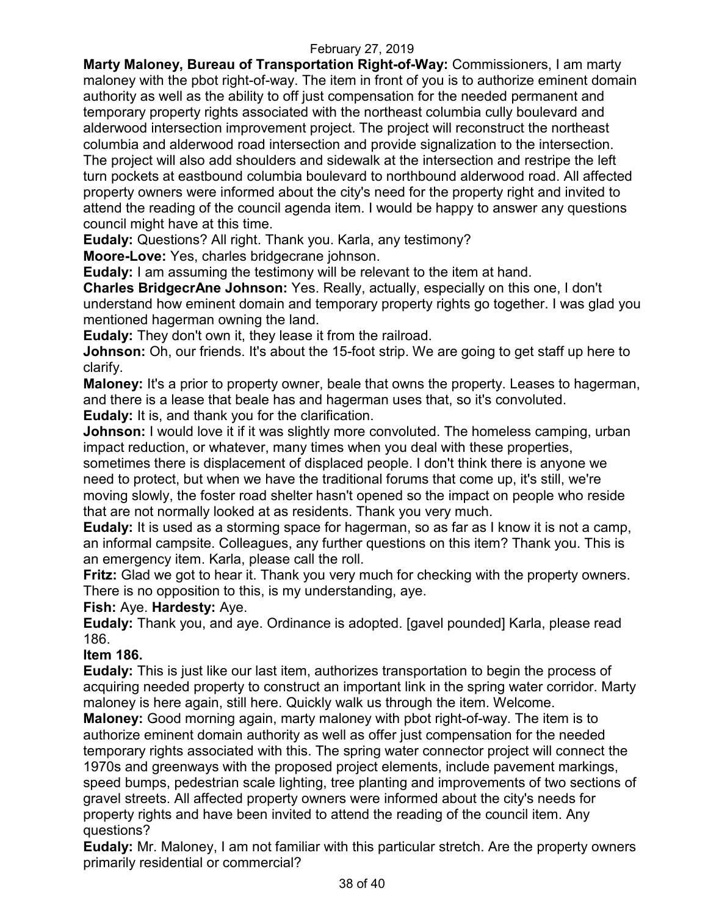**Marty Maloney, Bureau of Transportation Right-of-Way:** Commissioners, I am marty maloney with the pbot right-of-way. The item in front of you is to authorize eminent domain authority as well as the ability to off just compensation for the needed permanent and temporary property rights associated with the northeast columbia cully boulevard and alderwood intersection improvement project. The project will reconstruct the northeast columbia and alderwood road intersection and provide signalization to the intersection. The project will also add shoulders and sidewalk at the intersection and restripe the left turn pockets at eastbound columbia boulevard to northbound alderwood road. All affected property owners were informed about the city's need for the property right and invited to attend the reading of the council agenda item. I would be happy to answer any questions council might have at this time.

**Eudaly:** Questions? All right. Thank you. Karla, any testimony?

**Moore-Love:** Yes, charles bridgecrane johnson.

**Eudaly:** I am assuming the testimony will be relevant to the item at hand.

**Charles BridgecrAne Johnson:** Yes. Really, actually, especially on this one, I don't understand how eminent domain and temporary property rights go together. I was glad you mentioned hagerman owning the land.

**Eudaly:** They don't own it, they lease it from the railroad.

**Johnson:** Oh, our friends. It's about the 15-foot strip. We are going to get staff up here to clarify.

**Maloney:** It's a prior to property owner, beale that owns the property. Leases to hagerman, and there is a lease that beale has and hagerman uses that, so it's convoluted.

**Eudaly:** It is, and thank you for the clarification.

**Johnson:** I would love it if it was slightly more convoluted. The homeless camping, urban impact reduction, or whatever, many times when you deal with these properties, sometimes there is displacement of displaced people. I don't think there is anyone we need to protect, but when we have the traditional forums that come up, it's still, we're moving slowly, the foster road shelter hasn't opened so the impact on people who reside that are not normally looked at as residents. Thank you very much.

**Eudaly:** It is used as a storming space for hagerman, so as far as I know it is not a camp, an informal campsite. Colleagues, any further questions on this item? Thank you. This is an emergency item. Karla, please call the roll.

**Fritz:** Glad we got to hear it. Thank you very much for checking with the property owners. There is no opposition to this, is my understanding, aye.

**Fish:** Aye. **Hardesty:** Aye.

**Eudaly:** Thank you, and aye. Ordinance is adopted. [gavel pounded] Karla, please read 186.

**Item 186.**

**Eudaly:** This is just like our last item, authorizes transportation to begin the process of acquiring needed property to construct an important link in the spring water corridor. Marty maloney is here again, still here. Quickly walk us through the item. Welcome.

**Maloney:** Good morning again, marty maloney with pbot right-of-way. The item is to authorize eminent domain authority as well as offer just compensation for the needed temporary rights associated with this. The spring water connector project will connect the 1970s and greenways with the proposed project elements, include pavement markings, speed bumps, pedestrian scale lighting, tree planting and improvements of two sections of gravel streets. All affected property owners were informed about the city's needs for property rights and have been invited to attend the reading of the council item. Any questions?

**Eudaly:** Mr. Maloney, I am not familiar with this particular stretch. Are the property owners primarily residential or commercial?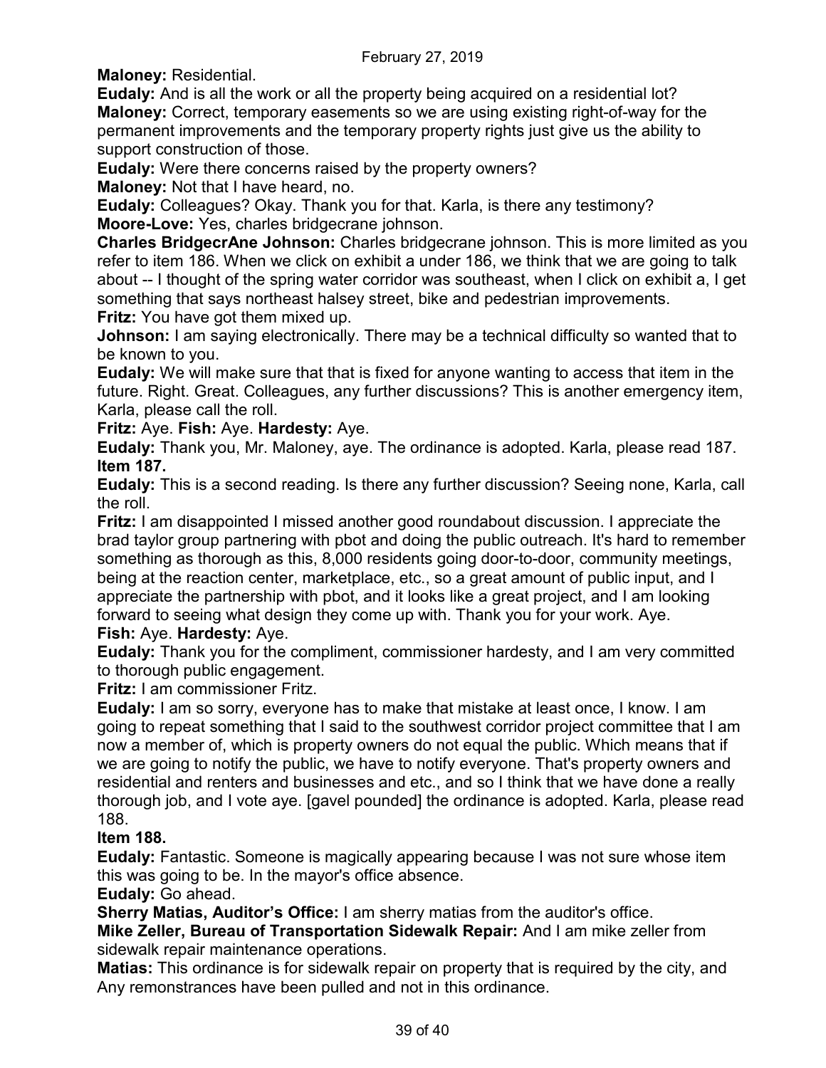**Maloney:** Residential.

**Eudaly:** And is all the work or all the property being acquired on a residential lot?

**Maloney:** Correct, temporary easements so we are using existing right-of-way for the permanent improvements and the temporary property rights just give us the ability to support construction of those.

**Eudaly:** Were there concerns raised by the property owners?

**Maloney:** Not that I have heard, no.

**Eudaly:** Colleagues? Okay. Thank you for that. Karla, is there any testimony?

**Moore-Love:** Yes, charles bridgecrane johnson.

**Charles BridgecrAne Johnson:** Charles bridgecrane johnson. This is more limited as you refer to item 186. When we click on exhibit a under 186, we think that we are going to talk about -- I thought of the spring water corridor was southeast, when I click on exhibit a, I get something that says northeast halsey street, bike and pedestrian improvements.

**Fritz:** You have got them mixed up.

**Johnson:** I am saying electronically. There may be a technical difficulty so wanted that to be known to you.

**Eudaly:** We will make sure that that is fixed for anyone wanting to access that item in the future. Right. Great. Colleagues, any further discussions? This is another emergency item, Karla, please call the roll.

**Fritz:** Aye. **Fish:** Aye. **Hardesty:** Aye.

**Eudaly:** Thank you, Mr. Maloney, aye. The ordinance is adopted. Karla, please read 187.

**Item 187.**

**Eudaly:** This is a second reading. Is there any further discussion? Seeing none, Karla, call the roll.

**Fritz:** I am disappointed I missed another good roundabout discussion. I appreciate the brad taylor group partnering with pbot and doing the public outreach. It's hard to remember something as thorough as this, 8,000 residents going door-to-door, community meetings, being at the reaction center, marketplace, etc., so a great amount of public input, and I appreciate the partnership with pbot, and it looks like a great project, and I am looking forward to seeing what design they come up with. Thank you for your work. Aye.

**Fish:** Aye. **Hardesty:** Aye.

**Eudaly:** Thank you for the compliment, commissioner hardesty, and I am very committed to thorough public engagement.

**Fritz:** I am commissioner Fritz.

**Eudaly:** I am so sorry, everyone has to make that mistake at least once, I know. I am going to repeat something that I said to the southwest corridor project committee that I am now a member of, which is property owners do not equal the public. Which means that if we are going to notify the public, we have to notify everyone. That's property owners and residential and renters and businesses and etc., and so I think that we have done a really thorough job, and I vote aye. [gavel pounded] the ordinance is adopted. Karla, please read 188.

**Item 188.**

**Eudaly:** Fantastic. Someone is magically appearing because I was not sure whose item this was going to be. In the mayor's office absence.

**Eudaly:** Go ahead.

**Sherry Matias, Auditor's Office:** I am sherry matias from the auditor's office.

**Mike Zeller, Bureau of Transportation Sidewalk Repair:** And I am mike zeller from sidewalk repair maintenance operations.

**Matias:** This ordinance is for sidewalk repair on property that is required by the city, and Any remonstrances have been pulled and not in this ordinance.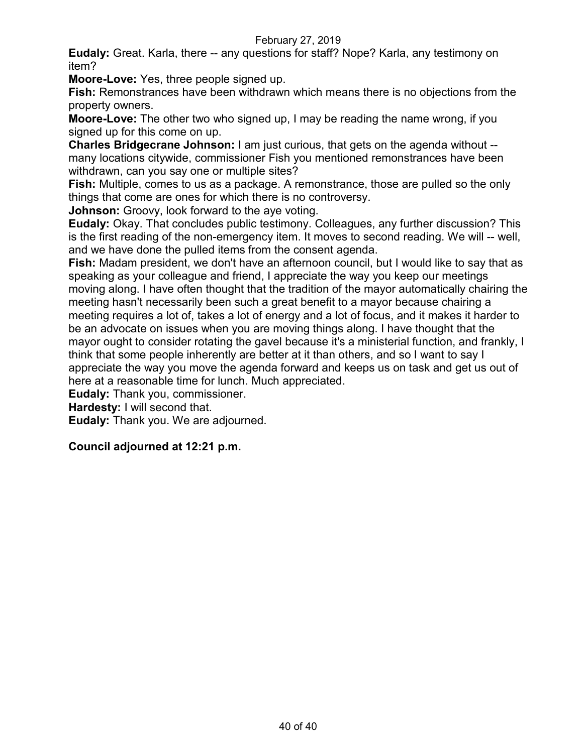**Eudaly:** Great. Karla, there -- any questions for staff? Nope? Karla, any testimony on item?

**Moore-Love:** Yes, three people signed up.

**Fish:** Remonstrances have been withdrawn which means there is no objections from the property owners.

**Moore-Love:** The other two who signed up, I may be reading the name wrong, if you signed up for this come on up.

**Charles Bridgecrane Johnson:** I am just curious, that gets on the agenda without -- many locations citywide, commissioner Fish you mentioned remonstrances have been withdrawn, can you say one or multiple sites?

**Fish:** Multiple, comes to us as a package. A remonstrance, those are pulled so the only things that come are ones for which there is no controversy.

**Johnson:** Groovy, look forward to the aye voting.

**Eudaly:** Okay. That concludes public testimony. Colleagues, any further discussion? This is the first reading of the non-emergency item. It moves to second reading. We will -- well, and we have done the pulled items from the consent agenda.

**Fish:** Madam president, we don't have an afternoon council, but I would like to say that as speaking as your colleague and friend, I appreciate the way you keep our meetings moving along. I have often thought that the tradition of the mayor automatically chairing the meeting hasn't necessarily been such a great benefit to a mayor because chairing a meeting requires a lot of, takes a lot of energy and a lot of focus, and it makes it harder to be an advocate on issues when you are moving things along. I have thought that the mayor ought to consider rotating the gavel because it's a ministerial function, and frankly, I think that some people inherently are better at it than others, and so I want to say I appreciate the way you move the agenda forward and keeps us on task and get us out of here at a reasonable time for lunch. Much appreciated.

**Eudaly:** Thank you, commissioner.

**Hardesty:** I will second that.

**Eudaly:** Thank you. We are adjourned.

**Council adjourned at 12:21 p.m.**